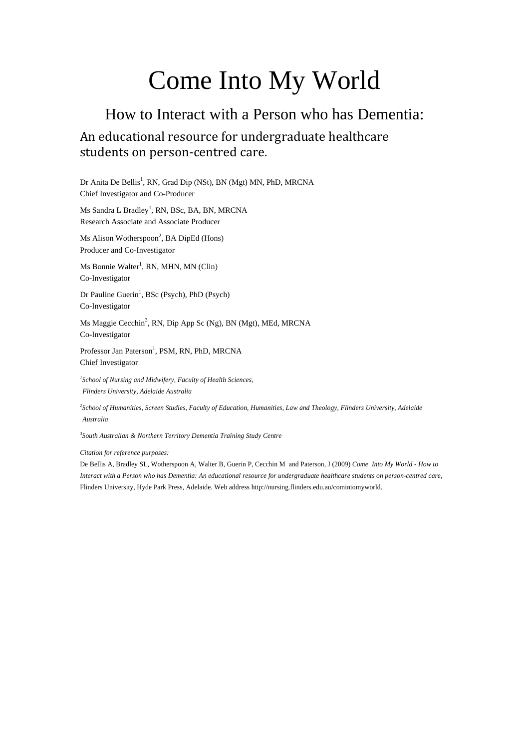# Come Into My World

## How to Interact with a Person who has Dementia:

### An educational resource for undergraduate healthcare students on person-centred care.

Dr Anita De Bellis[1], RN, Grad Dip (NSt), BN (Mgt) MN, PhD, MRCNA
Chief Investigator and Co-Producer

Ms Sandra L Bradley[1], RN, BSc, BA, BN, MRCNA
Research Associate and Associate Producer

Ms Alison Wotherspoon[2], BA DipEd (Hons)
Producer and Co-Investigator

Ms Bonnie Walter[1], RN, MHN, MN (Clin)
Co-Investigator

Dr Pauline Guerin[1], BSc (Psych), PhD (Psych)
Co-Investigator

Ms Maggie Cecchin[3], RN, Dip App Sc (Ng), BN (Mgt), MEd, MRCNA
Co-Investigator

Professor Jan Paterson[1], PSM, RN, PhD, MRCNA
Chief Investigator

*[1]School of Nursing and Midwifery, Faculty of Health Sciences, Flinders University, Adelaide Australia*

*[2]School of Humanities, Screen Studies, Faculty of Education, Humanities, Law and Theology, Flinders University, Adelaide Australia*

*[3]South Australian & Northern Territory Dementia Training Study Centre*

*Citation for reference purposes:*

De Bellis A, Bradley SL, Wotherspoon A, Walter B, Guerin P, Cecchin M and Paterson, J (2009) *Come Into My World - How to Interact with a Person who has Dementia: An educational resource for undergraduate healthcare students on person-centred care*, Flinders University, Hyde Park Press, Adelaide. Web address http://nursing.flinders.edu.au/comintomyworld.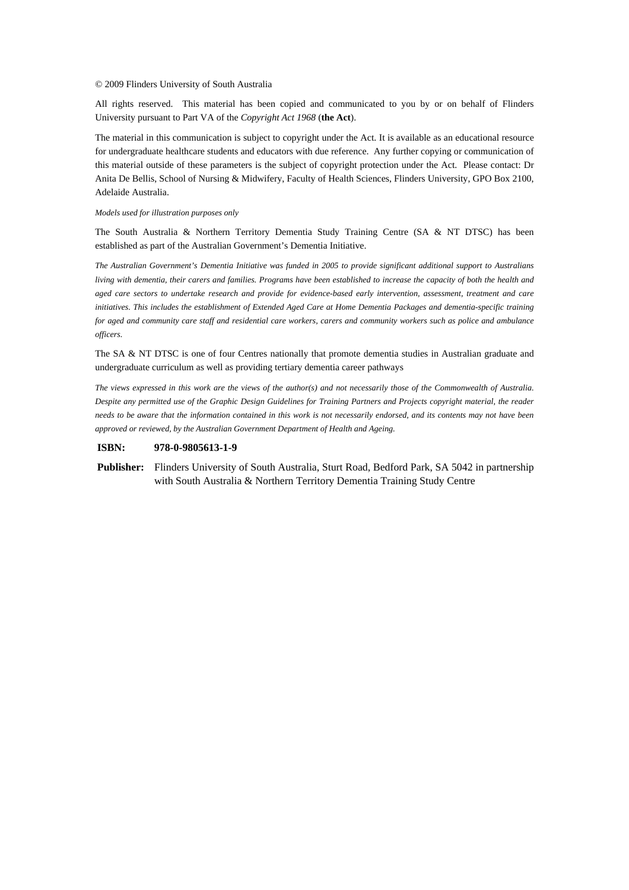© 2009 Flinders University of South Australia

All rights reserved. This material has been copied and communicated to you by or on behalf of Flinders University pursuant to Part VA of the *Copyright Act 1968* (**the Act**).

The material in this communication is subject to copyright under the Act. It is available as an educational resource for undergraduate healthcare students and educators with due reference. Any further copying or communication of this material outside of these parameters is the subject of copyright protection under the Act. Please contact: Dr Anita De Bellis, School of Nursing & Midwifery, Faculty of Health Sciences, Flinders University, GPO Box 2100, Adelaide Australia.

*Models used for illustration purposes only*

The South Australia & Northern Territory Dementia Study Training Centre (SA & NT DTSC) has been established as part of the Australian Government's Dementia Initiative.

*The Australian Government's Dementia Initiative was funded in 2005 to provide significant additional support to Australians living with dementia, their carers and families. Programs have been established to increase the capacity of both the health and aged care sectors to undertake research and provide for evidence-based early intervention, assessment, treatment and care initiatives. This includes the establishment of Extended Aged Care at Home Dementia Packages and dementia-specific training for aged and community care staff and residential care workers, carers and community workers such as police and ambulance officers.*

The SA & NT DTSC is one of four Centres nationally that promote dementia studies in Australian graduate and undergraduate curriculum as well as providing tertiary dementia career pathways

*The views expressed in this work are the views of the author(s) and not necessarily those of the Commonwealth of Australia. Despite any permitted use of the Graphic Design Guidelines for Training Partners and Projects copyright material, the reader needs to be aware that the information contained in this work is not necessarily endorsed, and its contents may not have been approved or reviewed, by the Australian Government Department of Health and Ageing.*

**ISBN:** **978-0-9805613-1-9**

**Publisher:** Flinders University of South Australia, Sturt Road, Bedford Park, SA 5042 in partnership with South Australia & Northern Territory Dementia Training Study Centre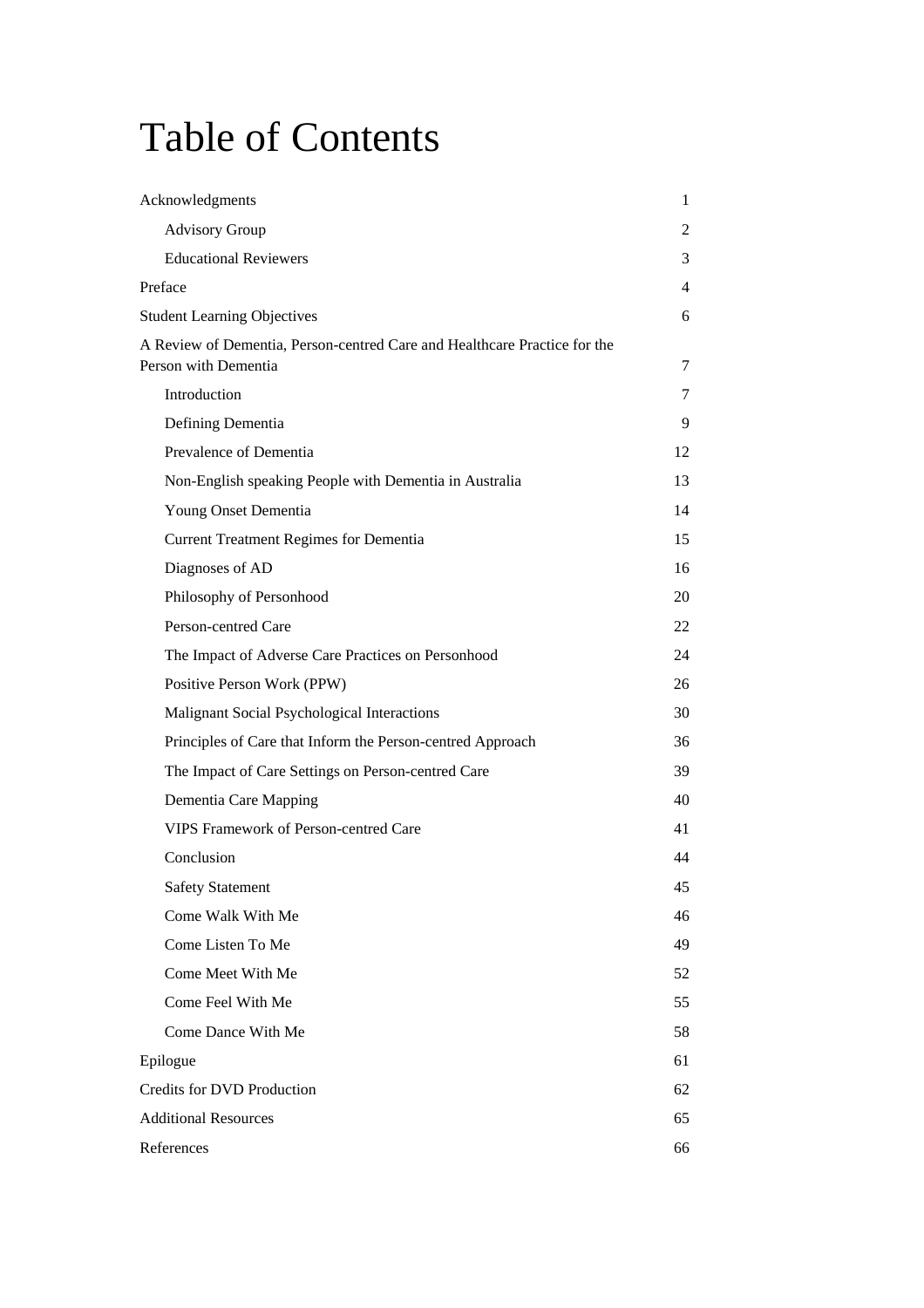# Table of Contents

| | |
|---|---|
| Acknowledgments | 1 |
| &nbsp;&nbsp;&nbsp;&nbsp;Advisory Group | 2 |
| &nbsp;&nbsp;&nbsp;&nbsp;Educational Reviewers | 3 |
| Preface | 4 |
| Student Learning Objectives | 6 |
| A Review of Dementia, Person-centred Care and Healthcare Practice for the Person with Dementia | 7 |
| &nbsp;&nbsp;&nbsp;&nbsp;Introduction | 7 |
| &nbsp;&nbsp;&nbsp;&nbsp;Defining Dementia | 9 |
| &nbsp;&nbsp;&nbsp;&nbsp;Prevalence of Dementia | 12 |
| &nbsp;&nbsp;&nbsp;&nbsp;Non-English speaking People with Dementia in Australia | 13 |
| &nbsp;&nbsp;&nbsp;&nbsp;Young Onset Dementia | 14 |
| &nbsp;&nbsp;&nbsp;&nbsp;Current Treatment Regimes for Dementia | 15 |
| &nbsp;&nbsp;&nbsp;&nbsp;Diagnoses of AD | 16 |
| &nbsp;&nbsp;&nbsp;&nbsp;Philosophy of Personhood | 20 |
| &nbsp;&nbsp;&nbsp;&nbsp;Person-centred Care | 22 |
| &nbsp;&nbsp;&nbsp;&nbsp;The Impact of Adverse Care Practices on Personhood | 24 |
| &nbsp;&nbsp;&nbsp;&nbsp;Positive Person Work (PPW) | 26 |
| &nbsp;&nbsp;&nbsp;&nbsp;Malignant Social Psychological Interactions | 30 |
| &nbsp;&nbsp;&nbsp;&nbsp;Principles of Care that Inform the Person-centred Approach | 36 |
| &nbsp;&nbsp;&nbsp;&nbsp;The Impact of Care Settings on Person-centred Care | 39 |
| &nbsp;&nbsp;&nbsp;&nbsp;Dementia Care Mapping | 40 |
| &nbsp;&nbsp;&nbsp;&nbsp;VIPS Framework of Person-centred Care | 41 |
| &nbsp;&nbsp;&nbsp;&nbsp;Conclusion | 44 |
| &nbsp;&nbsp;&nbsp;&nbsp;Safety Statement | 45 |
| &nbsp;&nbsp;&nbsp;&nbsp;Come Walk With Me | 46 |
| &nbsp;&nbsp;&nbsp;&nbsp;Come Listen To Me | 49 |
| &nbsp;&nbsp;&nbsp;&nbsp;Come Meet With Me | 52 |
| &nbsp;&nbsp;&nbsp;&nbsp;Come Feel With Me | 55 |
| &nbsp;&nbsp;&nbsp;&nbsp;Come Dance With Me | 58 |
| Epilogue | 61 |
| Credits for DVD Production | 62 |
| Additional Resources | 65 |
| References | 66 |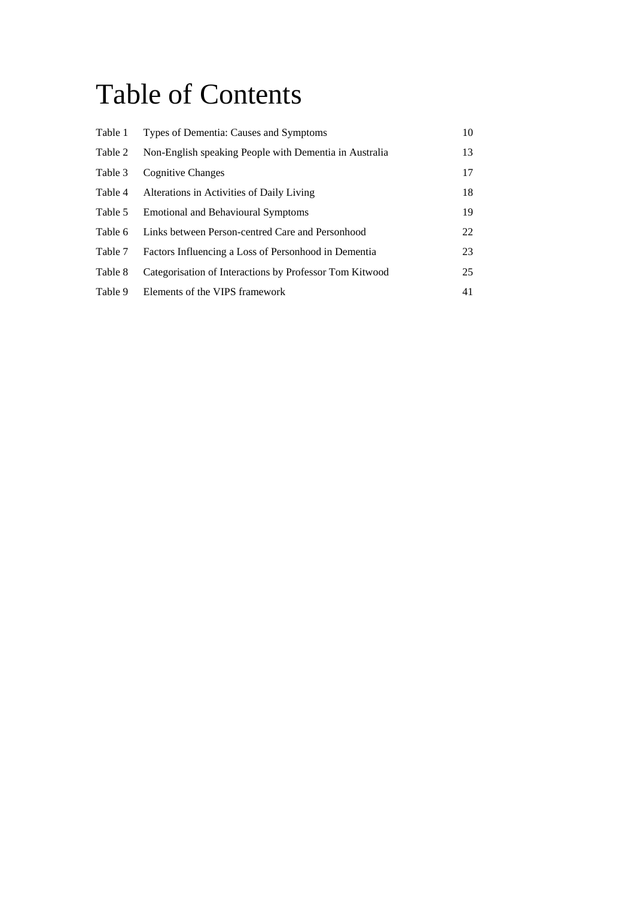# Table of Contents

| | | |
|---|---|---|
| Table 1 | Types of Dementia: Causes and Symptoms | 10 |
| Table 2 | Non-English speaking People with Dementia in Australia | 13 |
| Table 3 | Cognitive Changes | 17 |
| Table 4 | Alterations in Activities of Daily Living | 18 |
| Table 5 | Emotional and Behavioural Symptoms | 19 |
| Table 6 | Links between Person-centred Care and Personhood | 22 |
| Table 7 | Factors Influencing a Loss of Personhood in Dementia | 23 |
| Table 8 | Categorisation of Interactions by Professor Tom Kitwood | 25 |
| Table 9 | Elements of the VIPS framework | 41 |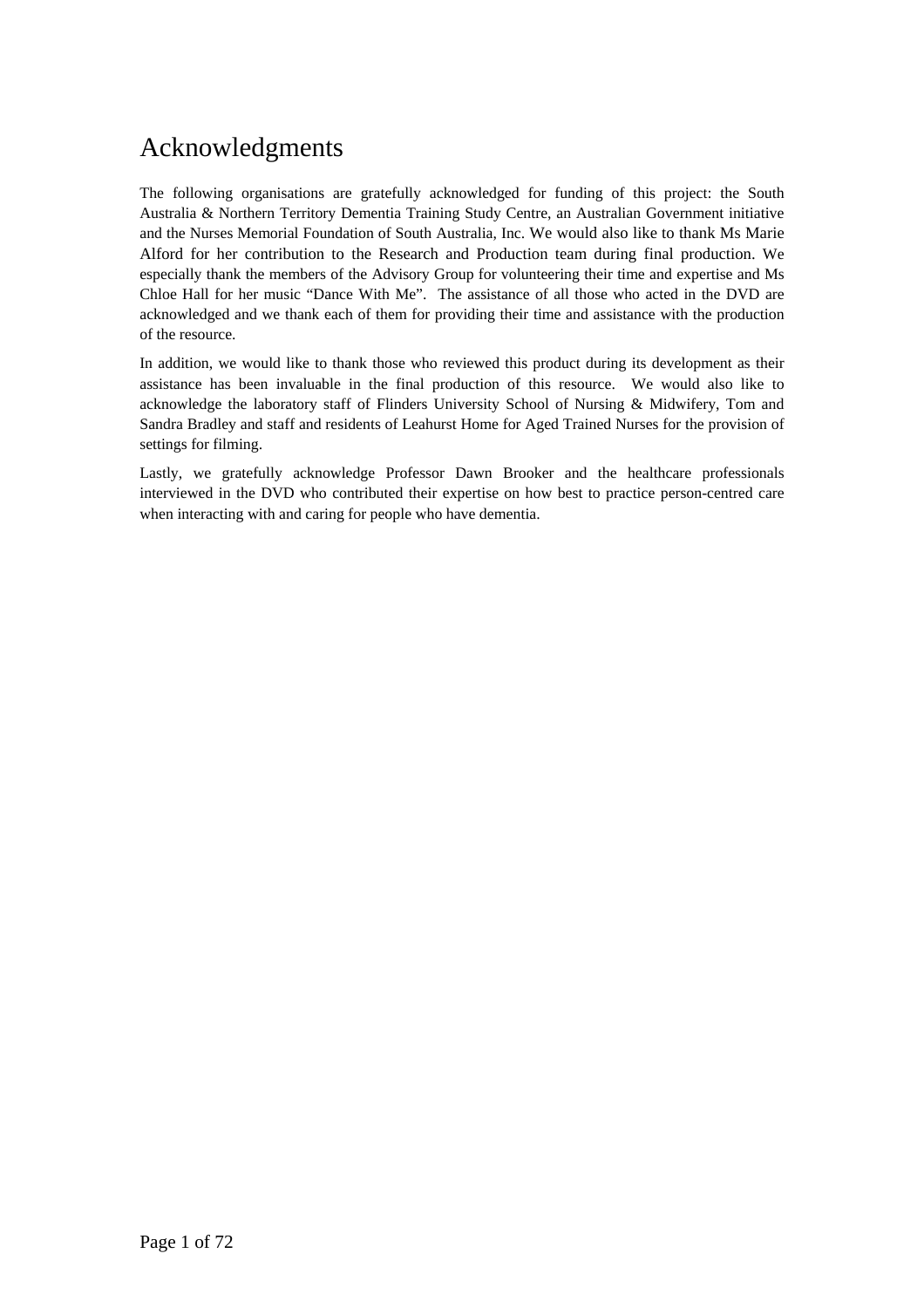# Acknowledgments

The following organisations are gratefully acknowledged for funding of this project: the South Australia & Northern Territory Dementia Training Study Centre, an Australian Government initiative and the Nurses Memorial Foundation of South Australia, Inc. We would also like to thank Ms Marie Alford for her contribution to the Research and Production team during final production. We especially thank the members of the Advisory Group for volunteering their time and expertise and Ms Chloe Hall for her music "Dance With Me". The assistance of all those who acted in the DVD are acknowledged and we thank each of them for providing their time and assistance with the production of the resource.

In addition, we would like to thank those who reviewed this product during its development as their assistance has been invaluable in the final production of this resource. We would also like to acknowledge the laboratory staff of Flinders University School of Nursing & Midwifery, Tom and Sandra Bradley and staff and residents of Leahurst Home for Aged Trained Nurses for the provision of settings for filming.

Lastly, we gratefully acknowledge Professor Dawn Brooker and the healthcare professionals interviewed in the DVD who contributed their expertise on how best to practice person-centred care when interacting with and caring for people who have dementia.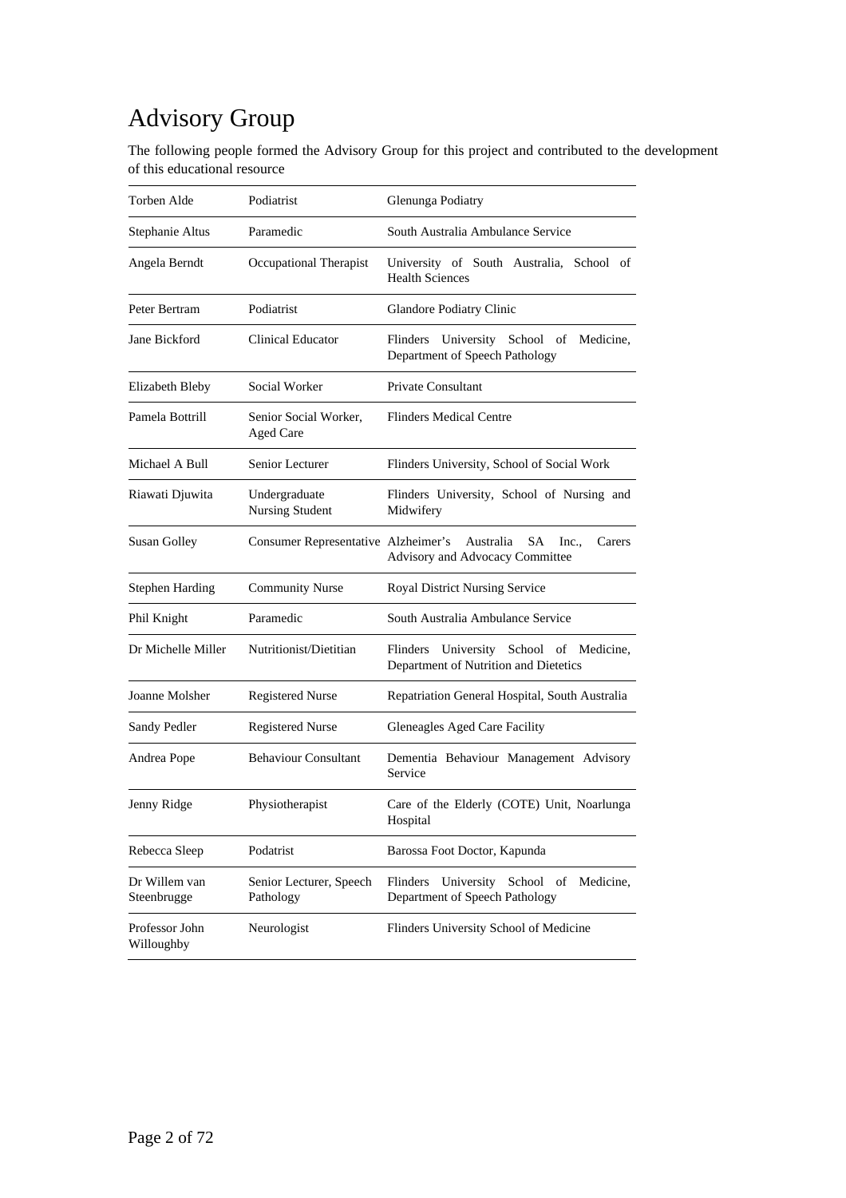# Advisory Group

The following people formed the Advisory Group for this project and contributed to the development of this educational resource

| | | |
|---|---|---|
| Torben Alde | Podiatrist | Glenunga Podiatry |
| Stephanie Altus | Paramedic | South Australia Ambulance Service |
| Angela Berndt | Occupational Therapist | University of South Australia, School of Health Sciences |
| Peter Bertram | Podiatrist | Glandore Podiatry Clinic |
| Jane Bickford | Clinical Educator | Flinders University School of Medicine, Department of Speech Pathology |
| Elizabeth Bleby | Social Worker | Private Consultant |
| Pamela Bottrill | Senior Social Worker, Aged Care | Flinders Medical Centre |
| Michael A Bull | Senior Lecturer | Flinders University, School of Social Work |
| Riawati Djuwita | Undergraduate Nursing Student | Flinders University, School of Nursing and Midwifery |
| Susan Golley | Consumer Representative | Alzheimer's Australia SA Inc., Carers Advisory and Advocacy Committee |
| Stephen Harding | Community Nurse | Royal District Nursing Service |
| Phil Knight | Paramedic | South Australia Ambulance Service |
| Dr Michelle Miller | Nutritionist/Dietitian | Flinders University School of Medicine, Department of Nutrition and Dietetics |
| Joanne Molsher | Registered Nurse | Repatriation General Hospital, South Australia |
| Sandy Pedler | Registered Nurse | Gleneagles Aged Care Facility |
| Andrea Pope | Behaviour Consultant | Dementia Behaviour Management Advisory Service |
| Jenny Ridge | Physiotherapist | Care of the Elderly (COTE) Unit, Noarlunga Hospital |
| Rebecca Sleep | Podatrist | Barossa Foot Doctor, Kapunda |
| Dr Willem van Steenbrugge | Senior Lecturer, Speech Pathology | Flinders University School of Medicine, Department of Speech Pathology |
| Professor John Willoughby | Neurologist | Flinders University School of Medicine |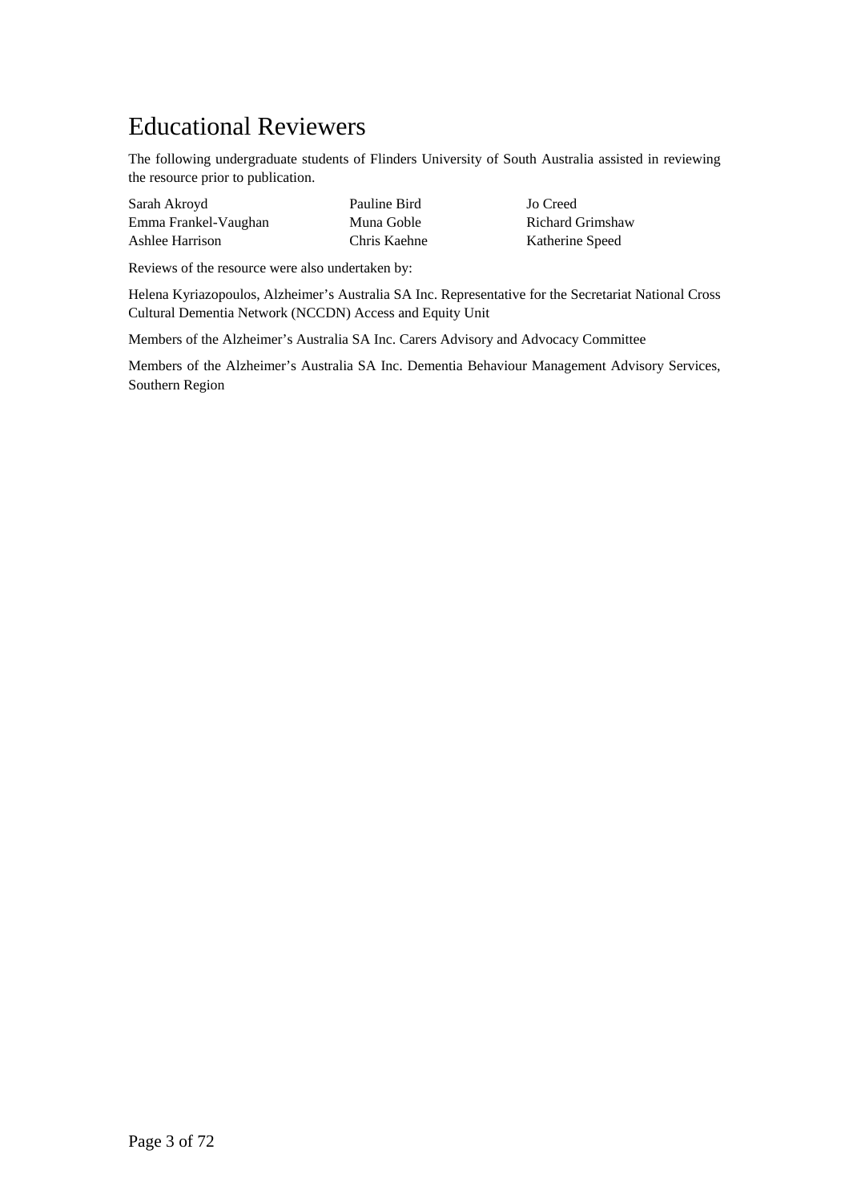# Educational Reviewers

The following undergraduate students of Flinders University of South Australia assisted in reviewing the resource prior to publication.

| | | |
|---|---|---|
| Sarah Akroyd | Pauline Bird | Jo Creed |
| Emma Frankel-Vaughan | Muna Goble | Richard Grimshaw |
| Ashlee Harrison | Chris Kaehne | Katherine Speed |

Reviews of the resource were also undertaken by:

Helena Kyriazopoulos, Alzheimer's Australia SA Inc. Representative for the Secretariat National Cross Cultural Dementia Network (NCCDN) Access and Equity Unit

Members of the Alzheimer's Australia SA Inc. Carers Advisory and Advocacy Committee

Members of the Alzheimer's Australia SA Inc. Dementia Behaviour Management Advisory Services, Southern Region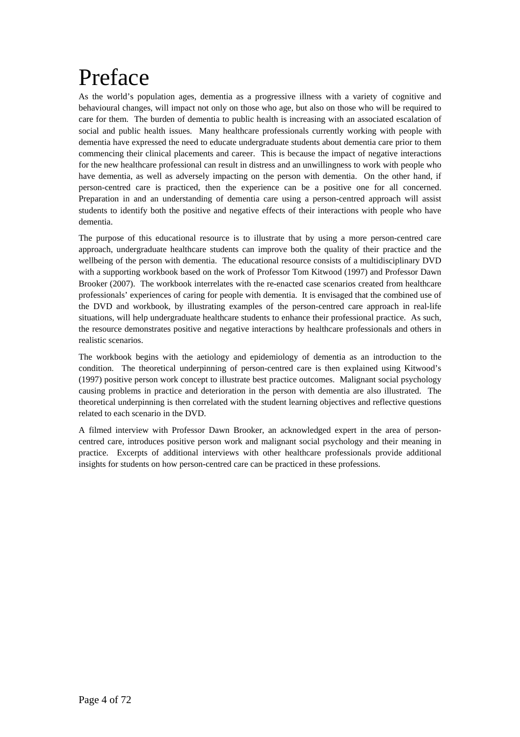# Preface

As the world's population ages, dementia as a progressive illness with a variety of cognitive and behavioural changes, will impact not only on those who age, but also on those who will be required to care for them. The burden of dementia to public health is increasing with an associated escalation of social and public health issues. Many healthcare professionals currently working with people with dementia have expressed the need to educate undergraduate students about dementia care prior to them commencing their clinical placements and career. This is because the impact of negative interactions for the new healthcare professional can result in distress and an unwillingness to work with people who have dementia, as well as adversely impacting on the person with dementia. On the other hand, if person-centred care is practiced, then the experience can be a positive one for all concerned. Preparation in and an understanding of dementia care using a person-centred approach will assist students to identify both the positive and negative effects of their interactions with people who have dementia.

The purpose of this educational resource is to illustrate that by using a more person-centred care approach, undergraduate healthcare students can improve both the quality of their practice and the wellbeing of the person with dementia. The educational resource consists of a multidisciplinary DVD with a supporting workbook based on the work of Professor Tom Kitwood (1997) and Professor Dawn Brooker (2007). The workbook interrelates with the re-enacted case scenarios created from healthcare professionals' experiences of caring for people with dementia. It is envisaged that the combined use of the DVD and workbook, by illustrating examples of the person-centred care approach in real-life situations, will help undergraduate healthcare students to enhance their professional practice. As such, the resource demonstrates positive and negative interactions by healthcare professionals and others in realistic scenarios.

The workbook begins with the aetiology and epidemiology of dementia as an introduction to the condition. The theoretical underpinning of person-centred care is then explained using Kitwood's (1997) positive person work concept to illustrate best practice outcomes. Malignant social psychology causing problems in practice and deterioration in the person with dementia are also illustrated. The theoretical underpinning is then correlated with the student learning objectives and reflective questions related to each scenario in the DVD.

A filmed interview with Professor Dawn Brooker, an acknowledged expert in the area of person-centred care, introduces positive person work and malignant social psychology and their meaning in practice. Excerpts of additional interviews with other healthcare professionals provide additional insights for students on how person-centred care can be practiced in these professions.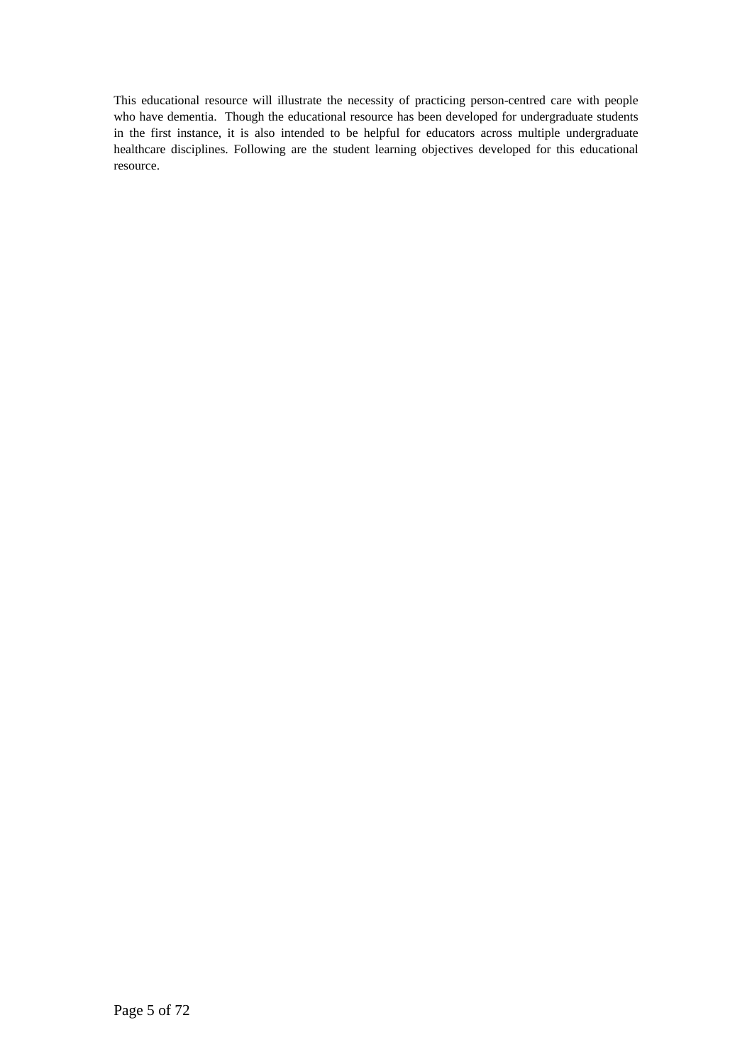This educational resource will illustrate the necessity of practicing person-centred care with people who have dementia. Though the educational resource has been developed for undergraduate students in the first instance, it is also intended to be helpful for educators across multiple undergraduate healthcare disciplines. Following are the student learning objectives developed for this educational resource.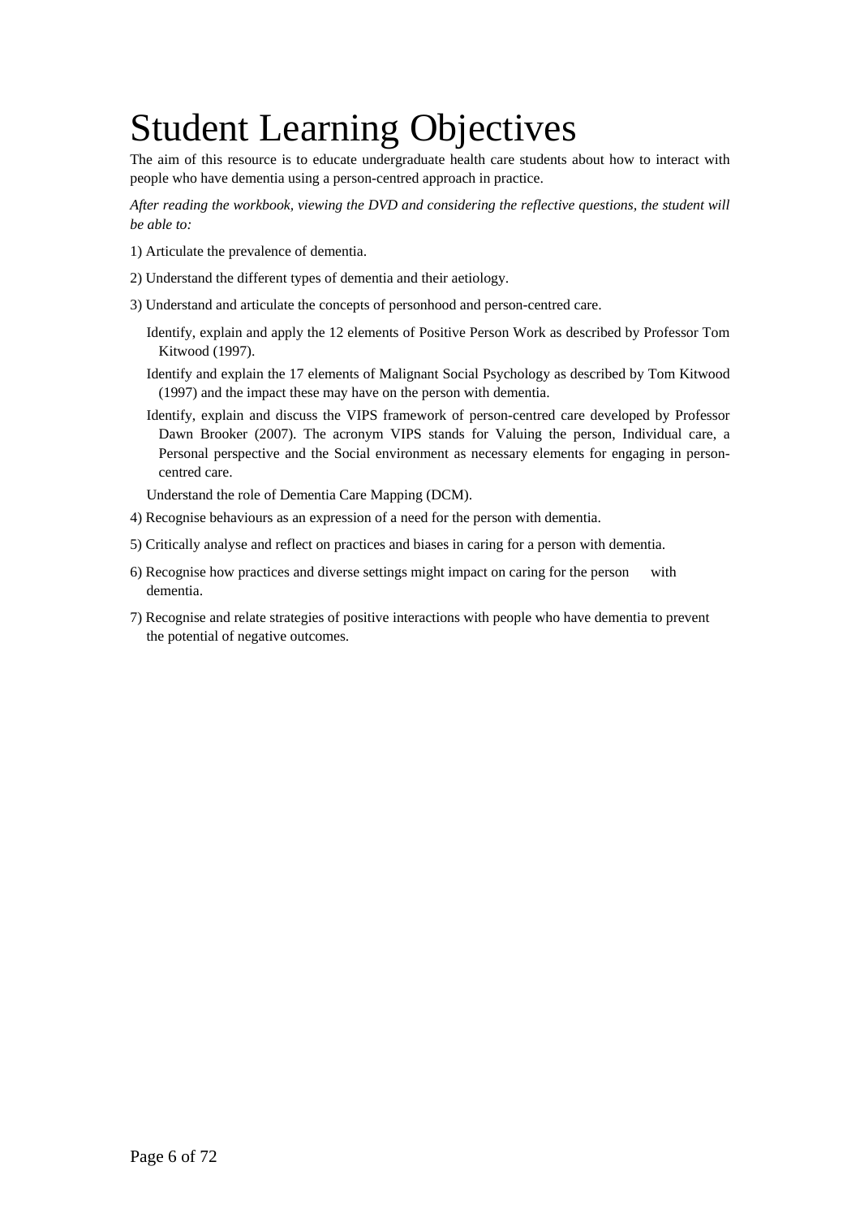# Student Learning Objectives

The aim of this resource is to educate undergraduate health care students about how to interact with people who have dementia using a person-centred approach in practice.

*After reading the workbook, viewing the DVD and considering the reflective questions, the student will be able to:*

1) Articulate the prevalence of dementia.

2) Understand the different types of dementia and their aetiology.

3) Understand and articulate the concepts of personhood and person-centred care.

   Identify, explain and apply the 12 elements of Positive Person Work as described by Professor Tom Kitwood (1997).

   Identify and explain the 17 elements of Malignant Social Psychology as described by Tom Kitwood (1997) and the impact these may have on the person with dementia.

   Identify, explain and discuss the VIPS framework of person-centred care developed by Professor Dawn Brooker (2007). The acronym VIPS stands for Valuing the person, Individual care, a Personal perspective and the Social environment as necessary elements for engaging in person-centred care.

   Understand the role of Dementia Care Mapping (DCM).

4) Recognise behaviours as an expression of a need for the person with dementia.

5) Critically analyse and reflect on practices and biases in caring for a person with dementia.

6) Recognise how practices and diverse settings might impact on caring for the person with dementia.

7) Recognise and relate strategies of positive interactions with people who have dementia to prevent the potential of negative outcomes.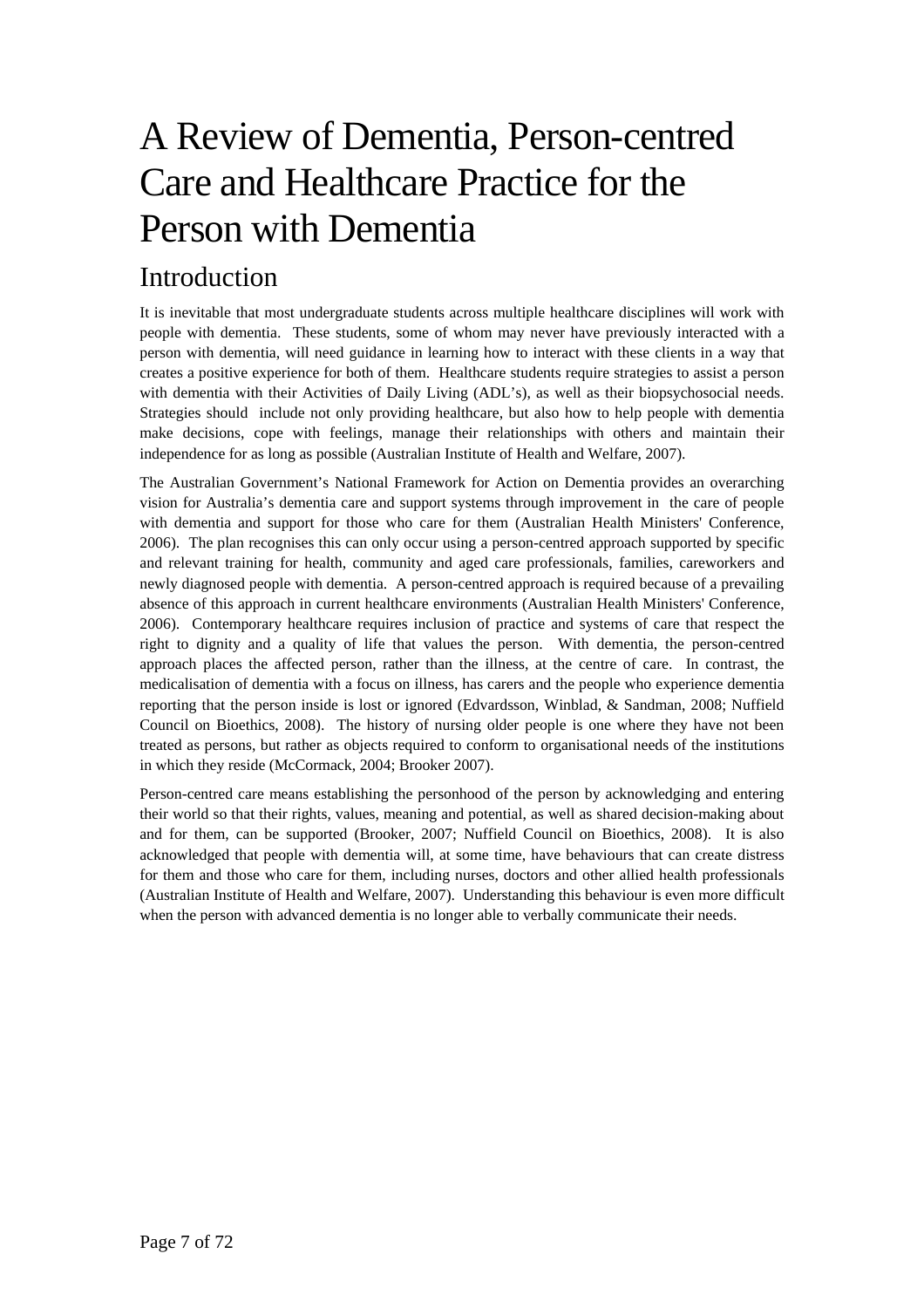# A Review of Dementia, Person-centred Care and Healthcare Practice for the Person with Dementia

## Introduction

It is inevitable that most undergraduate students across multiple healthcare disciplines will work with people with dementia. These students, some of whom may never have previously interacted with a person with dementia, will need guidance in learning how to interact with these clients in a way that creates a positive experience for both of them. Healthcare students require strategies to assist a person with dementia with their Activities of Daily Living (ADL's), as well as their biopsychosocial needs. Strategies should include not only providing healthcare, but also how to help people with dementia make decisions, cope with feelings, manage their relationships with others and maintain their independence for as long as possible (Australian Institute of Health and Welfare, 2007).

The Australian Government's National Framework for Action on Dementia provides an overarching vision for Australia's dementia care and support systems through improvement in the care of people with dementia and support for those who care for them (Australian Health Ministers' Conference, 2006). The plan recognises this can only occur using a person-centred approach supported by specific and relevant training for health, community and aged care professionals, families, careworkers and newly diagnosed people with dementia. A person-centred approach is required because of a prevailing absence of this approach in current healthcare environments (Australian Health Ministers' Conference, 2006). Contemporary healthcare requires inclusion of practice and systems of care that respect the right to dignity and a quality of life that values the person. With dementia, the person-centred approach places the affected person, rather than the illness, at the centre of care. In contrast, the medicalisation of dementia with a focus on illness, has carers and the people who experience dementia reporting that the person inside is lost or ignored (Edvardsson, Winblad, & Sandman, 2008; Nuffield Council on Bioethics, 2008). The history of nursing older people is one where they have not been treated as persons, but rather as objects required to conform to organisational needs of the institutions in which they reside (McCormack, 2004; Brooker 2007).

Person-centred care means establishing the personhood of the person by acknowledging and entering their world so that their rights, values, meaning and potential, as well as shared decision-making about and for them, can be supported (Brooker, 2007; Nuffield Council on Bioethics, 2008). It is also acknowledged that people with dementia will, at some time, have behaviours that can create distress for them and those who care for them, including nurses, doctors and other allied health professionals (Australian Institute of Health and Welfare, 2007). Understanding this behaviour is even more difficult when the person with advanced dementia is no longer able to verbally communicate their needs.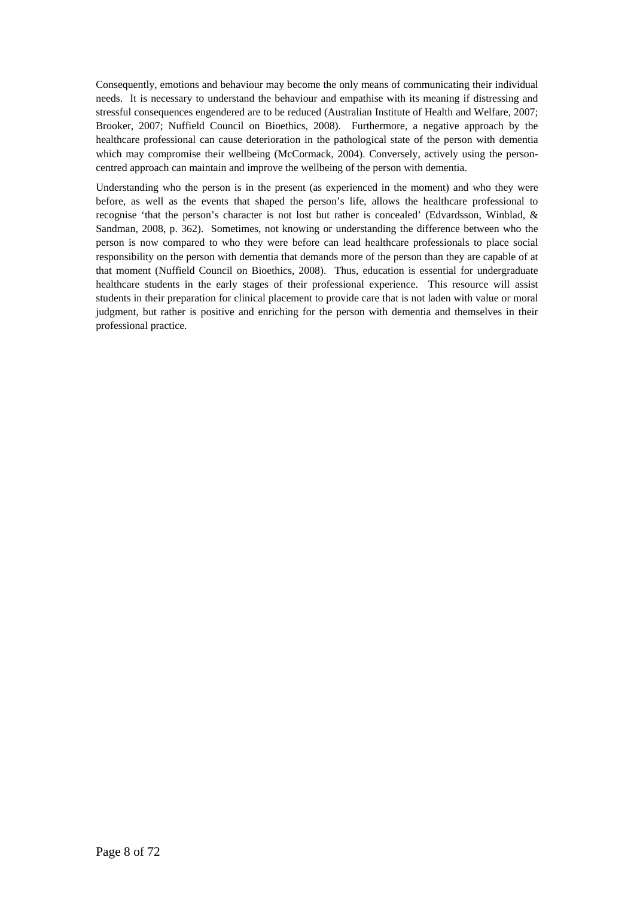Consequently, emotions and behaviour may become the only means of communicating their individual needs. It is necessary to understand the behaviour and empathise with its meaning if distressing and stressful consequences engendered are to be reduced (Australian Institute of Health and Welfare, 2007; Brooker, 2007; Nuffield Council on Bioethics, 2008). Furthermore, a negative approach by the healthcare professional can cause deterioration in the pathological state of the person with dementia which may compromise their wellbeing (McCormack, 2004). Conversely, actively using the person-centred approach can maintain and improve the wellbeing of the person with dementia.

Understanding who the person is in the present (as experienced in the moment) and who they were before, as well as the events that shaped the person's life, allows the healthcare professional to recognise 'that the person's character is not lost but rather is concealed' (Edvardsson, Winblad, & Sandman, 2008, p. 362). Sometimes, not knowing or understanding the difference between who the person is now compared to who they were before can lead healthcare professionals to place social responsibility on the person with dementia that demands more of the person than they are capable of at that moment (Nuffield Council on Bioethics, 2008). Thus, education is essential for undergraduate healthcare students in the early stages of their professional experience. This resource will assist students in their preparation for clinical placement to provide care that is not laden with value or moral judgment, but rather is positive and enriching for the person with dementia and themselves in their professional practice.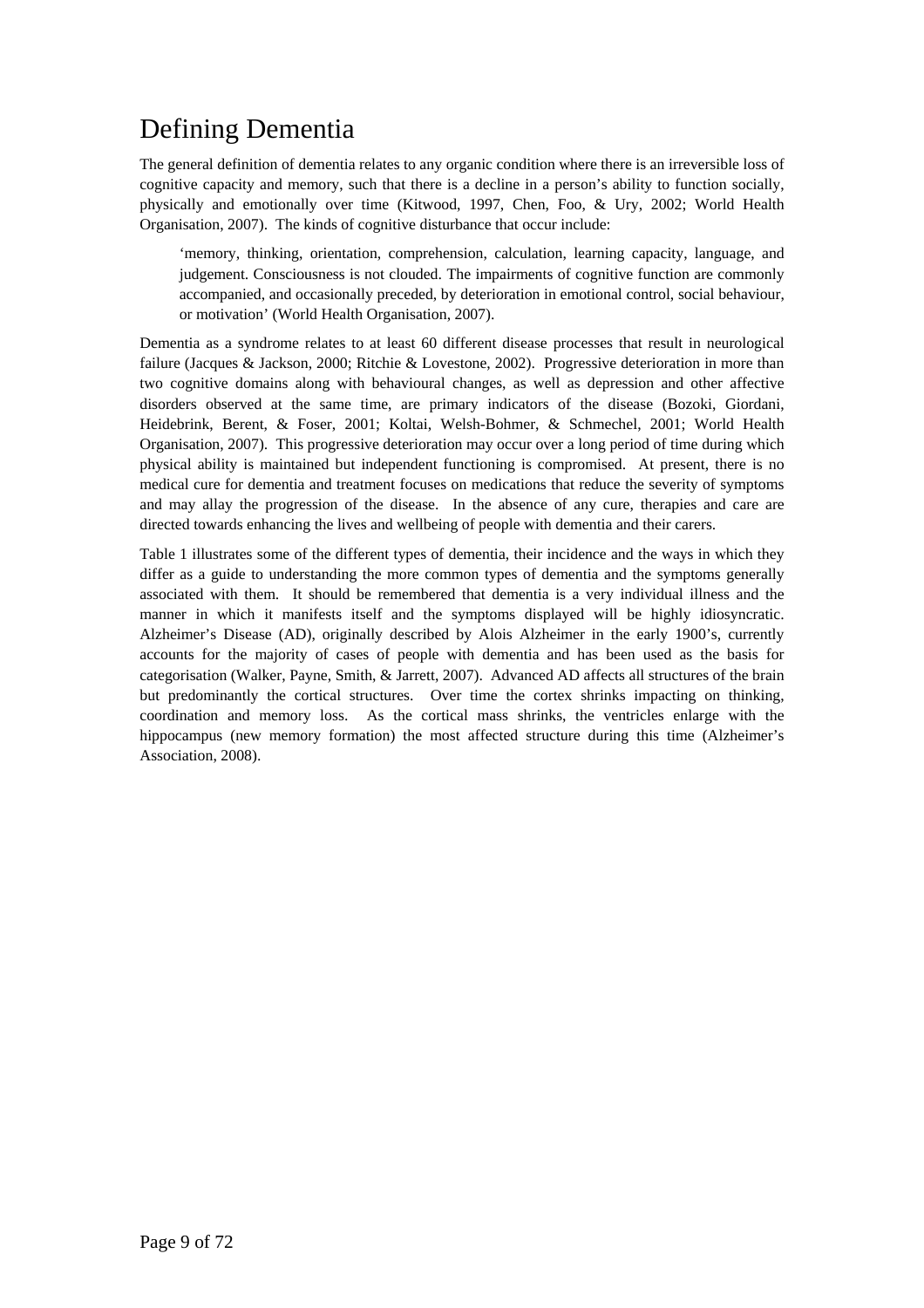# Defining Dementia

The general definition of dementia relates to any organic condition where there is an irreversible loss of cognitive capacity and memory, such that there is a decline in a person's ability to function socially, physically and emotionally over time (Kitwood, 1997, Chen, Foo, & Ury, 2002; World Health Organisation, 2007). The kinds of cognitive disturbance that occur include:

> 'memory, thinking, orientation, comprehension, calculation, learning capacity, language, and judgement. Consciousness is not clouded. The impairments of cognitive function are commonly accompanied, and occasionally preceded, by deterioration in emotional control, social behaviour, or motivation' (World Health Organisation, 2007).

Dementia as a syndrome relates to at least 60 different disease processes that result in neurological failure (Jacques & Jackson, 2000; Ritchie & Lovestone, 2002). Progressive deterioration in more than two cognitive domains along with behavioural changes, as well as depression and other affective disorders observed at the same time, are primary indicators of the disease (Bozoki, Giordani, Heidebrink, Berent, & Foser, 2001; Koltai, Welsh-Bohmer, & Schmechel, 2001; World Health Organisation, 2007). This progressive deterioration may occur over a long period of time during which physical ability is maintained but independent functioning is compromised. At present, there is no medical cure for dementia and treatment focuses on medications that reduce the severity of symptoms and may allay the progression of the disease. In the absence of any cure, therapies and care are directed towards enhancing the lives and wellbeing of people with dementia and their carers.

Table 1 illustrates some of the different types of dementia, their incidence and the ways in which they differ as a guide to understanding the more common types of dementia and the symptoms generally associated with them. It should be remembered that dementia is a very individual illness and the manner in which it manifests itself and the symptoms displayed will be highly idiosyncratic. Alzheimer's Disease (AD), originally described by Alois Alzheimer in the early 1900's, currently accounts for the majority of cases of people with dementia and has been used as the basis for categorisation (Walker, Payne, Smith, & Jarrett, 2007). Advanced AD affects all structures of the brain but predominantly the cortical structures. Over time the cortex shrinks impacting on thinking, coordination and memory loss. As the cortical mass shrinks, the ventricles enlarge with the hippocampus (new memory formation) the most affected structure during this time (Alzheimer's Association, 2008).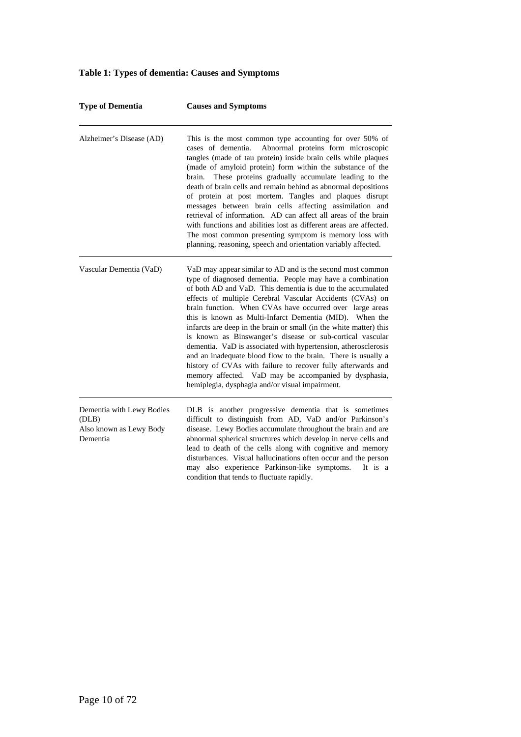**Table 1: Types of dementia: Causes and Symptoms**

| Type of Dementia | Causes and Symptoms |
|---|---|
| Alzheimer's Disease (AD) | This is the most common type accounting for over 50% of cases of dementia. Abnormal proteins form microscopic tangles (made of tau protein) inside brain cells while plaques (made of amyloid protein) form within the substance of the brain. These proteins gradually accumulate leading to the death of brain cells and remain behind as abnormal depositions of protein at post mortem. Tangles and plaques disrupt messages between brain cells affecting assimilation and retrieval of information. AD can affect all areas of the brain with functions and abilities lost as different areas are affected. The most common presenting symptom is memory loss with planning, reasoning, speech and orientation variably affected. |
| Vascular Dementia (VaD) | VaD may appear similar to AD and is the second most common type of diagnosed dementia. People may have a combination of both AD and VaD. This dementia is due to the accumulated effects of multiple Cerebral Vascular Accidents (CVAs) on brain function. When CVAs have occurred over large areas this is known as Multi-Infarct Dementia (MID). When the infarcts are deep in the brain or small (in the white matter) this is known as Binswanger's disease or sub-cortical vascular dementia. VaD is associated with hypertension, atherosclerosis and an inadequate blood flow to the brain. There is usually a history of CVAs with failure to recover fully afterwards and memory affected. VaD may be accompanied by dysphasia, hemiplegia, dysphagia and/or visual impairment. |
| Dementia with Lewy Bodies (DLB) Also known as Lewy Body Dementia | DLB is another progressive dementia that is sometimes difficult to distinguish from AD, VaD and/or Parkinson's disease. Lewy Bodies accumulate throughout the brain and are abnormal spherical structures which develop in nerve cells and lead to death of the cells along with cognitive and memory disturbances. Visual hallucinations often occur and the person may also experience Parkinson-like symptoms. It is a condition that tends to fluctuate rapidly. |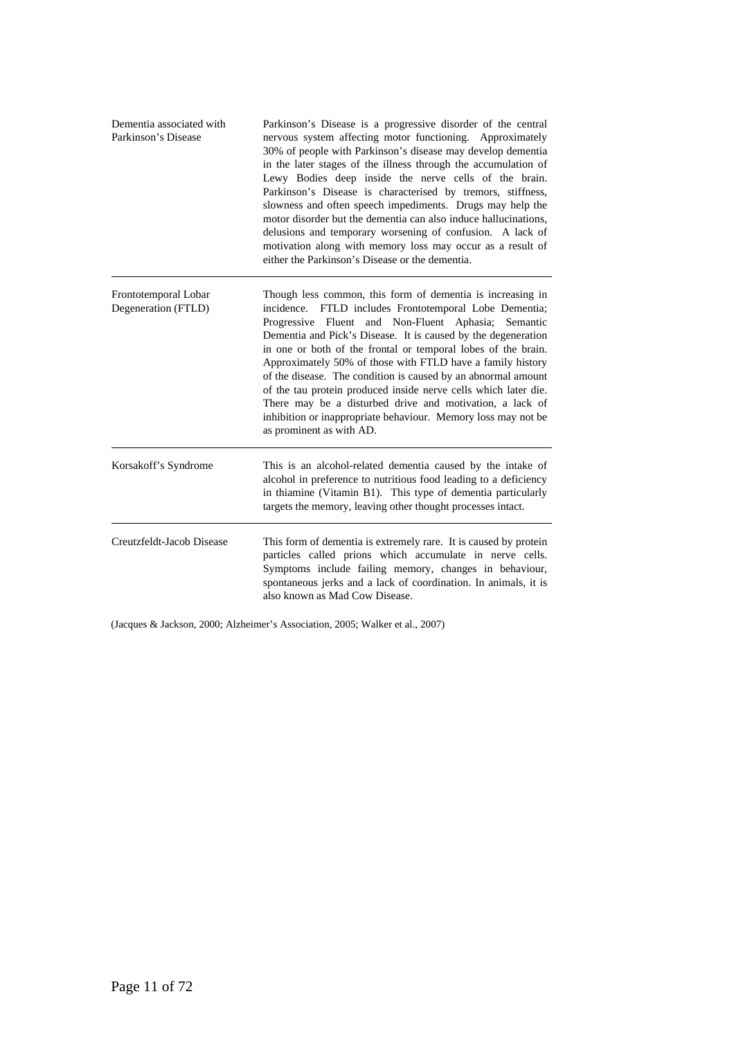| | |
|---|---|
| Dementia associated with Parkinson's Disease | Parkinson's Disease is a progressive disorder of the central nervous system affecting motor functioning. Approximately 30% of people with Parkinson's disease may develop dementia in the later stages of the illness through the accumulation of Lewy Bodies deep inside the nerve cells of the brain. Parkinson's Disease is characterised by tremors, stiffness, slowness and often speech impediments. Drugs may help the motor disorder but the dementia can also induce hallucinations, delusions and temporary worsening of confusion. A lack of motivation along with memory loss may occur as a result of either the Parkinson's Disease or the dementia. |
| Frontotemporal Lobar Degeneration (FTLD) | Though less common, this form of dementia is increasing in incidence. FTLD includes Frontotemporal Lobe Dementia; Progressive Fluent and Non-Fluent Aphasia; Semantic Dementia and Pick's Disease. It is caused by the degeneration in one or both of the frontal or temporal lobes of the brain. Approximately 50% of those with FTLD have a family history of the disease. The condition is caused by an abnormal amount of the tau protein produced inside nerve cells which later die. There may be a disturbed drive and motivation, a lack of inhibition or inappropriate behaviour. Memory loss may not be as prominent as with AD. |
| Korsakoff's Syndrome | This is an alcohol-related dementia caused by the intake of alcohol in preference to nutritious food leading to a deficiency in thiamine (Vitamin B1). This type of dementia particularly targets the memory, leaving other thought processes intact. |
| Creutzfeldt-Jacob Disease | This form of dementia is extremely rare. It is caused by protein particles called prions which accumulate in nerve cells. Symptoms include failing memory, changes in behaviour, spontaneous jerks and a lack of coordination. In animals, it is also known as Mad Cow Disease. |

(Jacques & Jackson, 2000; Alzheimer's Association, 2005; Walker et al., 2007)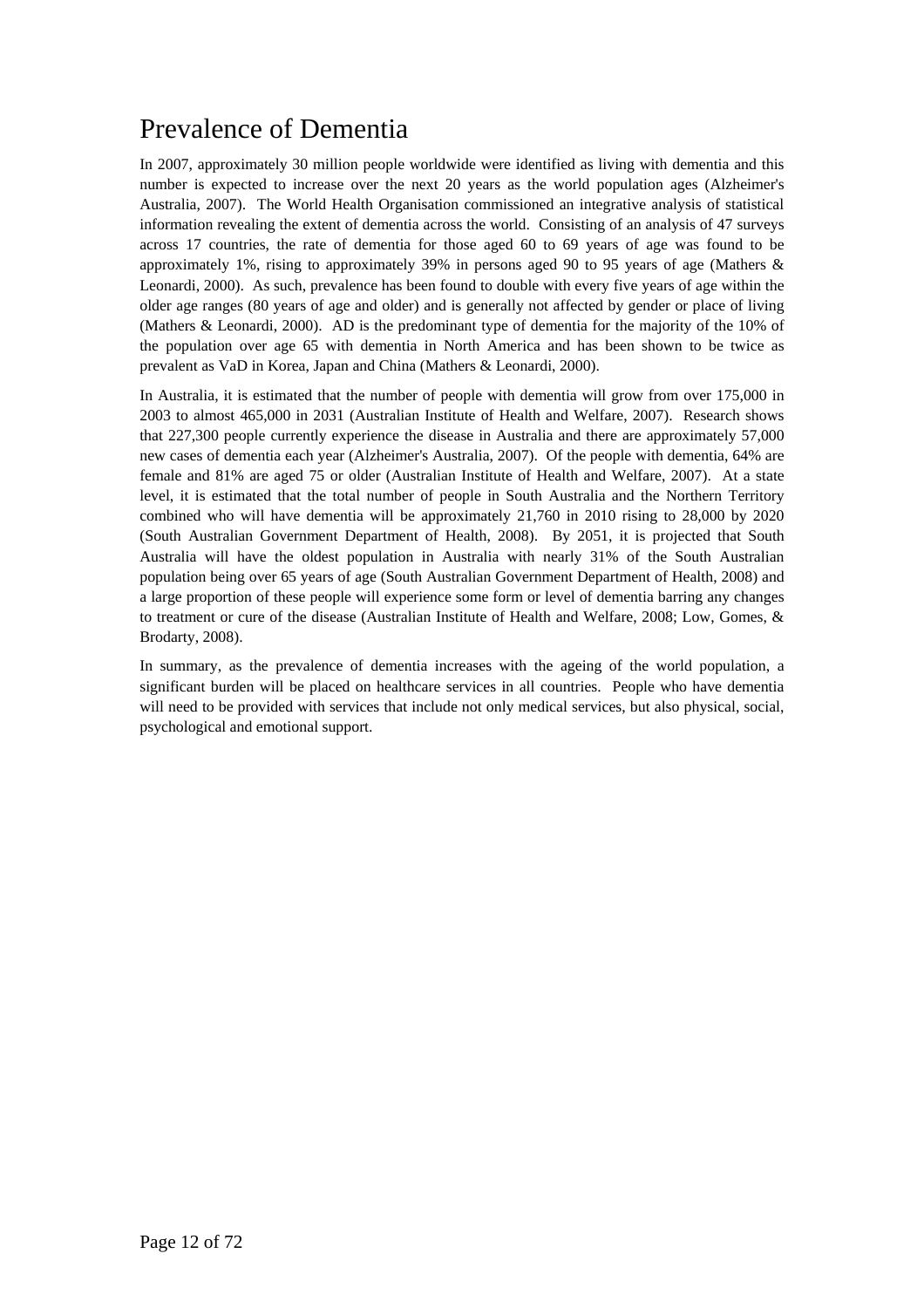# Prevalence of Dementia

In 2007, approximately 30 million people worldwide were identified as living with dementia and this number is expected to increase over the next 20 years as the world population ages (Alzheimer's Australia, 2007). The World Health Organisation commissioned an integrative analysis of statistical information revealing the extent of dementia across the world. Consisting of an analysis of 47 surveys across 17 countries, the rate of dementia for those aged 60 to 69 years of age was found to be approximately 1%, rising to approximately 39% in persons aged 90 to 95 years of age (Mathers & Leonardi, 2000). As such, prevalence has been found to double with every five years of age within the older age ranges (80 years of age and older) and is generally not affected by gender or place of living (Mathers & Leonardi, 2000). AD is the predominant type of dementia for the majority of the 10% of the population over age 65 with dementia in North America and has been shown to be twice as prevalent as VaD in Korea, Japan and China (Mathers & Leonardi, 2000).

In Australia, it is estimated that the number of people with dementia will grow from over 175,000 in 2003 to almost 465,000 in 2031 (Australian Institute of Health and Welfare, 2007). Research shows that 227,300 people currently experience the disease in Australia and there are approximately 57,000 new cases of dementia each year (Alzheimer's Australia, 2007). Of the people with dementia, 64% are female and 81% are aged 75 or older (Australian Institute of Health and Welfare, 2007). At a state level, it is estimated that the total number of people in South Australia and the Northern Territory combined who will have dementia will be approximately 21,760 in 2010 rising to 28,000 by 2020 (South Australian Government Department of Health, 2008). By 2051, it is projected that South Australia will have the oldest population in Australia with nearly 31% of the South Australian population being over 65 years of age (South Australian Government Department of Health, 2008) and a large proportion of these people will experience some form or level of dementia barring any changes to treatment or cure of the disease (Australian Institute of Health and Welfare, 2008; Low, Gomes, & Brodarty, 2008).

In summary, as the prevalence of dementia increases with the ageing of the world population, a significant burden will be placed on healthcare services in all countries. People who have dementia will need to be provided with services that include not only medical services, but also physical, social, psychological and emotional support.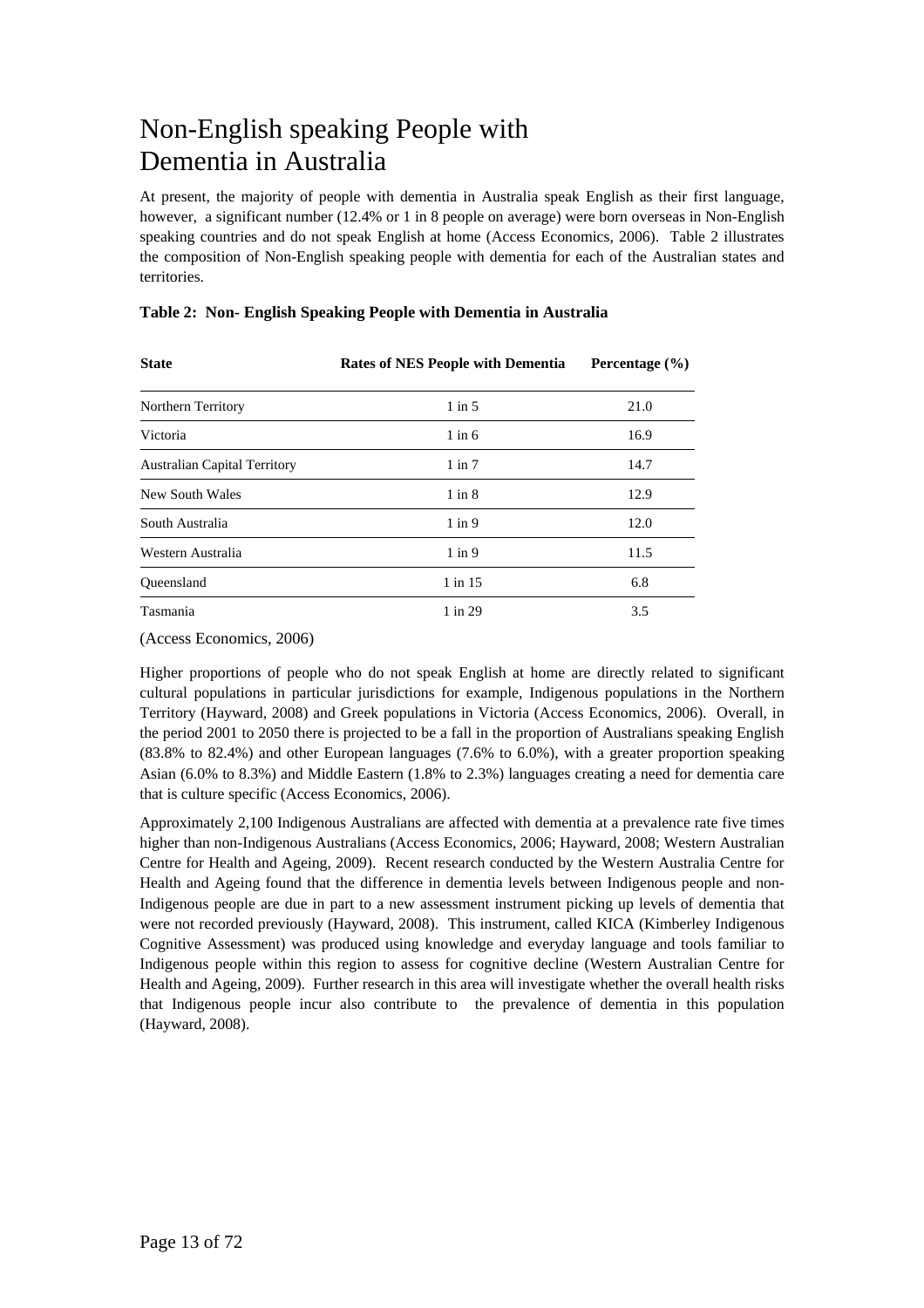# Non-English speaking People with Dementia in Australia

At present, the majority of people with dementia in Australia speak English as their first language, however, a significant number (12.4% or 1 in 8 people on average) were born overseas in Non-English speaking countries and do not speak English at home (Access Economics, 2006). Table 2 illustrates the composition of Non-English speaking people with dementia for each of the Australian states and territories.

**Table 2: Non- English Speaking People with Dementia in Australia**

| State | Rates of NES People with Dementia | Percentage (%) |
|---|---|---|
| Northern Territory | 1 in 5 | 21.0 |
| Victoria | 1 in 6 | 16.9 |
| Australian Capital Territory | 1 in 7 | 14.7 |
| New South Wales | 1 in 8 | 12.9 |
| South Australia | 1 in 9 | 12.0 |
| Western Australia | 1 in 9 | 11.5 |
| Queensland | 1 in 15 | 6.8 |
| Tasmania | 1 in 29 | 3.5 |

(Access Economics, 2006)

Higher proportions of people who do not speak English at home are directly related to significant cultural populations in particular jurisdictions for example, Indigenous populations in the Northern Territory (Hayward, 2008) and Greek populations in Victoria (Access Economics, 2006). Overall, in the period 2001 to 2050 there is projected to be a fall in the proportion of Australians speaking English (83.8% to 82.4%) and other European languages (7.6% to 6.0%), with a greater proportion speaking Asian (6.0% to 8.3%) and Middle Eastern (1.8% to 2.3%) languages creating a need for dementia care that is culture specific (Access Economics, 2006).

Approximately 2,100 Indigenous Australians are affected with dementia at a prevalence rate five times higher than non-Indigenous Australians (Access Economics, 2006; Hayward, 2008; Western Australian Centre for Health and Ageing, 2009). Recent research conducted by the Western Australia Centre for Health and Ageing found that the difference in dementia levels between Indigenous people and non-Indigenous people are due in part to a new assessment instrument picking up levels of dementia that were not recorded previously (Hayward, 2008). This instrument, called KICA (Kimberley Indigenous Cognitive Assessment) was produced using knowledge and everyday language and tools familiar to Indigenous people within this region to assess for cognitive decline (Western Australian Centre for Health and Ageing, 2009). Further research in this area will investigate whether the overall health risks that Indigenous people incur also contribute to the prevalence of dementia in this population (Hayward, 2008).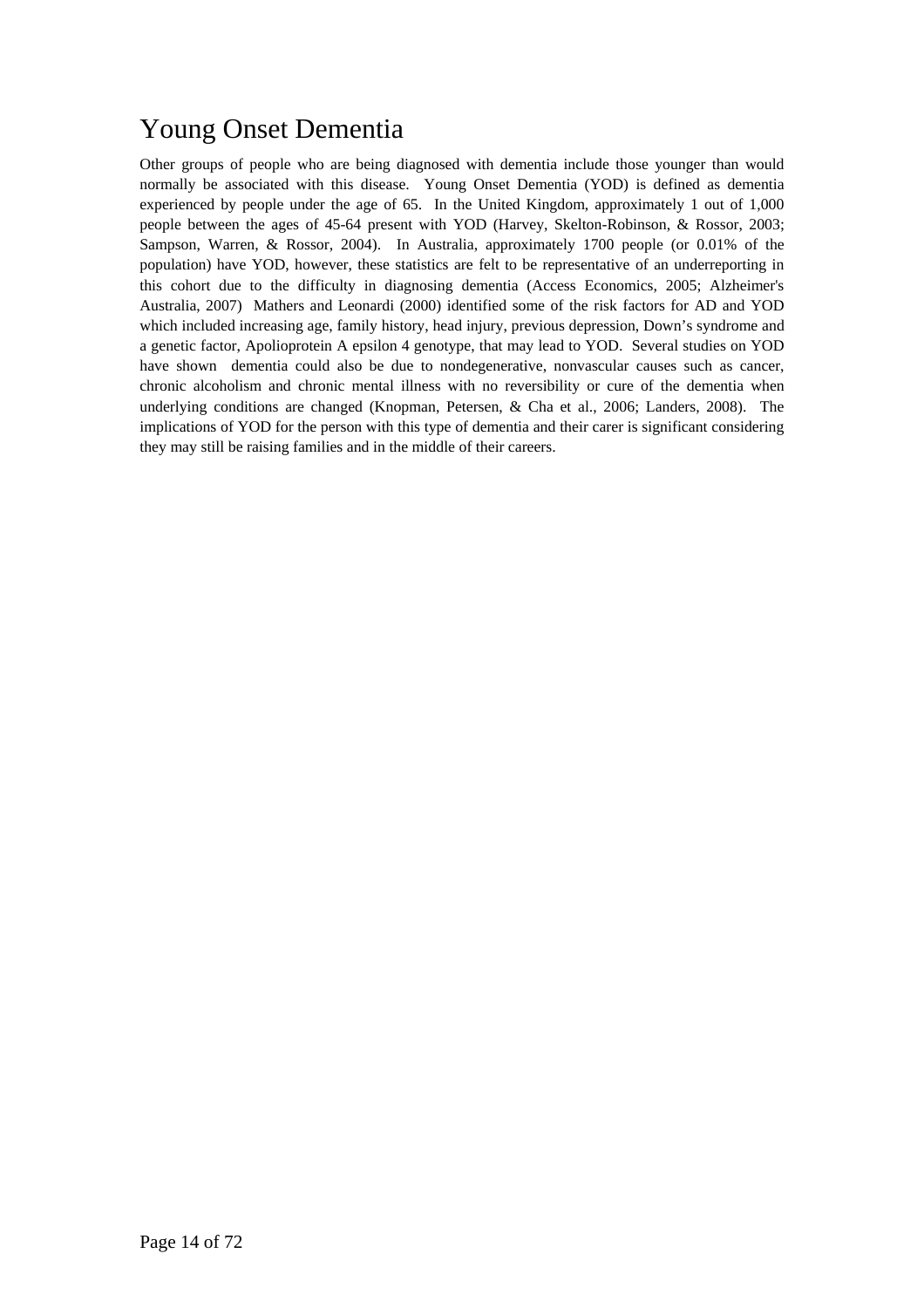# Young Onset Dementia

Other groups of people who are being diagnosed with dementia include those younger than would normally be associated with this disease. Young Onset Dementia (YOD) is defined as dementia experienced by people under the age of 65. In the United Kingdom, approximately 1 out of 1,000 people between the ages of 45-64 present with YOD (Harvey, Skelton-Robinson, & Rossor, 2003; Sampson, Warren, & Rossor, 2004). In Australia, approximately 1700 people (or 0.01% of the population) have YOD, however, these statistics are felt to be representative of an underreporting in this cohort due to the difficulty in diagnosing dementia (Access Economics, 2005; Alzheimer's Australia, 2007) Mathers and Leonardi (2000) identified some of the risk factors for AD and YOD which included increasing age, family history, head injury, previous depression, Down's syndrome and a genetic factor, Apolioprotein A epsilon 4 genotype, that may lead to YOD. Several studies on YOD have shown dementia could also be due to nondegenerative, nonvascular causes such as cancer, chronic alcoholism and chronic mental illness with no reversibility or cure of the dementia when underlying conditions are changed (Knopman, Petersen, & Cha et al., 2006; Landers, 2008). The implications of YOD for the person with this type of dementia and their carer is significant considering they may still be raising families and in the middle of their careers.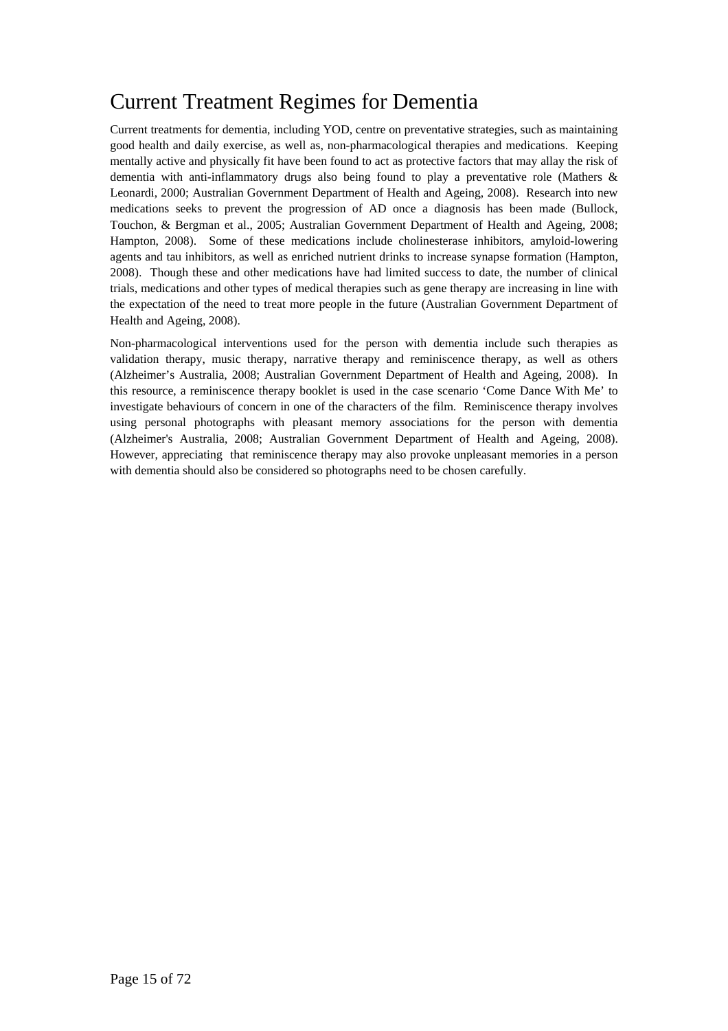# Current Treatment Regimes for Dementia

Current treatments for dementia, including YOD, centre on preventative strategies, such as maintaining good health and daily exercise, as well as, non-pharmacological therapies and medications. Keeping mentally active and physically fit have been found to act as protective factors that may allay the risk of dementia with anti-inflammatory drugs also being found to play a preventative role (Mathers & Leonardi, 2000; Australian Government Department of Health and Ageing, 2008). Research into new medications seeks to prevent the progression of AD once a diagnosis has been made (Bullock, Touchon, & Bergman et al., 2005; Australian Government Department of Health and Ageing, 2008; Hampton, 2008). Some of these medications include cholinesterase inhibitors, amyloid-lowering agents and tau inhibitors, as well as enriched nutrient drinks to increase synapse formation (Hampton, 2008). Though these and other medications have had limited success to date, the number of clinical trials, medications and other types of medical therapies such as gene therapy are increasing in line with the expectation of the need to treat more people in the future (Australian Government Department of Health and Ageing, 2008).

Non-pharmacological interventions used for the person with dementia include such therapies as validation therapy, music therapy, narrative therapy and reminiscence therapy, as well as others (Alzheimer's Australia, 2008; Australian Government Department of Health and Ageing, 2008). In this resource, a reminiscence therapy booklet is used in the case scenario 'Come Dance With Me' to investigate behaviours of concern in one of the characters of the film. Reminiscence therapy involves using personal photographs with pleasant memory associations for the person with dementia (Alzheimer's Australia, 2008; Australian Government Department of Health and Ageing, 2008). However, appreciating that reminiscence therapy may also provoke unpleasant memories in a person with dementia should also be considered so photographs need to be chosen carefully.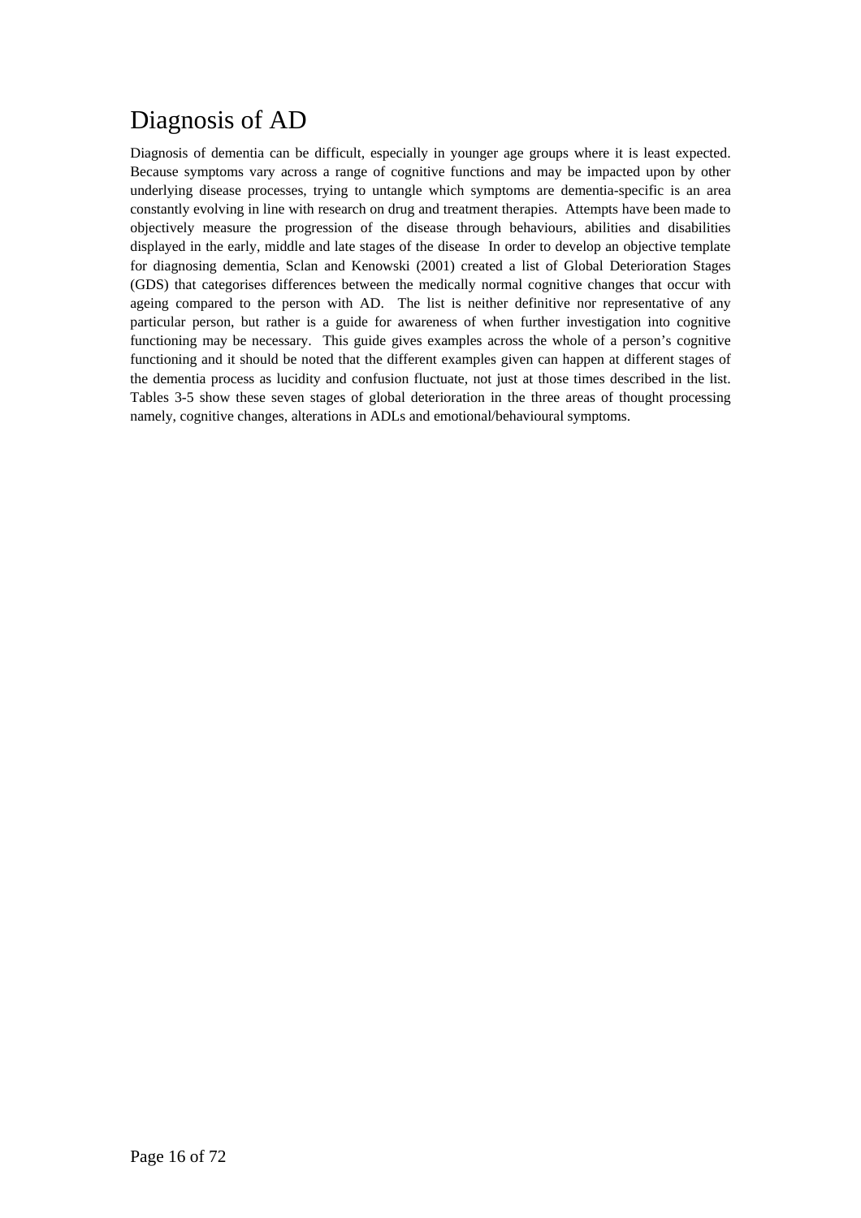# Diagnosis of AD

Diagnosis of dementia can be difficult, especially in younger age groups where it is least expected. Because symptoms vary across a range of cognitive functions and may be impacted upon by other underlying disease processes, trying to untangle which symptoms are dementia-specific is an area constantly evolving in line with research on drug and treatment therapies. Attempts have been made to objectively measure the progression of the disease through behaviours, abilities and disabilities displayed in the early, middle and late stages of the disease In order to develop an objective template for diagnosing dementia, Sclan and Kenowski (2001) created a list of Global Deterioration Stages (GDS) that categorises differences between the medically normal cognitive changes that occur with ageing compared to the person with AD. The list is neither definitive nor representative of any particular person, but rather is a guide for awareness of when further investigation into cognitive functioning may be necessary. This guide gives examples across the whole of a person's cognitive functioning and it should be noted that the different examples given can happen at different stages of the dementia process as lucidity and confusion fluctuate, not just at those times described in the list. Tables 3-5 show these seven stages of global deterioration in the three areas of thought processing namely, cognitive changes, alterations in ADLs and emotional/behavioural symptoms.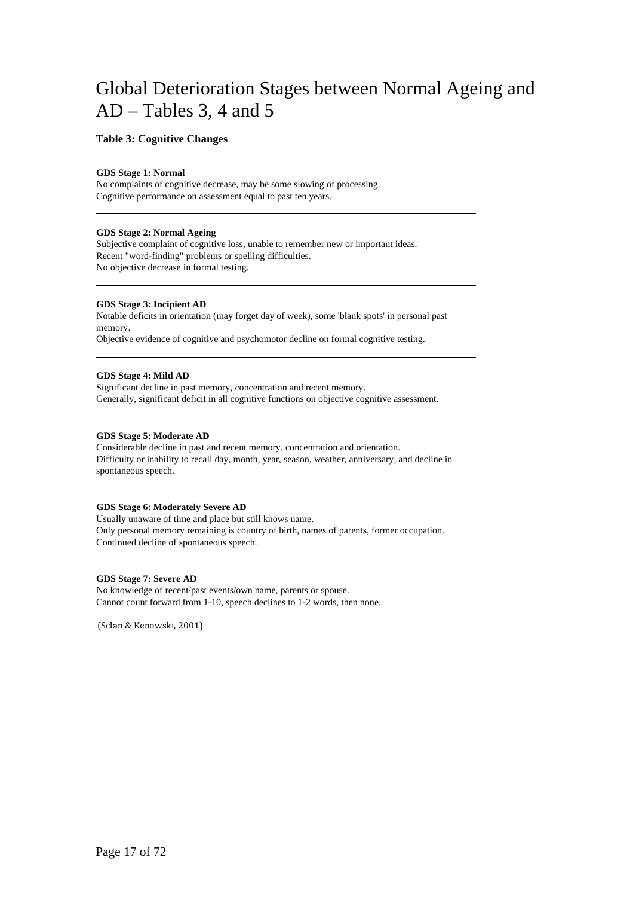# Global Deterioration Stages between Normal Ageing and AD – Tables 3, 4 and 5

### Table 3: Cognitive Changes

**GDS Stage 1: Normal**
No complaints of cognitive decrease, may be some slowing of processing.
Cognitive performance on assessment equal to past ten years.

---

**GDS Stage 2: Normal Ageing**
Subjective complaint of cognitive loss, unable to remember new or important ideas.
Recent "word-finding" problems or spelling difficulties.
No objective decrease in formal testing.

---

**GDS Stage 3: Incipient AD**
Notable deficits in orientation (may forget day of week), some 'blank spots' in personal past memory.
Objective evidence of cognitive and psychomotor decline on formal cognitive testing.

---

**GDS Stage 4: Mild AD**
Significant decline in past memory, concentration and recent memory.
Generally, significant deficit in all cognitive functions on objective cognitive assessment.

---

**GDS Stage 5: Moderate AD**
Considerable decline in past and recent memory, concentration and orientation.
Difficulty or inability to recall day, month, year, season, weather, anniversary, and decline in spontaneous speech.

---

**GDS Stage 6: Moderately Severe AD**
Usually unaware of time and place but still knows name.
Only personal memory remaining is country of birth, names of parents, former occupation.
Continued decline of spontaneous speech.

---

**GDS Stage 7: Severe AD**
No knowledge of recent/past events/own name, parents or spouse.
Cannot count forward from 1-10, speech declines to 1-2 words, then none.

(Sclan & Kenowski, 2001)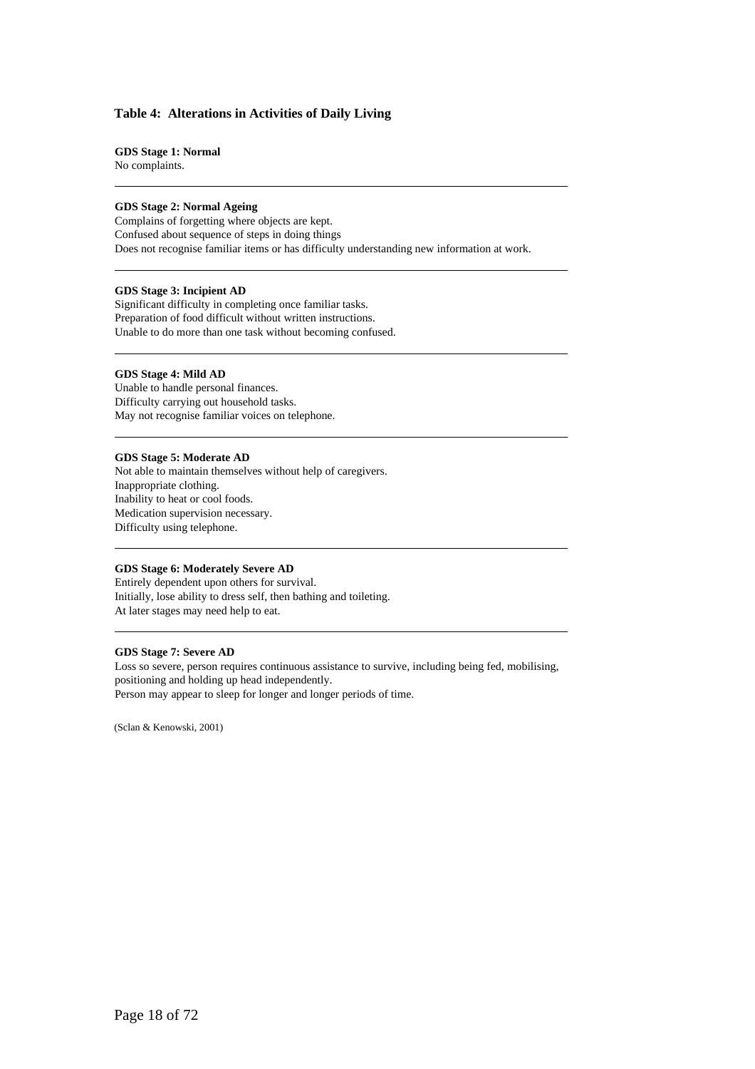### Table 4: Alterations in Activities of Daily Living

**GDS Stage 1: Normal**
No complaints.

---

**GDS Stage 2: Normal Ageing**
Complains of forgetting where objects are kept.
Confused about sequence of steps in doing things
Does not recognise familiar items or has difficulty understanding new information at work.

---

**GDS Stage 3: Incipient AD**
Significant difficulty in completing once familiar tasks.
Preparation of food difficult without written instructions.
Unable to do more than one task without becoming confused.

---

**GDS Stage 4: Mild AD**
Unable to handle personal finances.
Difficulty carrying out household tasks.
May not recognise familiar voices on telephone.

---

**GDS Stage 5: Moderate AD**
Not able to maintain themselves without help of caregivers.
Inappropriate clothing.
Inability to heat or cool foods.
Medication supervision necessary.
Difficulty using telephone.

---

**GDS Stage 6: Moderately Severe AD**
Entirely dependent upon others for survival.
Initially, lose ability to dress self, then bathing and toileting.
At later stages may need help to eat.

---

**GDS Stage 7: Severe AD**
Loss so severe, person requires continuous assistance to survive, including being fed, mobilising, positioning and holding up head independently.
Person may appear to sleep for longer and longer periods of time.

(Sclan & Kenowski, 2001)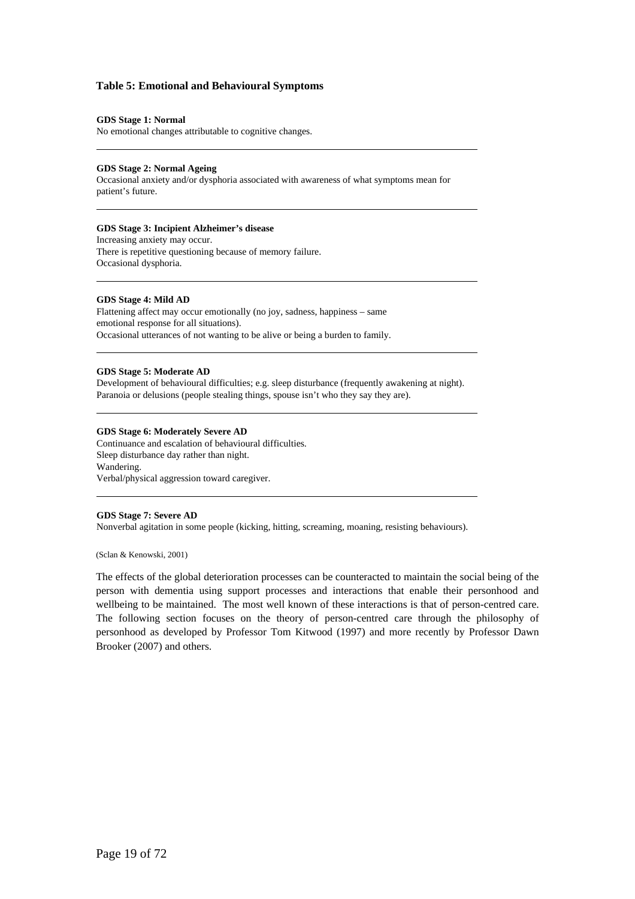**Table 5: Emotional and Behavioural Symptoms**

**GDS Stage 1: Normal**
No emotional changes attributable to cognitive changes.

---

**GDS Stage 2: Normal Ageing**
Occasional anxiety and/or dysphoria associated with awareness of what symptoms mean for patient's future.

---

**GDS Stage 3: Incipient Alzheimer's disease**
Increasing anxiety may occur.
There is repetitive questioning because of memory failure.
Occasional dysphoria.

---

**GDS Stage 4: Mild AD**
Flattening affect may occur emotionally (no joy, sadness, happiness – same emotional response for all situations).
Occasional utterances of not wanting to be alive or being a burden to family.

---

**GDS Stage 5: Moderate AD**
Development of behavioural difficulties; e.g. sleep disturbance (frequently awakening at night).
Paranoia or delusions (people stealing things, spouse isn't who they say they are).

---

**GDS Stage 6: Moderately Severe AD**
Continuance and escalation of behavioural difficulties.
Sleep disturbance day rather than night.
Wandering.
Verbal/physical aggression toward caregiver.

---

**GDS Stage 7: Severe AD**
Nonverbal agitation in some people (kicking, hitting, screaming, moaning, resisting behaviours).

(Sclan & Kenowski, 2001)

The effects of the global deterioration processes can be counteracted to maintain the social being of the person with dementia using support processes and interactions that enable their personhood and wellbeing to be maintained. The most well known of these interactions is that of person-centred care. The following section focuses on the theory of person-centred care through the philosophy of personhood as developed by Professor Tom Kitwood (1997) and more recently by Professor Dawn Brooker (2007) and others.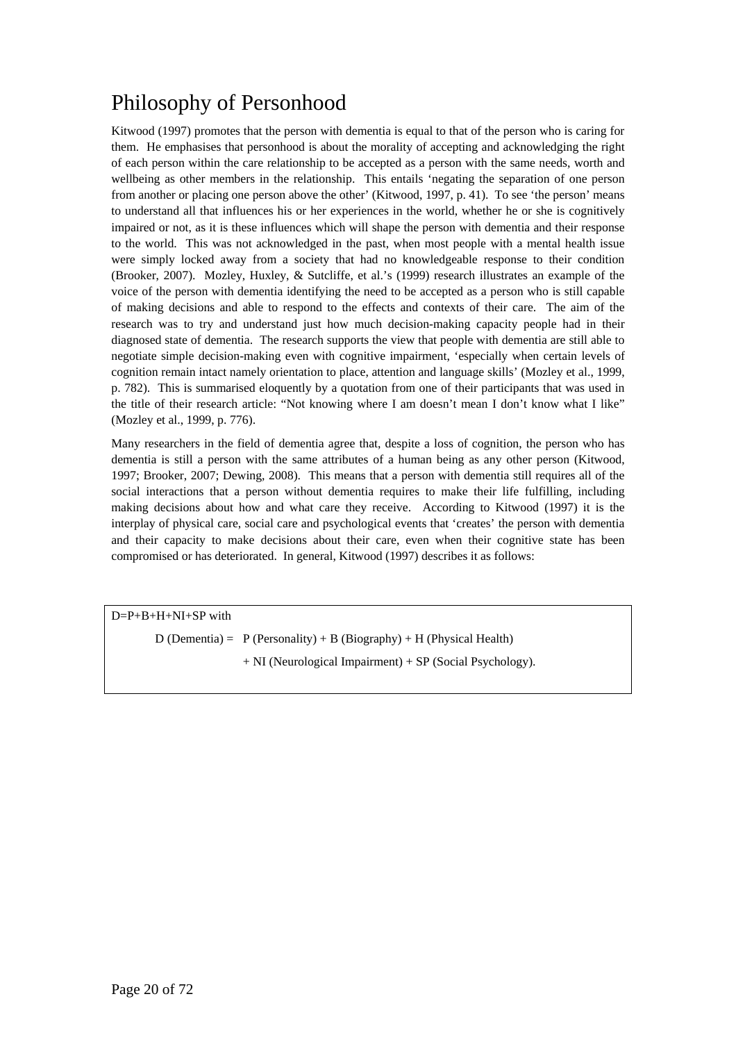# Philosophy of Personhood

Kitwood (1997) promotes that the person with dementia is equal to that of the person who is caring for them. He emphasises that personhood is about the morality of accepting and acknowledging the right of each person within the care relationship to be accepted as a person with the same needs, worth and wellbeing as other members in the relationship. This entails 'negating the separation of one person from another or placing one person above the other' (Kitwood, 1997, p. 41). To see 'the person' means to understand all that influences his or her experiences in the world, whether he or she is cognitively impaired or not, as it is these influences which will shape the person with dementia and their response to the world. This was not acknowledged in the past, when most people with a mental health issue were simply locked away from a society that had no knowledgeable response to their condition (Brooker, 2007). Mozley, Huxley, & Sutcliffe, et al.'s (1999) research illustrates an example of the voice of the person with dementia identifying the need to be accepted as a person who is still capable of making decisions and able to respond to the effects and contexts of their care. The aim of the research was to try and understand just how much decision-making capacity people had in their diagnosed state of dementia. The research supports the view that people with dementia are still able to negotiate simple decision-making even with cognitive impairment, 'especially when certain levels of cognition remain intact namely orientation to place, attention and language skills' (Mozley et al., 1999, p. 782). This is summarised eloquently by a quotation from one of their participants that was used in the title of their research article: "Not knowing where I am doesn't mean I don't know what I like" (Mozley et al., 1999, p. 776).

Many researchers in the field of dementia agree that, despite a loss of cognition, the person who has dementia is still a person with the same attributes of a human being as any other person (Kitwood, 1997; Brooker, 2007; Dewing, 2008). This means that a person with dementia still requires all of the social interactions that a person without dementia requires to make their life fulfilling, including making decisions about how and what care they receive. According to Kitwood (1997) it is the interplay of physical care, social care and psychological events that 'creates' the person with dementia and their capacity to make decisions about their care, even when their cognitive state has been compromised or has deteriorated. In general, Kitwood (1997) describes it as follows:

D=P+B+H+NI+SP with

D (Dementia) = P (Personality) + B (Biography) + H (Physical Health)
+ NI (Neurological Impairment) + SP (Social Psychology).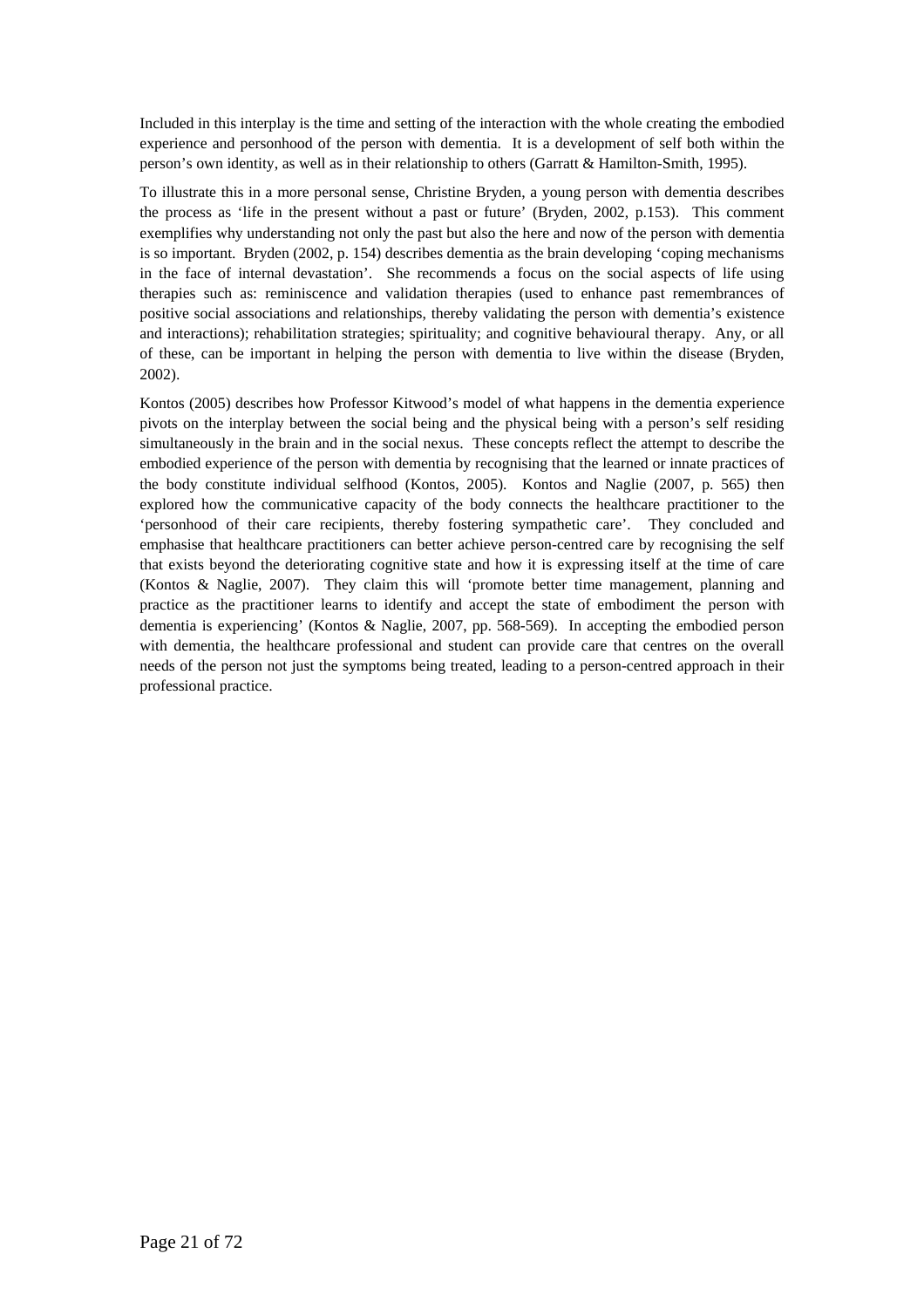Included in this interplay is the time and setting of the interaction with the whole creating the embodied experience and personhood of the person with dementia. It is a development of self both within the person's own identity, as well as in their relationship to others (Garratt & Hamilton-Smith, 1995).

To illustrate this in a more personal sense, Christine Bryden, a young person with dementia describes the process as 'life in the present without a past or future' (Bryden, 2002, p.153). This comment exemplifies why understanding not only the past but also the here and now of the person with dementia is so important. Bryden (2002, p. 154) describes dementia as the brain developing 'coping mechanisms in the face of internal devastation'. She recommends a focus on the social aspects of life using therapies such as: reminiscence and validation therapies (used to enhance past remembrances of positive social associations and relationships, thereby validating the person with dementia's existence and interactions); rehabilitation strategies; spirituality; and cognitive behavioural therapy. Any, or all of these, can be important in helping the person with dementia to live within the disease (Bryden, 2002).

Kontos (2005) describes how Professor Kitwood's model of what happens in the dementia experience pivots on the interplay between the social being and the physical being with a person's self residing simultaneously in the brain and in the social nexus. These concepts reflect the attempt to describe the embodied experience of the person with dementia by recognising that the learned or innate practices of the body constitute individual selfhood (Kontos, 2005). Kontos and Naglie (2007, p. 565) then explored how the communicative capacity of the body connects the healthcare practitioner to the 'personhood of their care recipients, thereby fostering sympathetic care'. They concluded and emphasise that healthcare practitioners can better achieve person-centred care by recognising the self that exists beyond the deteriorating cognitive state and how it is expressing itself at the time of care (Kontos & Naglie, 2007). They claim this will 'promote better time management, planning and practice as the practitioner learns to identify and accept the state of embodiment the person with dementia is experiencing' (Kontos & Naglie, 2007, pp. 568-569). In accepting the embodied person with dementia, the healthcare professional and student can provide care that centres on the overall needs of the person not just the symptoms being treated, leading to a person-centred approach in their professional practice.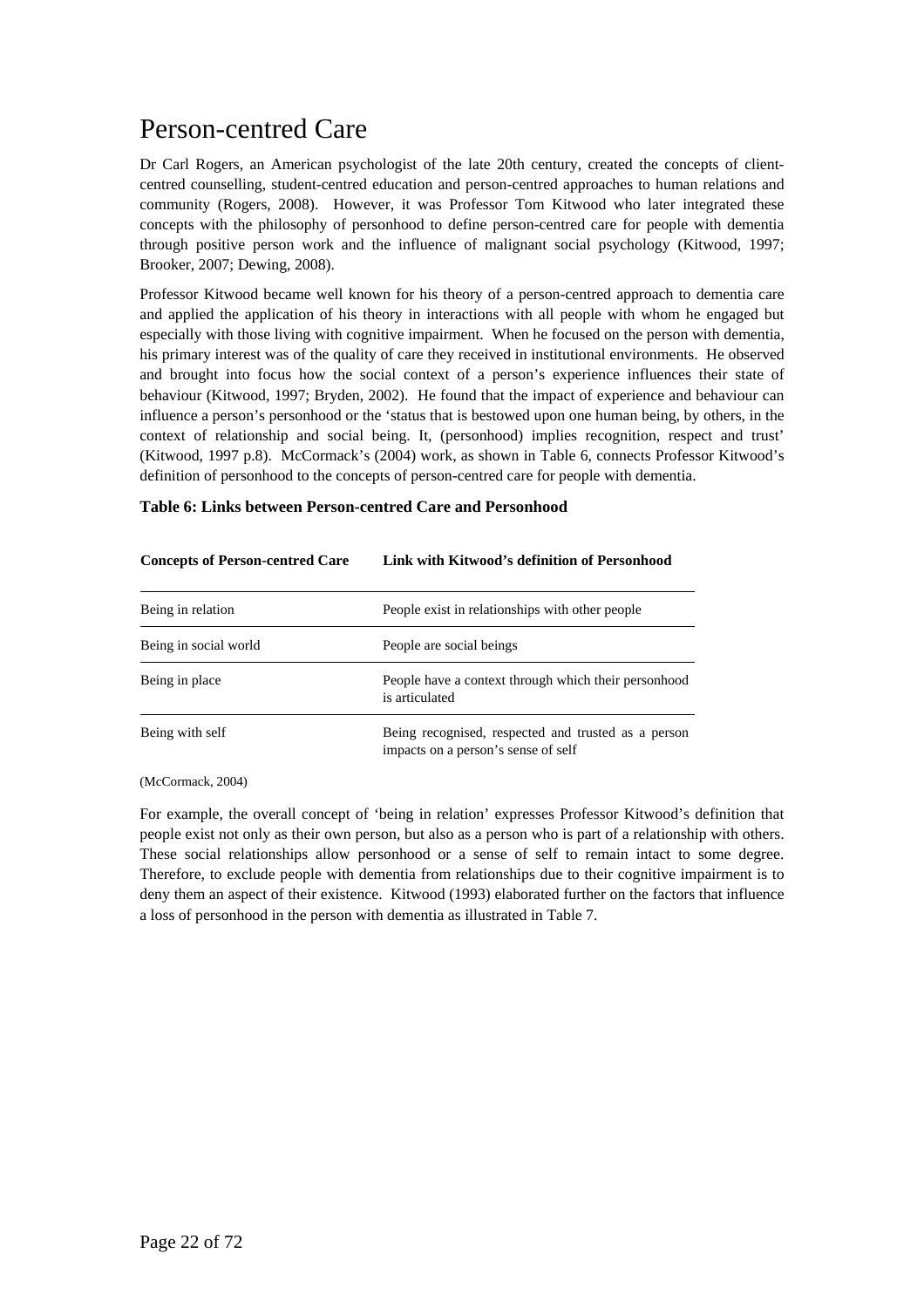# Person-centred Care

Dr Carl Rogers, an American psychologist of the late 20th century, created the concepts of client-centred counselling, student-centred education and person-centred approaches to human relations and community (Rogers, 2008). However, it was Professor Tom Kitwood who later integrated these concepts with the philosophy of personhood to define person-centred care for people with dementia through positive person work and the influence of malignant social psychology (Kitwood, 1997; Brooker, 2007; Dewing, 2008).

Professor Kitwood became well known for his theory of a person-centred approach to dementia care and applied the application of his theory in interactions with all people with whom he engaged but especially with those living with cognitive impairment. When he focused on the person with dementia, his primary interest was of the quality of care they received in institutional environments. He observed and brought into focus how the social context of a person's experience influences their state of behaviour (Kitwood, 1997; Bryden, 2002). He found that the impact of experience and behaviour can influence a person's personhood or the 'status that is bestowed upon one human being, by others, in the context of relationship and social being. It, (personhood) implies recognition, respect and trust' (Kitwood, 1997 p.8). McCormack's (2004) work, as shown in Table 6, connects Professor Kitwood's definition of personhood to the concepts of person-centred care for people with dementia.

**Table 6: Links between Person-centred Care and Personhood**

| Concepts of Person-centred Care | Link with Kitwood's definition of Personhood |
|---|---|
| Being in relation | People exist in relationships with other people |
| Being in social world | People are social beings |
| Being in place | People have a context through which their personhood is articulated |
| Being with self | Being recognised, respected and trusted as a person impacts on a person's sense of self |

(McCormack, 2004)

For example, the overall concept of 'being in relation' expresses Professor Kitwood's definition that people exist not only as their own person, but also as a person who is part of a relationship with others. These social relationships allow personhood or a sense of self to remain intact to some degree. Therefore, to exclude people with dementia from relationships due to their cognitive impairment is to deny them an aspect of their existence. Kitwood (1993) elaborated further on the factors that influence a loss of personhood in the person with dementia as illustrated in Table 7.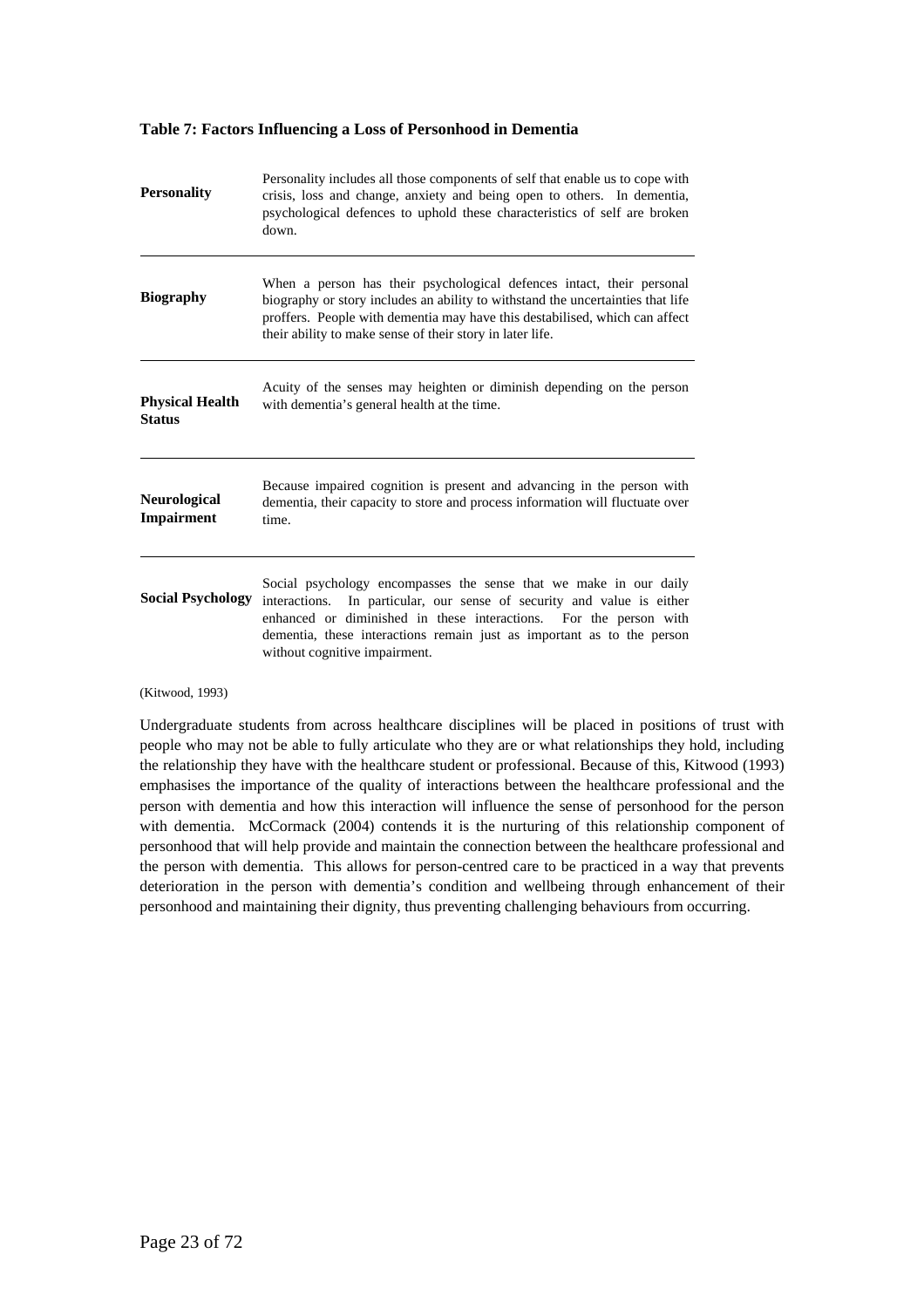**Table 7: Factors Influencing a Loss of Personhood in Dementia**

| | |
|---|---|
| **Personality** | Personality includes all those components of self that enable us to cope with crisis, loss and change, anxiety and being open to others. In dementia, psychological defences to uphold these characteristics of self are broken down. |
| **Biography** | When a person has their psychological defences intact, their personal biography or story includes an ability to withstand the uncertainties that life proffers. People with dementia may have this destabilised, which can affect their ability to make sense of their story in later life. |
| **Physical Health Status** | Acuity of the senses may heighten or diminish depending on the person with dementia's general health at the time. |
| **Neurological Impairment** | Because impaired cognition is present and advancing in the person with dementia, their capacity to store and process information will fluctuate over time. |
| **Social Psychology** | Social psychology encompasses the sense that we make in our daily interactions. In particular, our sense of security and value is either enhanced or diminished in these interactions. For the person with dementia, these interactions remain just as important as to the person without cognitive impairment. |

(Kitwood, 1993)

Undergraduate students from across healthcare disciplines will be placed in positions of trust with people who may not be able to fully articulate who they are or what relationships they hold, including the relationship they have with the healthcare student or professional. Because of this, Kitwood (1993) emphasises the importance of the quality of interactions between the healthcare professional and the person with dementia and how this interaction will influence the sense of personhood for the person with dementia. McCormack (2004) contends it is the nurturing of this relationship component of personhood that will help provide and maintain the connection between the healthcare professional and the person with dementia. This allows for person-centred care to be practiced in a way that prevents deterioration in the person with dementia's condition and wellbeing through enhancement of their personhood and maintaining their dignity, thus preventing challenging behaviours from occurring.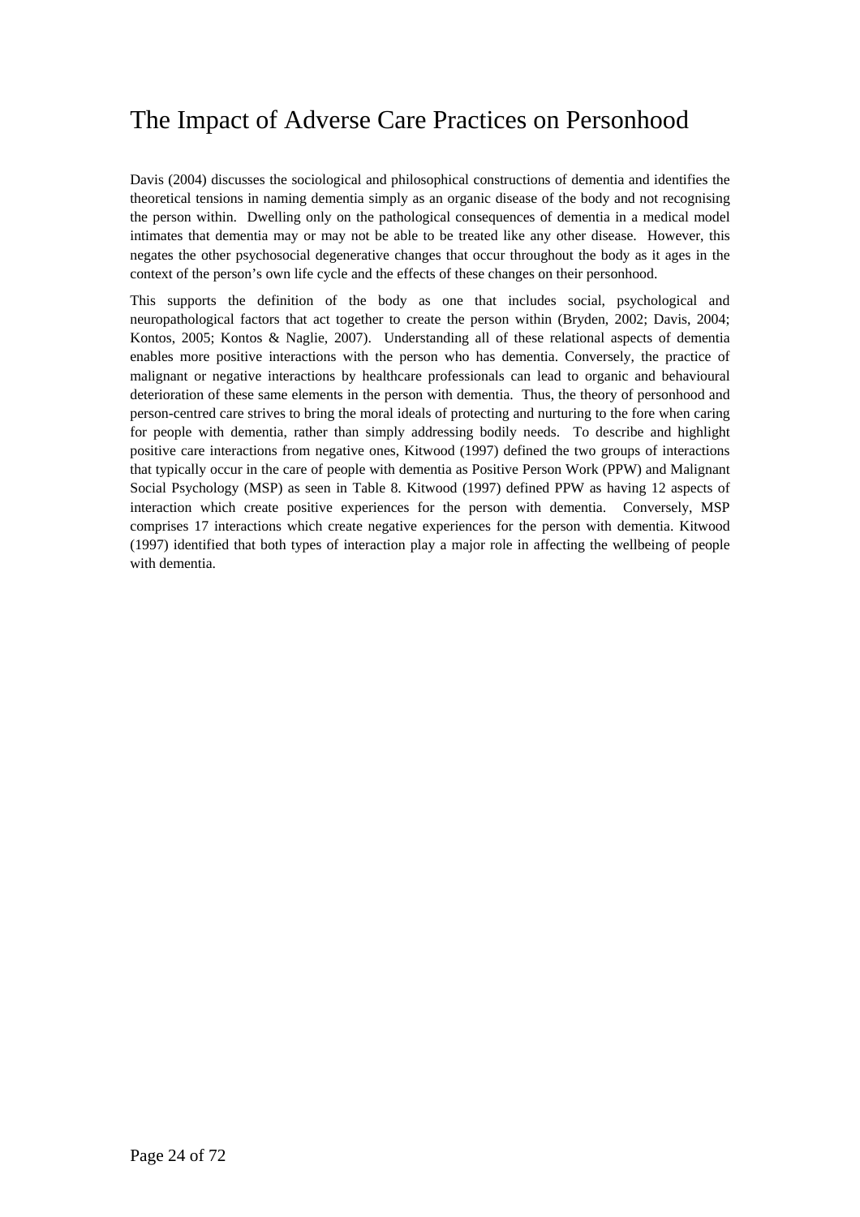# The Impact of Adverse Care Practices on Personhood

Davis (2004) discusses the sociological and philosophical constructions of dementia and identifies the theoretical tensions in naming dementia simply as an organic disease of the body and not recognising the person within. Dwelling only on the pathological consequences of dementia in a medical model intimates that dementia may or may not be able to be treated like any other disease. However, this negates the other psychosocial degenerative changes that occur throughout the body as it ages in the context of the person's own life cycle and the effects of these changes on their personhood.

This supports the definition of the body as one that includes social, psychological and neuropathological factors that act together to create the person within (Bryden, 2002; Davis, 2004; Kontos, 2005; Kontos & Naglie, 2007). Understanding all of these relational aspects of dementia enables more positive interactions with the person who has dementia. Conversely, the practice of malignant or negative interactions by healthcare professionals can lead to organic and behavioural deterioration of these same elements in the person with dementia. Thus, the theory of personhood and person-centred care strives to bring the moral ideals of protecting and nurturing to the fore when caring for people with dementia, rather than simply addressing bodily needs. To describe and highlight positive care interactions from negative ones, Kitwood (1997) defined the two groups of interactions that typically occur in the care of people with dementia as Positive Person Work (PPW) and Malignant Social Psychology (MSP) as seen in Table 8. Kitwood (1997) defined PPW as having 12 aspects of interaction which create positive experiences for the person with dementia. Conversely, MSP comprises 17 interactions which create negative experiences for the person with dementia. Kitwood (1997) identified that both types of interaction play a major role in affecting the wellbeing of people with dementia.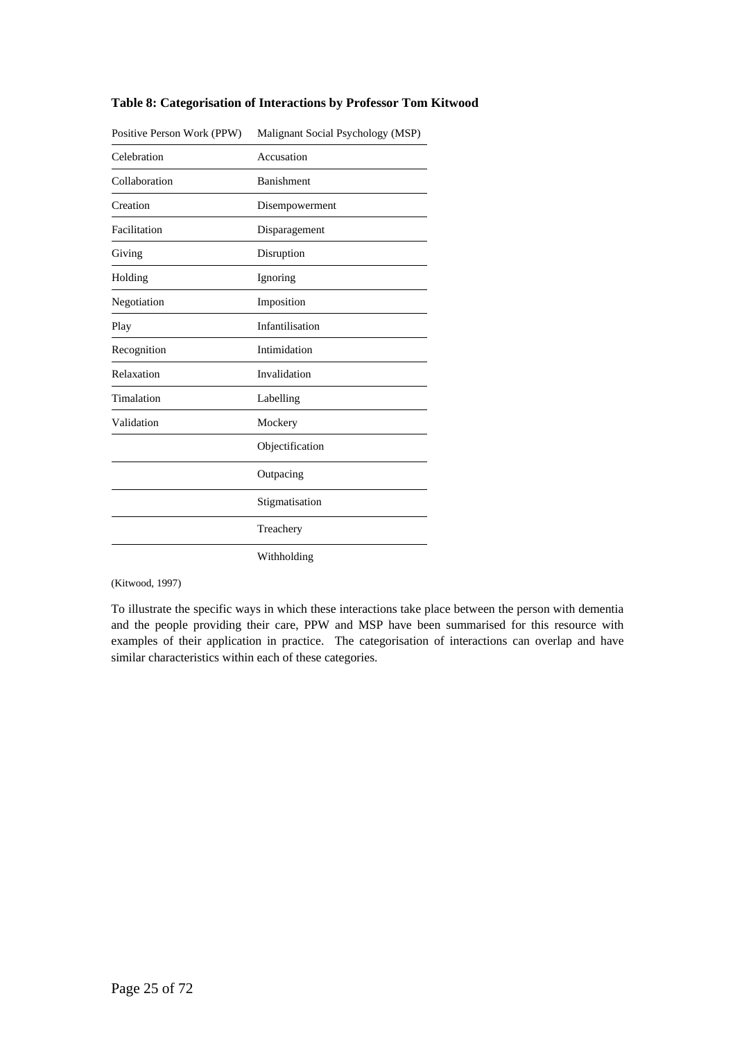**Table 8: Categorisation of Interactions by Professor Tom Kitwood**

| Positive Person Work (PPW) | Malignant Social Psychology (MSP) |
|---|---|
| Celebration | Accusation |
| Collaboration | Banishment |
| Creation | Disempowerment |
| Facilitation | Disparagement |
| Giving | Disruption |
| Holding | Ignoring |
| Negotiation | Imposition |
| Play | Infantilisation |
| Recognition | Intimidation |
| Relaxation | Invalidation |
| Timalation | Labelling |
| Validation | Mockery |
| | Objectification |
| | Outpacing |
| | Stigmatisation |
| | Treachery |
| | Withholding |

(Kitwood, 1997)

To illustrate the specific ways in which these interactions take place between the person with dementia and the people providing their care, PPW and MSP have been summarised for this resource with examples of their application in practice. The categorisation of interactions can overlap and have similar characteristics within each of these categories.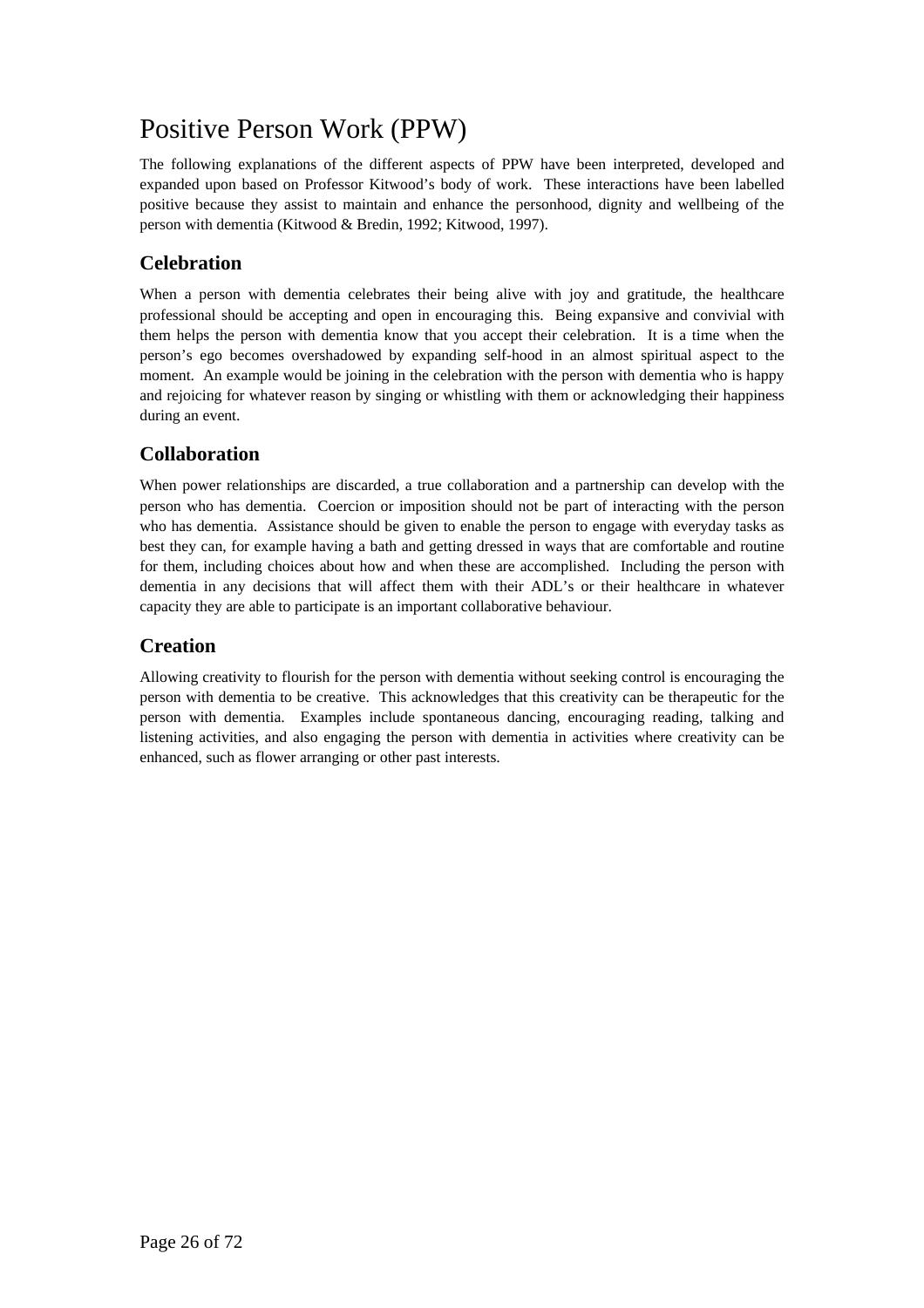# Positive Person Work (PPW)

The following explanations of the different aspects of PPW have been interpreted, developed and expanded upon based on Professor Kitwood's body of work. These interactions have been labelled positive because they assist to maintain and enhance the personhood, dignity and wellbeing of the person with dementia (Kitwood & Bredin, 1992; Kitwood, 1997).

## Celebration

When a person with dementia celebrates their being alive with joy and gratitude, the healthcare professional should be accepting and open in encouraging this. Being expansive and convivial with them helps the person with dementia know that you accept their celebration. It is a time when the person's ego becomes overshadowed by expanding self-hood in an almost spiritual aspect to the moment. An example would be joining in the celebration with the person with dementia who is happy and rejoicing for whatever reason by singing or whistling with them or acknowledging their happiness during an event.

## Collaboration

When power relationships are discarded, a true collaboration and a partnership can develop with the person who has dementia. Coercion or imposition should not be part of interacting with the person who has dementia. Assistance should be given to enable the person to engage with everyday tasks as best they can, for example having a bath and getting dressed in ways that are comfortable and routine for them, including choices about how and when these are accomplished. Including the person with dementia in any decisions that will affect them with their ADL's or their healthcare in whatever capacity they are able to participate is an important collaborative behaviour.

## Creation

Allowing creativity to flourish for the person with dementia without seeking control is encouraging the person with dementia to be creative. This acknowledges that this creativity can be therapeutic for the person with dementia. Examples include spontaneous dancing, encouraging reading, talking and listening activities, and also engaging the person with dementia in activities where creativity can be enhanced, such as flower arranging or other past interests.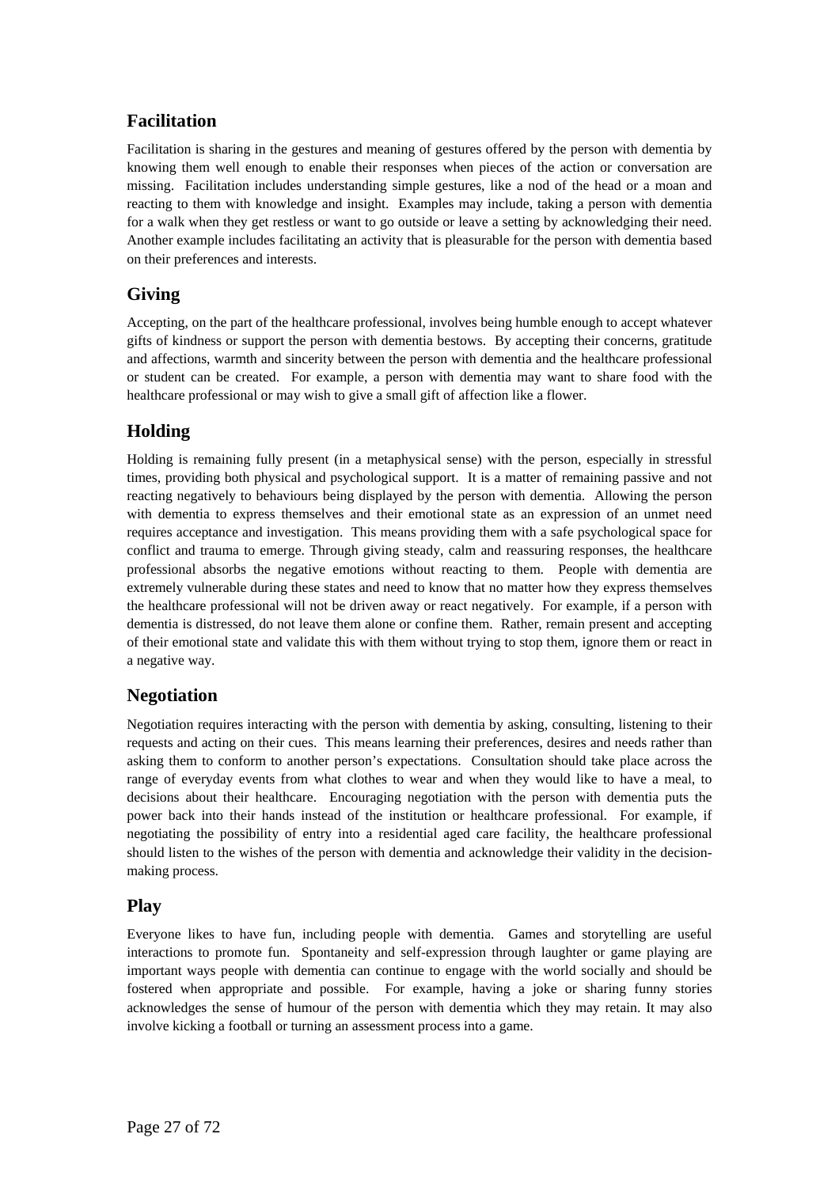## Facilitation

Facilitation is sharing in the gestures and meaning of gestures offered by the person with dementia by knowing them well enough to enable their responses when pieces of the action or conversation are missing. Facilitation includes understanding simple gestures, like a nod of the head or a moan and reacting to them with knowledge and insight. Examples may include, taking a person with dementia for a walk when they get restless or want to go outside or leave a setting by acknowledging their need. Another example includes facilitating an activity that is pleasurable for the person with dementia based on their preferences and interests.

## Giving

Accepting, on the part of the healthcare professional, involves being humble enough to accept whatever gifts of kindness or support the person with dementia bestows. By accepting their concerns, gratitude and affections, warmth and sincerity between the person with dementia and the healthcare professional or student can be created. For example, a person with dementia may want to share food with the healthcare professional or may wish to give a small gift of affection like a flower.

## Holding

Holding is remaining fully present (in a metaphysical sense) with the person, especially in stressful times, providing both physical and psychological support. It is a matter of remaining passive and not reacting negatively to behaviours being displayed by the person with dementia. Allowing the person with dementia to express themselves and their emotional state as an expression of an unmet need requires acceptance and investigation. This means providing them with a safe psychological space for conflict and trauma to emerge. Through giving steady, calm and reassuring responses, the healthcare professional absorbs the negative emotions without reacting to them. People with dementia are extremely vulnerable during these states and need to know that no matter how they express themselves the healthcare professional will not be driven away or react negatively. For example, if a person with dementia is distressed, do not leave them alone or confine them. Rather, remain present and accepting of their emotional state and validate this with them without trying to stop them, ignore them or react in a negative way.

## Negotiation

Negotiation requires interacting with the person with dementia by asking, consulting, listening to their requests and acting on their cues. This means learning their preferences, desires and needs rather than asking them to conform to another person's expectations. Consultation should take place across the range of everyday events from what clothes to wear and when they would like to have a meal, to decisions about their healthcare. Encouraging negotiation with the person with dementia puts the power back into their hands instead of the institution or healthcare professional. For example, if negotiating the possibility of entry into a residential aged care facility, the healthcare professional should listen to the wishes of the person with dementia and acknowledge their validity in the decision-making process.

## Play

Everyone likes to have fun, including people with dementia. Games and storytelling are useful interactions to promote fun. Spontaneity and self-expression through laughter or game playing are important ways people with dementia can continue to engage with the world socially and should be fostered when appropriate and possible. For example, having a joke or sharing funny stories acknowledges the sense of humour of the person with dementia which they may retain. It may also involve kicking a football or turning an assessment process into a game.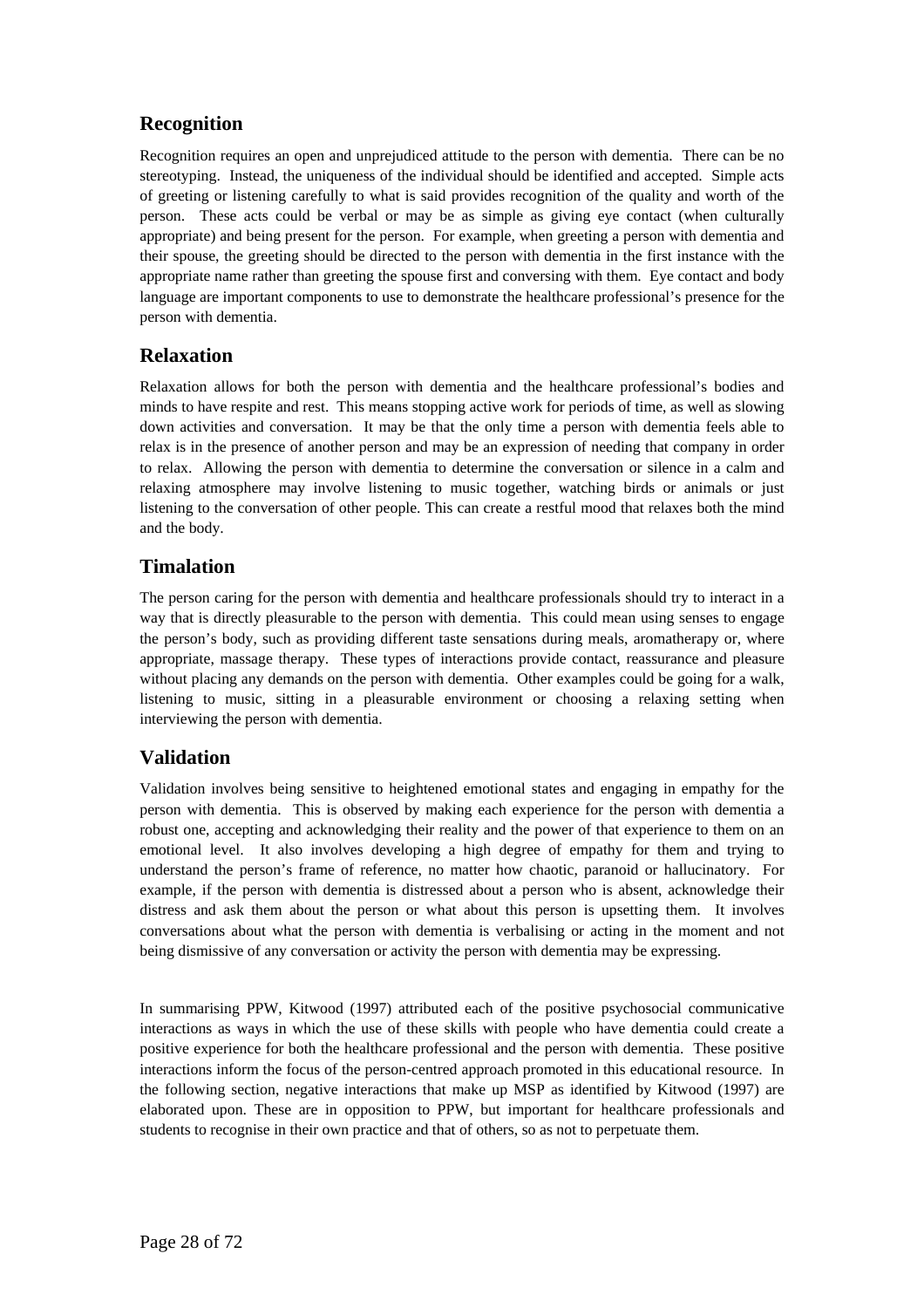## Recognition

Recognition requires an open and unprejudiced attitude to the person with dementia. There can be no stereotyping. Instead, the uniqueness of the individual should be identified and accepted. Simple acts of greeting or listening carefully to what is said provides recognition of the quality and worth of the person. These acts could be verbal or may be as simple as giving eye contact (when culturally appropriate) and being present for the person. For example, when greeting a person with dementia and their spouse, the greeting should be directed to the person with dementia in the first instance with the appropriate name rather than greeting the spouse first and conversing with them. Eye contact and body language are important components to use to demonstrate the healthcare professional's presence for the person with dementia.

## Relaxation

Relaxation allows for both the person with dementia and the healthcare professional's bodies and minds to have respite and rest. This means stopping active work for periods of time, as well as slowing down activities and conversation. It may be that the only time a person with dementia feels able to relax is in the presence of another person and may be an expression of needing that company in order to relax. Allowing the person with dementia to determine the conversation or silence in a calm and relaxing atmosphere may involve listening to music together, watching birds or animals or just listening to the conversation of other people. This can create a restful mood that relaxes both the mind and the body.

## Timalation

The person caring for the person with dementia and healthcare professionals should try to interact in a way that is directly pleasurable to the person with dementia. This could mean using senses to engage the person's body, such as providing different taste sensations during meals, aromatherapy or, where appropriate, massage therapy. These types of interactions provide contact, reassurance and pleasure without placing any demands on the person with dementia. Other examples could be going for a walk, listening to music, sitting in a pleasurable environment or choosing a relaxing setting when interviewing the person with dementia.

## Validation

Validation involves being sensitive to heightened emotional states and engaging in empathy for the person with dementia. This is observed by making each experience for the person with dementia a robust one, accepting and acknowledging their reality and the power of that experience to them on an emotional level. It also involves developing a high degree of empathy for them and trying to understand the person's frame of reference, no matter how chaotic, paranoid or hallucinatory. For example, if the person with dementia is distressed about a person who is absent, acknowledge their distress and ask them about the person or what about this person is upsetting them. It involves conversations about what the person with dementia is verbalising or acting in the moment and not being dismissive of any conversation or activity the person with dementia may be expressing.

In summarising PPW, Kitwood (1997) attributed each of the positive psychosocial communicative interactions as ways in which the use of these skills with people who have dementia could create a positive experience for both the healthcare professional and the person with dementia. These positive interactions inform the focus of the person-centred approach promoted in this educational resource. In the following section, negative interactions that make up MSP as identified by Kitwood (1997) are elaborated upon. These are in opposition to PPW, but important for healthcare professionals and students to recognise in their own practice and that of others, so as not to perpetuate them.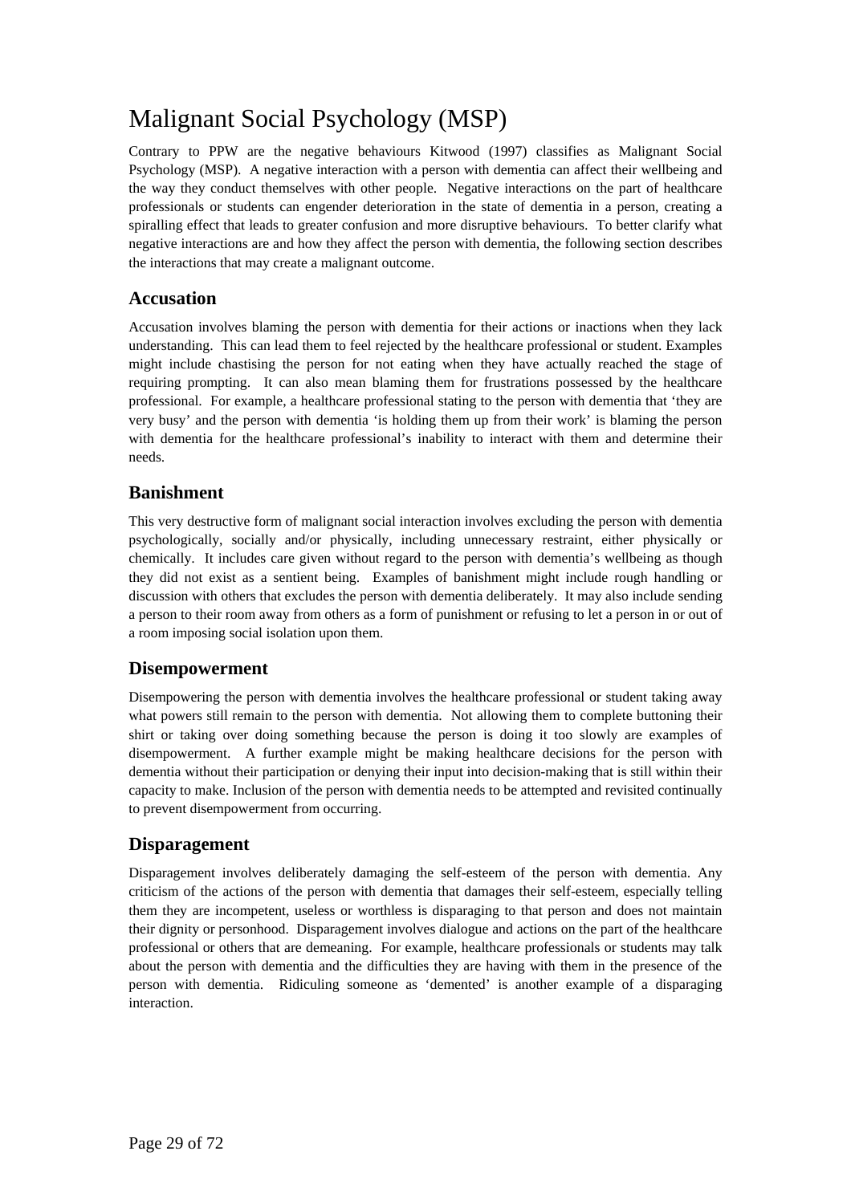# Malignant Social Psychology (MSP)

Contrary to PPW are the negative behaviours Kitwood (1997) classifies as Malignant Social Psychology (MSP). A negative interaction with a person with dementia can affect their wellbeing and the way they conduct themselves with other people. Negative interactions on the part of healthcare professionals or students can engender deterioration in the state of dementia in a person, creating a spiralling effect that leads to greater confusion and more disruptive behaviours. To better clarify what negative interactions are and how they affect the person with dementia, the following section describes the interactions that may create a malignant outcome.

## Accusation

Accusation involves blaming the person with dementia for their actions or inactions when they lack understanding. This can lead them to feel rejected by the healthcare professional or student. Examples might include chastising the person for not eating when they have actually reached the stage of requiring prompting. It can also mean blaming them for frustrations possessed by the healthcare professional. For example, a healthcare professional stating to the person with dementia that 'they are very busy' and the person with dementia 'is holding them up from their work' is blaming the person with dementia for the healthcare professional's inability to interact with them and determine their needs.

## Banishment

This very destructive form of malignant social interaction involves excluding the person with dementia psychologically, socially and/or physically, including unnecessary restraint, either physically or chemically. It includes care given without regard to the person with dementia's wellbeing as though they did not exist as a sentient being. Examples of banishment might include rough handling or discussion with others that excludes the person with dementia deliberately. It may also include sending a person to their room away from others as a form of punishment or refusing to let a person in or out of a room imposing social isolation upon them.

## Disempowerment

Disempowering the person with dementia involves the healthcare professional or student taking away what powers still remain to the person with dementia. Not allowing them to complete buttoning their shirt or taking over doing something because the person is doing it too slowly are examples of disempowerment. A further example might be making healthcare decisions for the person with dementia without their participation or denying their input into decision-making that is still within their capacity to make. Inclusion of the person with dementia needs to be attempted and revisited continually to prevent disempowerment from occurring.

## Disparagement

Disparagement involves deliberately damaging the self-esteem of the person with dementia. Any criticism of the actions of the person with dementia that damages their self-esteem, especially telling them they are incompetent, useless or worthless is disparaging to that person and does not maintain their dignity or personhood. Disparagement involves dialogue and actions on the part of the healthcare professional or others that are demeaning. For example, healthcare professionals or students may talk about the person with dementia and the difficulties they are having with them in the presence of the person with dementia. Ridiculing someone as 'demented' is another example of a disparaging interaction.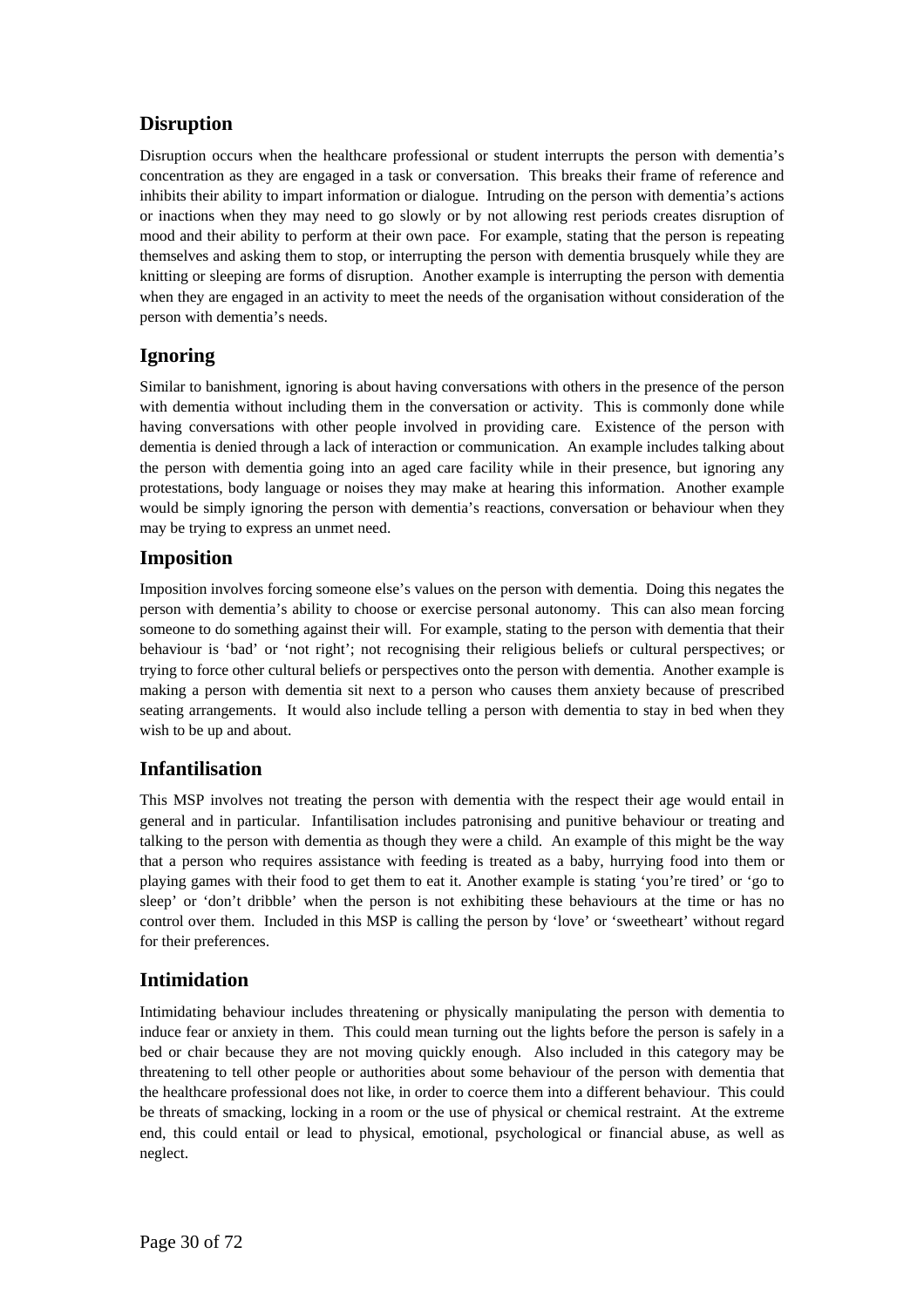## Disruption

Disruption occurs when the healthcare professional or student interrupts the person with dementia's concentration as they are engaged in a task or conversation. This breaks their frame of reference and inhibits their ability to impart information or dialogue. Intruding on the person with dementia's actions or inactions when they may need to go slowly or by not allowing rest periods creates disruption of mood and their ability to perform at their own pace. For example, stating that the person is repeating themselves and asking them to stop, or interrupting the person with dementia brusquely while they are knitting or sleeping are forms of disruption. Another example is interrupting the person with dementia when they are engaged in an activity to meet the needs of the organisation without consideration of the person with dementia's needs.

## Ignoring

Similar to banishment, ignoring is about having conversations with others in the presence of the person with dementia without including them in the conversation or activity. This is commonly done while having conversations with other people involved in providing care. Existence of the person with dementia is denied through a lack of interaction or communication. An example includes talking about the person with dementia going into an aged care facility while in their presence, but ignoring any protestations, body language or noises they may make at hearing this information. Another example would be simply ignoring the person with dementia's reactions, conversation or behaviour when they may be trying to express an unmet need.

## Imposition

Imposition involves forcing someone else's values on the person with dementia. Doing this negates the person with dementia's ability to choose or exercise personal autonomy. This can also mean forcing someone to do something against their will. For example, stating to the person with dementia that their behaviour is 'bad' or 'not right'; not recognising their religious beliefs or cultural perspectives; or trying to force other cultural beliefs or perspectives onto the person with dementia. Another example is making a person with dementia sit next to a person who causes them anxiety because of prescribed seating arrangements. It would also include telling a person with dementia to stay in bed when they wish to be up and about.

## Infantilisation

This MSP involves not treating the person with dementia with the respect their age would entail in general and in particular. Infantilisation includes patronising and punitive behaviour or treating and talking to the person with dementia as though they were a child. An example of this might be the way that a person who requires assistance with feeding is treated as a baby, hurrying food into them or playing games with their food to get them to eat it. Another example is stating 'you're tired' or 'go to sleep' or 'don't dribble' when the person is not exhibiting these behaviours at the time or has no control over them. Included in this MSP is calling the person by 'love' or 'sweetheart' without regard for their preferences.

## Intimidation

Intimidating behaviour includes threatening or physically manipulating the person with dementia to induce fear or anxiety in them. This could mean turning out the lights before the person is safely in a bed or chair because they are not moving quickly enough. Also included in this category may be threatening to tell other people or authorities about some behaviour of the person with dementia that the healthcare professional does not like, in order to coerce them into a different behaviour. This could be threats of smacking, locking in a room or the use of physical or chemical restraint. At the extreme end, this could entail or lead to physical, emotional, psychological or financial abuse, as well as neglect.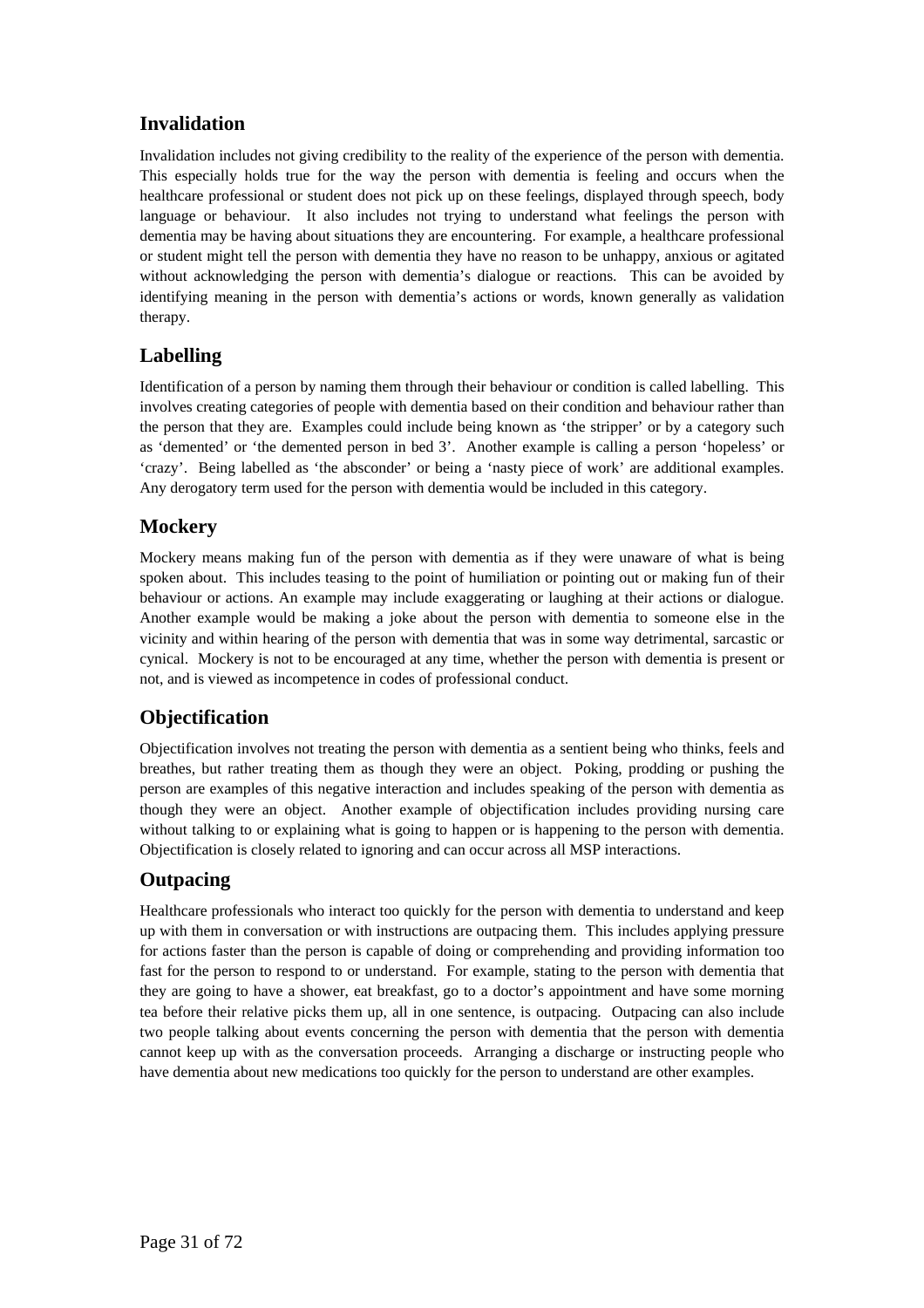## Invalidation

Invalidation includes not giving credibility to the reality of the experience of the person with dementia. This especially holds true for the way the person with dementia is feeling and occurs when the healthcare professional or student does not pick up on these feelings, displayed through speech, body language or behaviour. It also includes not trying to understand what feelings the person with dementia may be having about situations they are encountering. For example, a healthcare professional or student might tell the person with dementia they have no reason to be unhappy, anxious or agitated without acknowledging the person with dementia's dialogue or reactions. This can be avoided by identifying meaning in the person with dementia's actions or words, known generally as validation therapy.

## Labelling

Identification of a person by naming them through their behaviour or condition is called labelling. This involves creating categories of people with dementia based on their condition and behaviour rather than the person that they are. Examples could include being known as 'the stripper' or by a category such as 'demented' or 'the demented person in bed 3'. Another example is calling a person 'hopeless' or 'crazy'. Being labelled as 'the absconder' or being a 'nasty piece of work' are additional examples. Any derogatory term used for the person with dementia would be included in this category.

## Mockery

Mockery means making fun of the person with dementia as if they were unaware of what is being spoken about. This includes teasing to the point of humiliation or pointing out or making fun of their behaviour or actions. An example may include exaggerating or laughing at their actions or dialogue. Another example would be making a joke about the person with dementia to someone else in the vicinity and within hearing of the person with dementia that was in some way detrimental, sarcastic or cynical. Mockery is not to be encouraged at any time, whether the person with dementia is present or not, and is viewed as incompetence in codes of professional conduct.

## Objectification

Objectification involves not treating the person with dementia as a sentient being who thinks, feels and breathes, but rather treating them as though they were an object. Poking, prodding or pushing the person are examples of this negative interaction and includes speaking of the person with dementia as though they were an object. Another example of objectification includes providing nursing care without talking to or explaining what is going to happen or is happening to the person with dementia. Objectification is closely related to ignoring and can occur across all MSP interactions.

## Outpacing

Healthcare professionals who interact too quickly for the person with dementia to understand and keep up with them in conversation or with instructions are outpacing them. This includes applying pressure for actions faster than the person is capable of doing or comprehending and providing information too fast for the person to respond to or understand. For example, stating to the person with dementia that they are going to have a shower, eat breakfast, go to a doctor's appointment and have some morning tea before their relative picks them up, all in one sentence, is outpacing. Outpacing can also include two people talking about events concerning the person with dementia that the person with dementia cannot keep up with as the conversation proceeds. Arranging a discharge or instructing people who have dementia about new medications too quickly for the person to understand are other examples.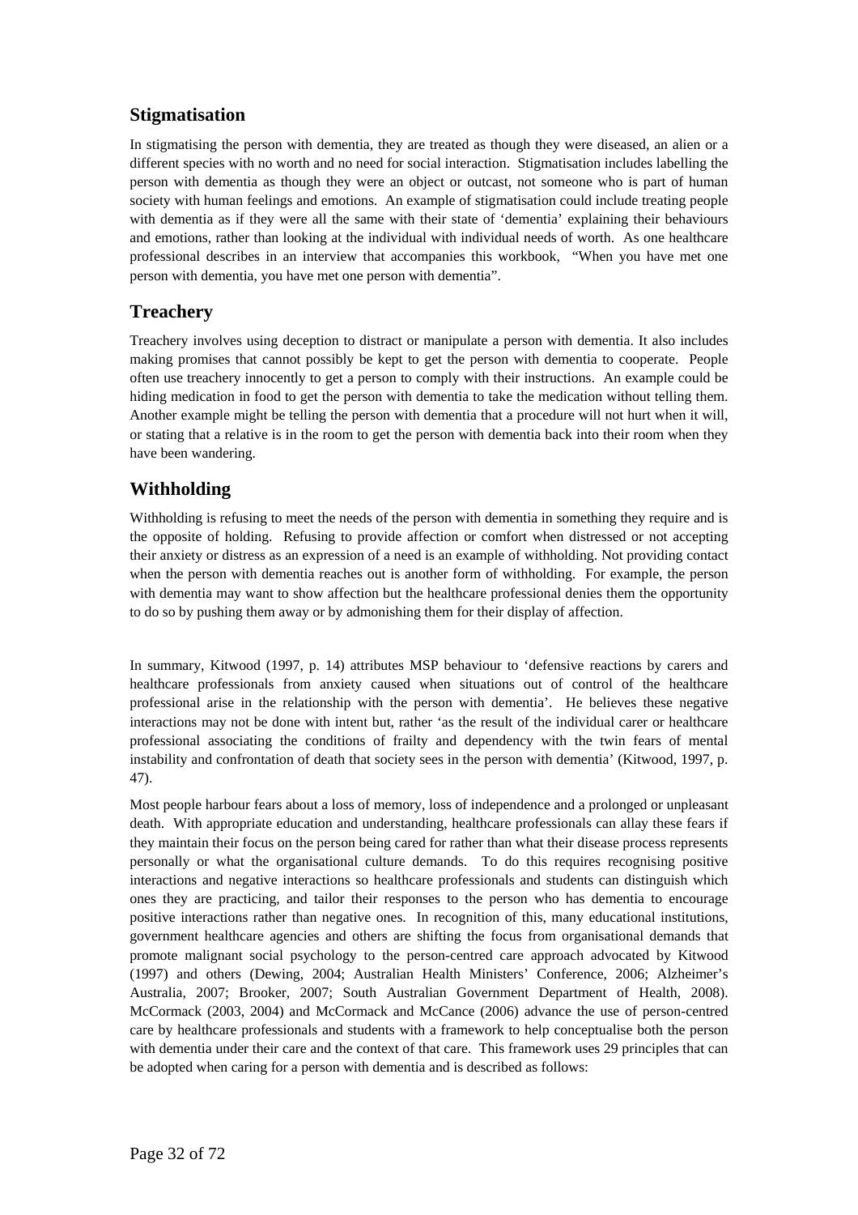## Stigmatisation

In stigmatising the person with dementia, they are treated as though they were diseased, an alien or a different species with no worth and no need for social interaction. Stigmatisation includes labelling the person with dementia as though they were an object or outcast, not someone who is part of human society with human feelings and emotions. An example of stigmatisation could include treating people with dementia as if they were all the same with their state of 'dementia' explaining their behaviours and emotions, rather than looking at the individual with individual needs of worth. As one healthcare professional describes in an interview that accompanies this workbook, "When you have met one person with dementia, you have met one person with dementia".

## Treachery

Treachery involves using deception to distract or manipulate a person with dementia. It also includes making promises that cannot possibly be kept to get the person with dementia to cooperate. People often use treachery innocently to get a person to comply with their instructions. An example could be hiding medication in food to get the person with dementia to take the medication without telling them. Another example might be telling the person with dementia that a procedure will not hurt when it will, or stating that a relative is in the room to get the person with dementia back into their room when they have been wandering.

## Withholding

Withholding is refusing to meet the needs of the person with dementia in something they require and is the opposite of holding. Refusing to provide affection or comfort when distressed or not accepting their anxiety or distress as an expression of a need is an example of withholding. Not providing contact when the person with dementia reaches out is another form of withholding. For example, the person with dementia may want to show affection but the healthcare professional denies them the opportunity to do so by pushing them away or by admonishing them for their display of affection.

In summary, Kitwood (1997, p. 14) attributes MSP behaviour to 'defensive reactions by carers and healthcare professionals from anxiety caused when situations out of control of the healthcare professional arise in the relationship with the person with dementia'. He believes these negative interactions may not be done with intent but, rather 'as the result of the individual carer or healthcare professional associating the conditions of frailty and dependency with the twin fears of mental instability and confrontation of death that society sees in the person with dementia' (Kitwood, 1997, p. 47).

Most people harbour fears about a loss of memory, loss of independence and a prolonged or unpleasant death. With appropriate education and understanding, healthcare professionals can allay these fears if they maintain their focus on the person being cared for rather than what their disease process represents personally or what the organisational culture demands. To do this requires recognising positive interactions and negative interactions so healthcare professionals and students can distinguish which ones they are practicing, and tailor their responses to the person who has dementia to encourage positive interactions rather than negative ones. In recognition of this, many educational institutions, government healthcare agencies and others are shifting the focus from organisational demands that promote malignant social psychology to the person-centred care approach advocated by Kitwood (1997) and others (Dewing, 2004; Australian Health Ministers' Conference, 2006; Alzheimer's Australia, 2007; Brooker, 2007; South Australian Government Department of Health, 2008). McCormack (2003, 2004) and McCormack and McCance (2006) advance the use of person-centred care by healthcare professionals and students with a framework to help conceptualise both the person with dementia under their care and the context of that care. This framework uses 29 principles that can be adopted when caring for a person with dementia and is described as follows: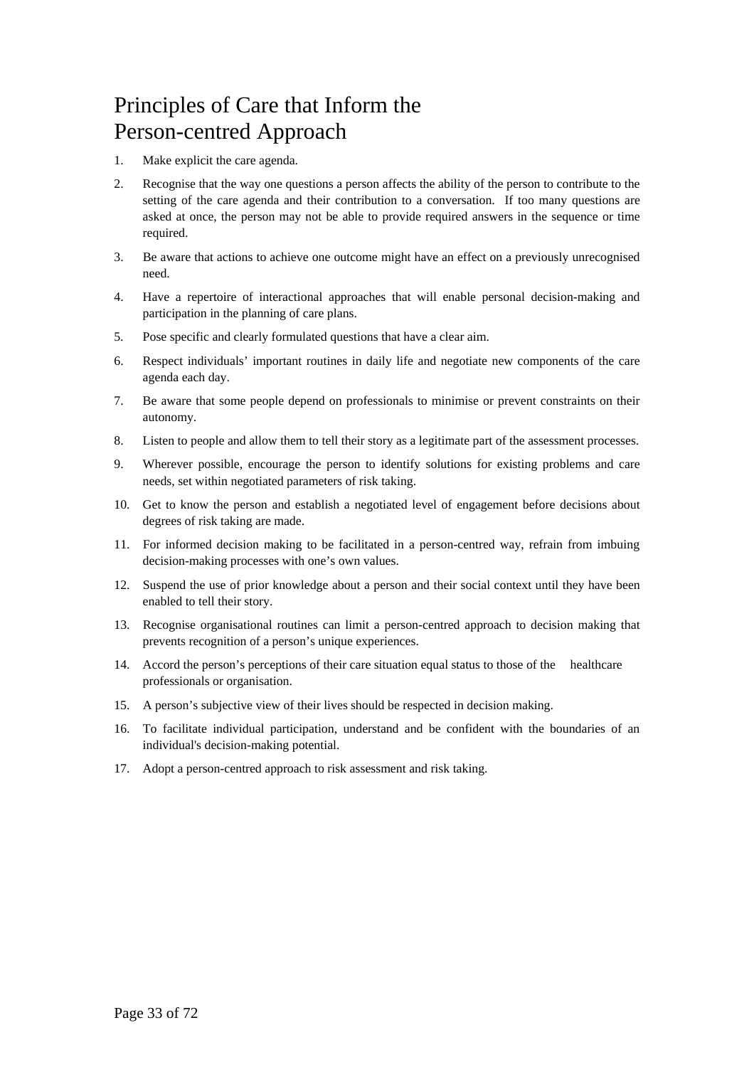# Principles of Care that Inform the Person-centred Approach

1. Make explicit the care agenda.
2. Recognise that the way one questions a person affects the ability of the person to contribute to the setting of the care agenda and their contribution to a conversation. If too many questions are asked at once, the person may not be able to provide required answers in the sequence or time required.
3. Be aware that actions to achieve one outcome might have an effect on a previously unrecognised need.
4. Have a repertoire of interactional approaches that will enable personal decision-making and participation in the planning of care plans.
5. Pose specific and clearly formulated questions that have a clear aim.
6. Respect individuals' important routines in daily life and negotiate new components of the care agenda each day.
7. Be aware that some people depend on professionals to minimise or prevent constraints on their autonomy.
8. Listen to people and allow them to tell their story as a legitimate part of the assessment processes.
9. Wherever possible, encourage the person to identify solutions for existing problems and care needs, set within negotiated parameters of risk taking.
10. Get to know the person and establish a negotiated level of engagement before decisions about degrees of risk taking are made.
11. For informed decision making to be facilitated in a person-centred way, refrain from imbuing decision-making processes with one's own values.
12. Suspend the use of prior knowledge about a person and their social context until they have been enabled to tell their story.
13. Recognise organisational routines can limit a person-centred approach to decision making that prevents recognition of a person's unique experiences.
14. Accord the person's perceptions of their care situation equal status to those of the healthcare professionals or organisation.
15. A person's subjective view of their lives should be respected in decision making.
16. To facilitate individual participation, understand and be confident with the boundaries of an individual's decision-making potential.
17. Adopt a person-centred approach to risk assessment and risk taking.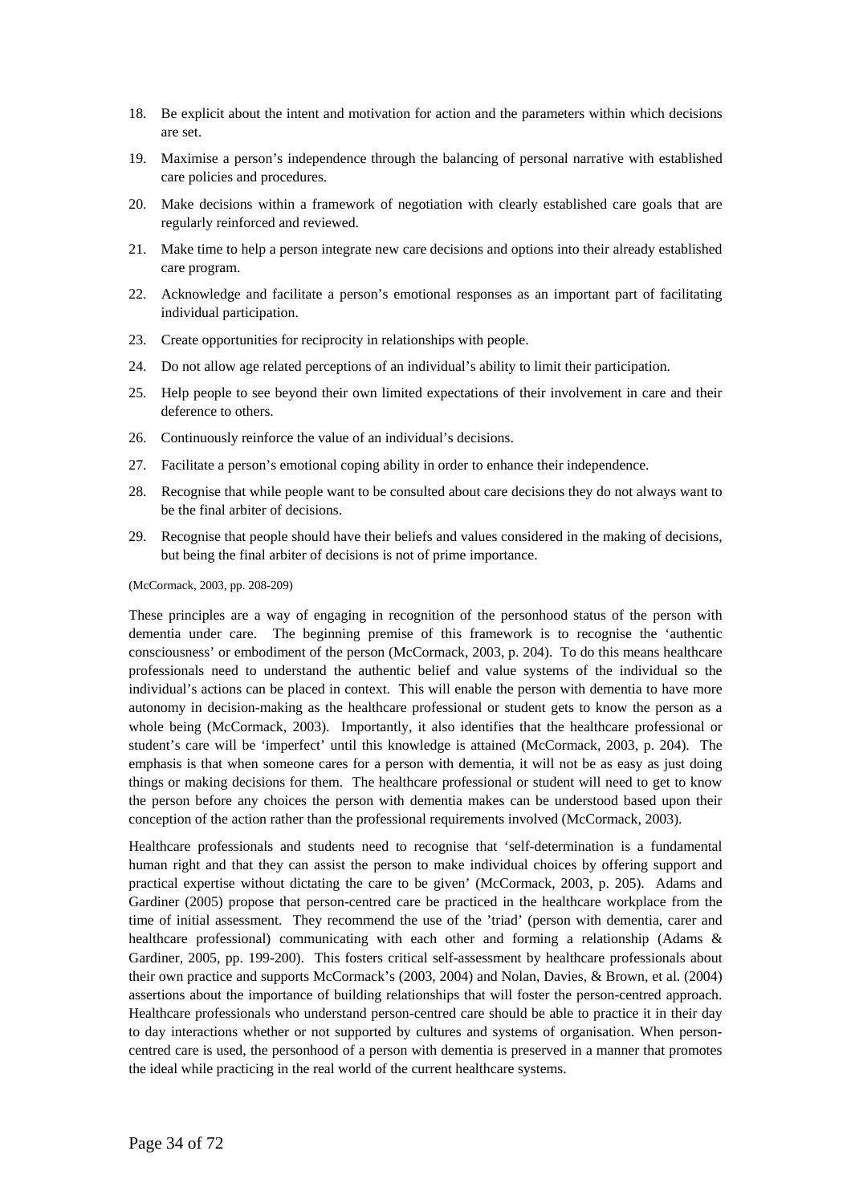18. Be explicit about the intent and motivation for action and the parameters within which decisions are set.

19. Maximise a person's independence through the balancing of personal narrative with established care policies and procedures.

20. Make decisions within a framework of negotiation with clearly established care goals that are regularly reinforced and reviewed.

21. Make time to help a person integrate new care decisions and options into their already established care program.

22. Acknowledge and facilitate a person's emotional responses as an important part of facilitating individual participation.

23. Create opportunities for reciprocity in relationships with people.

24. Do not allow age related perceptions of an individual's ability to limit their participation.

25. Help people to see beyond their own limited expectations of their involvement in care and their deference to others.

26. Continuously reinforce the value of an individual's decisions.

27. Facilitate a person's emotional coping ability in order to enhance their independence.

28. Recognise that while people want to be consulted about care decisions they do not always want to be the final arbiter of decisions.

29. Recognise that people should have their beliefs and values considered in the making of decisions, but being the final arbiter of decisions is not of prime importance.

(McCormack, 2003, pp. 208-209)

These principles are a way of engaging in recognition of the personhood status of the person with dementia under care. The beginning premise of this framework is to recognise the 'authentic consciousness' or embodiment of the person (McCormack, 2003, p. 204). To do this means healthcare professionals need to understand the authentic belief and value systems of the individual so the individual's actions can be placed in context. This will enable the person with dementia to have more autonomy in decision-making as the healthcare professional or student gets to know the person as a whole being (McCormack, 2003). Importantly, it also identifies that the healthcare professional or student's care will be 'imperfect' until this knowledge is attained (McCormack, 2003, p. 204). The emphasis is that when someone cares for a person with dementia, it will not be as easy as just doing things or making decisions for them. The healthcare professional or student will need to get to know the person before any choices the person with dementia makes can be understood based upon their conception of the action rather than the professional requirements involved (McCormack, 2003).

Healthcare professionals and students need to recognise that 'self-determination is a fundamental human right and that they can assist the person to make individual choices by offering support and practical expertise without dictating the care to be given' (McCormack, 2003, p. 205). Adams and Gardiner (2005) propose that person-centred care be practiced in the healthcare workplace from the time of initial assessment. They recommend the use of the 'triad' (person with dementia, carer and healthcare professional) communicating with each other and forming a relationship (Adams & Gardiner, 2005, pp. 199-200). This fosters critical self-assessment by healthcare professionals about their own practice and supports McCormack's (2003, 2004) and Nolan, Davies, & Brown, et al. (2004) assertions about the importance of building relationships that will foster the person-centred approach. Healthcare professionals who understand person-centred care should be able to practice it in their day to day interactions whether or not supported by cultures and systems of organisation. When person-centred care is used, the personhood of a person with dementia is preserved in a manner that promotes the ideal while practicing in the real world of the current healthcare systems.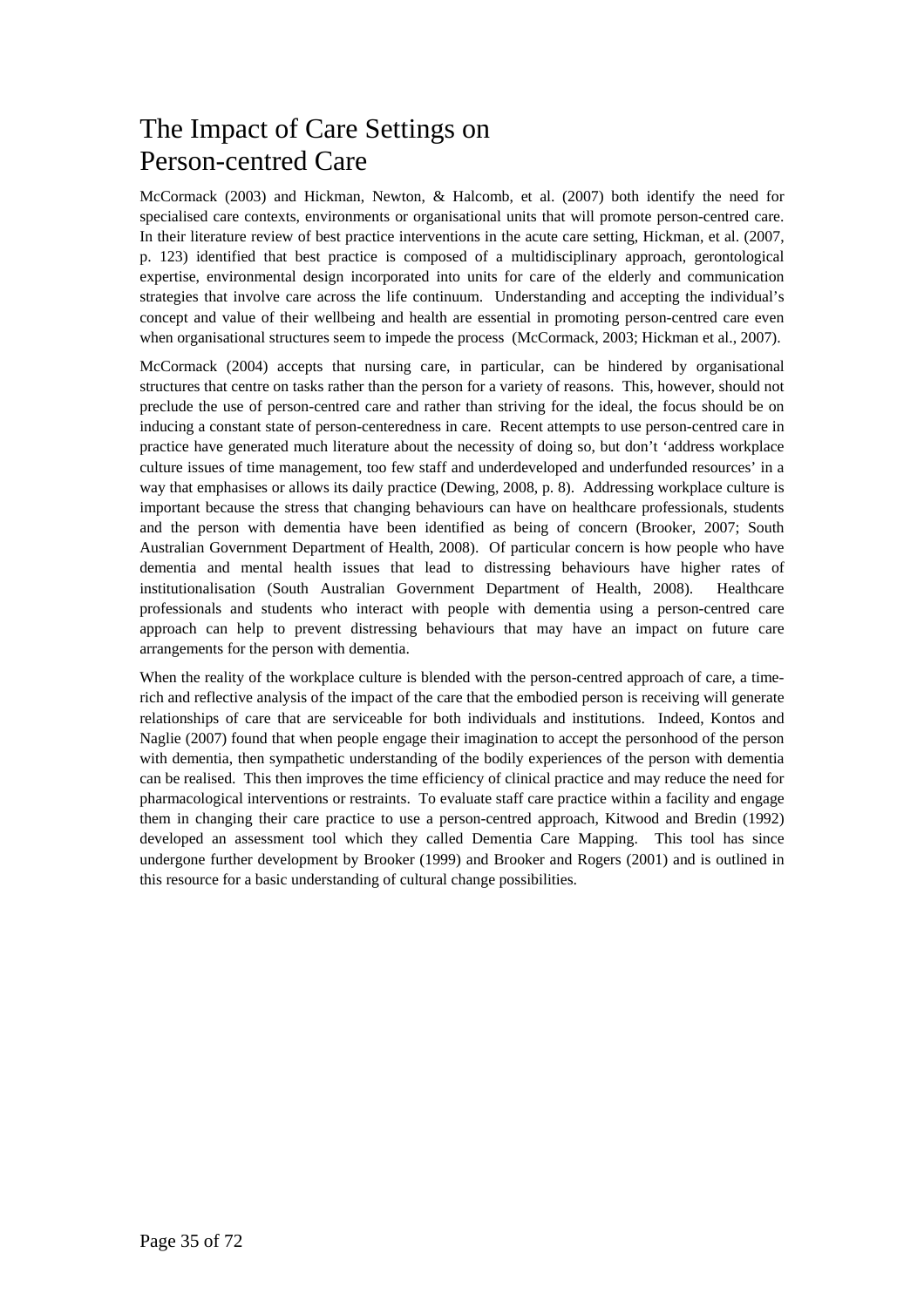# The Impact of Care Settings on Person-centred Care

McCormack (2003) and Hickman, Newton, & Halcomb, et al. (2007) both identify the need for specialised care contexts, environments or organisational units that will promote person-centred care. In their literature review of best practice interventions in the acute care setting, Hickman, et al. (2007, p. 123) identified that best practice is composed of a multidisciplinary approach, gerontological expertise, environmental design incorporated into units for care of the elderly and communication strategies that involve care across the life continuum. Understanding and accepting the individual's concept and value of their wellbeing and health are essential in promoting person-centred care even when organisational structures seem to impede the process (McCormack, 2003; Hickman et al., 2007).

McCormack (2004) accepts that nursing care, in particular, can be hindered by organisational structures that centre on tasks rather than the person for a variety of reasons. This, however, should not preclude the use of person-centred care and rather than striving for the ideal, the focus should be on inducing a constant state of person-centeredness in care. Recent attempts to use person-centred care in practice have generated much literature about the necessity of doing so, but don't 'address workplace culture issues of time management, too few staff and underdeveloped and underfunded resources' in a way that emphasises or allows its daily practice (Dewing, 2008, p. 8). Addressing workplace culture is important because the stress that changing behaviours can have on healthcare professionals, students and the person with dementia have been identified as being of concern (Brooker, 2007; South Australian Government Department of Health, 2008). Of particular concern is how people who have dementia and mental health issues that lead to distressing behaviours have higher rates of institutionalisation (South Australian Government Department of Health, 2008). Healthcare professionals and students who interact with people with dementia using a person-centred care approach can help to prevent distressing behaviours that may have an impact on future care arrangements for the person with dementia.

When the reality of the workplace culture is blended with the person-centred approach of care, a time-rich and reflective analysis of the impact of the care that the embodied person is receiving will generate relationships of care that are serviceable for both individuals and institutions. Indeed, Kontos and Naglie (2007) found that when people engage their imagination to accept the personhood of the person with dementia, then sympathetic understanding of the bodily experiences of the person with dementia can be realised. This then improves the time efficiency of clinical practice and may reduce the need for pharmacological interventions or restraints. To evaluate staff care practice within a facility and engage them in changing their care practice to use a person-centred approach, Kitwood and Bredin (1992) developed an assessment tool which they called Dementia Care Mapping. This tool has since undergone further development by Brooker (1999) and Brooker and Rogers (2001) and is outlined in this resource for a basic understanding of cultural change possibilities.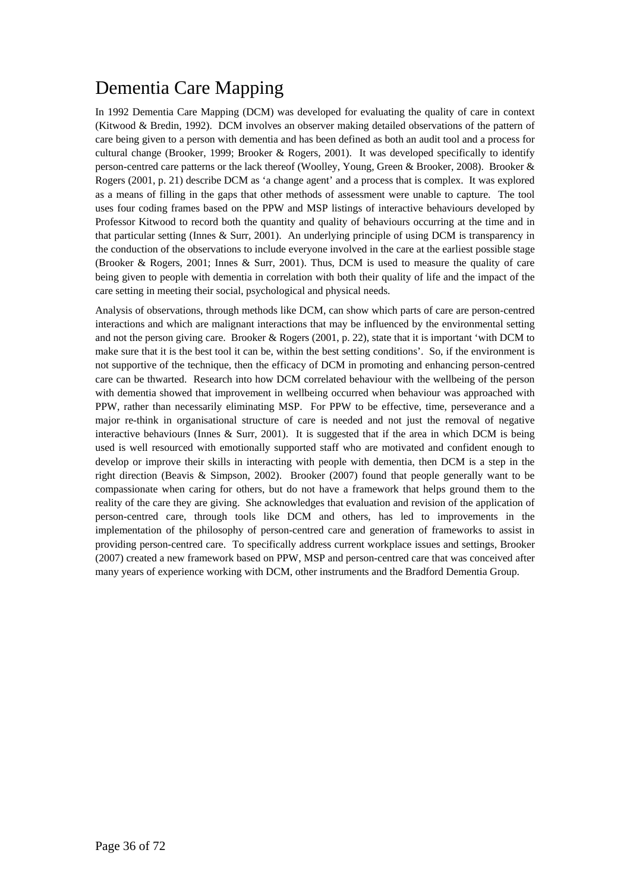# Dementia Care Mapping

In 1992 Dementia Care Mapping (DCM) was developed for evaluating the quality of care in context (Kitwood & Bredin, 1992). DCM involves an observer making detailed observations of the pattern of care being given to a person with dementia and has been defined as both an audit tool and a process for cultural change (Brooker, 1999; Brooker & Rogers, 2001). It was developed specifically to identify person-centred care patterns or the lack thereof (Woolley, Young, Green & Brooker, 2008). Brooker & Rogers (2001, p. 21) describe DCM as 'a change agent' and a process that is complex. It was explored as a means of filling in the gaps that other methods of assessment were unable to capture. The tool uses four coding frames based on the PPW and MSP listings of interactive behaviours developed by Professor Kitwood to record both the quantity and quality of behaviours occurring at the time and in that particular setting (Innes & Surr, 2001). An underlying principle of using DCM is transparency in the conduction of the observations to include everyone involved in the care at the earliest possible stage (Brooker & Rogers, 2001; Innes & Surr, 2001). Thus, DCM is used to measure the quality of care being given to people with dementia in correlation with both their quality of life and the impact of the care setting in meeting their social, psychological and physical needs.

Analysis of observations, through methods like DCM, can show which parts of care are person-centred interactions and which are malignant interactions that may be influenced by the environmental setting and not the person giving care. Brooker & Rogers (2001, p. 22), state that it is important 'with DCM to make sure that it is the best tool it can be, within the best setting conditions'. So, if the environment is not supportive of the technique, then the efficacy of DCM in promoting and enhancing person-centred care can be thwarted. Research into how DCM correlated behaviour with the wellbeing of the person with dementia showed that improvement in wellbeing occurred when behaviour was approached with PPW, rather than necessarily eliminating MSP. For PPW to be effective, time, perseverance and a major re-think in organisational structure of care is needed and not just the removal of negative interactive behaviours (Innes & Surr, 2001). It is suggested that if the area in which DCM is being used is well resourced with emotionally supported staff who are motivated and confident enough to develop or improve their skills in interacting with people with dementia, then DCM is a step in the right direction (Beavis & Simpson, 2002). Brooker (2007) found that people generally want to be compassionate when caring for others, but do not have a framework that helps ground them to the reality of the care they are giving. She acknowledges that evaluation and revision of the application of person-centred care, through tools like DCM and others, has led to improvements in the implementation of the philosophy of person-centred care and generation of frameworks to assist in providing person-centred care. To specifically address current workplace issues and settings, Brooker (2007) created a new framework based on PPW, MSP and person-centred care that was conceived after many years of experience working with DCM, other instruments and the Bradford Dementia Group.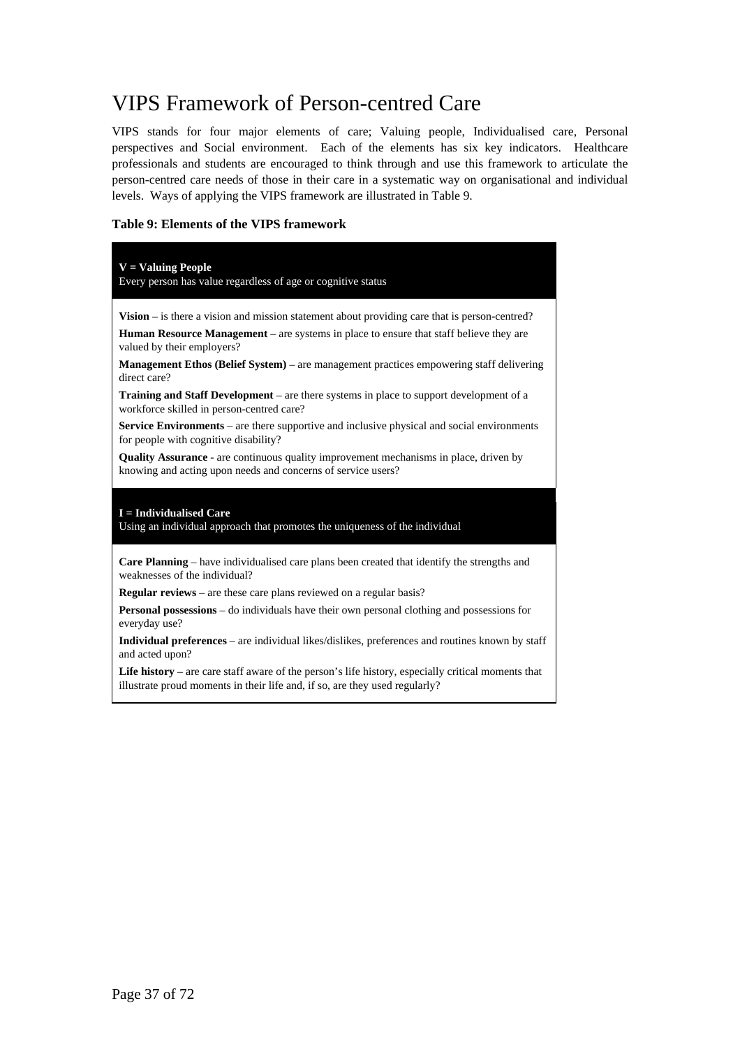# VIPS Framework of Person-centred Care

VIPS stands for four major elements of care; Valuing people, Individualised care, Personal perspectives and Social environment. Each of the elements has six key indicators. Healthcare professionals and students are encouraged to think through and use this framework to articulate the person-centred care needs of those in their care in a systematic way on organisational and individual levels. Ways of applying the VIPS framework are illustrated in Table 9.

**Table 9: Elements of the VIPS framework**

| **V = Valuing People**<br>Every person has value regardless of age or cognitive status |
|---|
| **Vision** – is there a vision and mission statement about providing care that is person-centred?<br>**Human Resource Management** – are systems in place to ensure that staff believe they are valued by their employers?<br>**Management Ethos (Belief System)** – are management practices empowering staff delivering direct care?<br>**Training and Staff Development** – are there systems in place to support development of a workforce skilled in person-centred care?<br>**Service Environments** – are there supportive and inclusive physical and social environments for people with cognitive disability?<br>**Quality Assurance** - are continuous quality improvement mechanisms in place, driven by knowing and acting upon needs and concerns of service users? |
| **I = Individualised Care**<br>Using an individual approach that promotes the uniqueness of the individual |
| **Care Planning** – have individualised care plans been created that identify the strengths and weaknesses of the individual?<br>**Regular reviews** – are these care plans reviewed on a regular basis?<br>**Personal possessions** – do individuals have their own personal clothing and possessions for everyday use?<br>**Individual preferences** – are individual likes/dislikes, preferences and routines known by staff and acted upon?<br>**Life history** – are care staff aware of the person's life history, especially critical moments that illustrate proud moments in their life and, if so, are they used regularly? |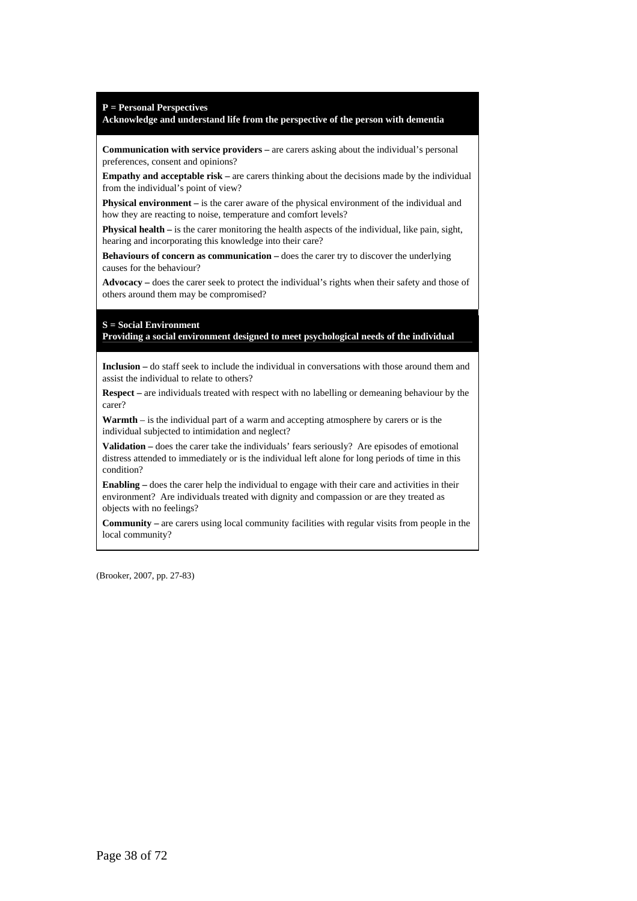**P = Personal Perspectives**
**Acknowledge and understand life from the perspective of the person with dementia**

**Communication with service providers –** are carers asking about the individual's personal preferences, consent and opinions?

**Empathy and acceptable risk –** are carers thinking about the decisions made by the individual from the individual's point of view?

**Physical environment –** is the carer aware of the physical environment of the individual and how they are reacting to noise, temperature and comfort levels?

**Physical health –** is the carer monitoring the health aspects of the individual, like pain, sight, hearing and incorporating this knowledge into their care?

**Behaviours of concern as communication –** does the carer try to discover the underlying causes for the behaviour?

**Advocacy –** does the carer seek to protect the individual's rights when their safety and those of others around them may be compromised?

**S = Social Environment**
**Providing a social environment designed to meet psychological needs of the individual**

**Inclusion –** do staff seek to include the individual in conversations with those around them and assist the individual to relate to others?

**Respect –** are individuals treated with respect with no labelling or demeaning behaviour by the carer?

**Warmth** – is the individual part of a warm and accepting atmosphere by carers or is the individual subjected to intimidation and neglect?

**Validation –** does the carer take the individuals' fears seriously? Are episodes of emotional distress attended to immediately or is the individual left alone for long periods of time in this condition?

**Enabling –** does the carer help the individual to engage with their care and activities in their environment? Are individuals treated with dignity and compassion or are they treated as objects with no feelings?

**Community –** are carers using local community facilities with regular visits from people in the local community?

(Brooker, 2007, pp. 27-83)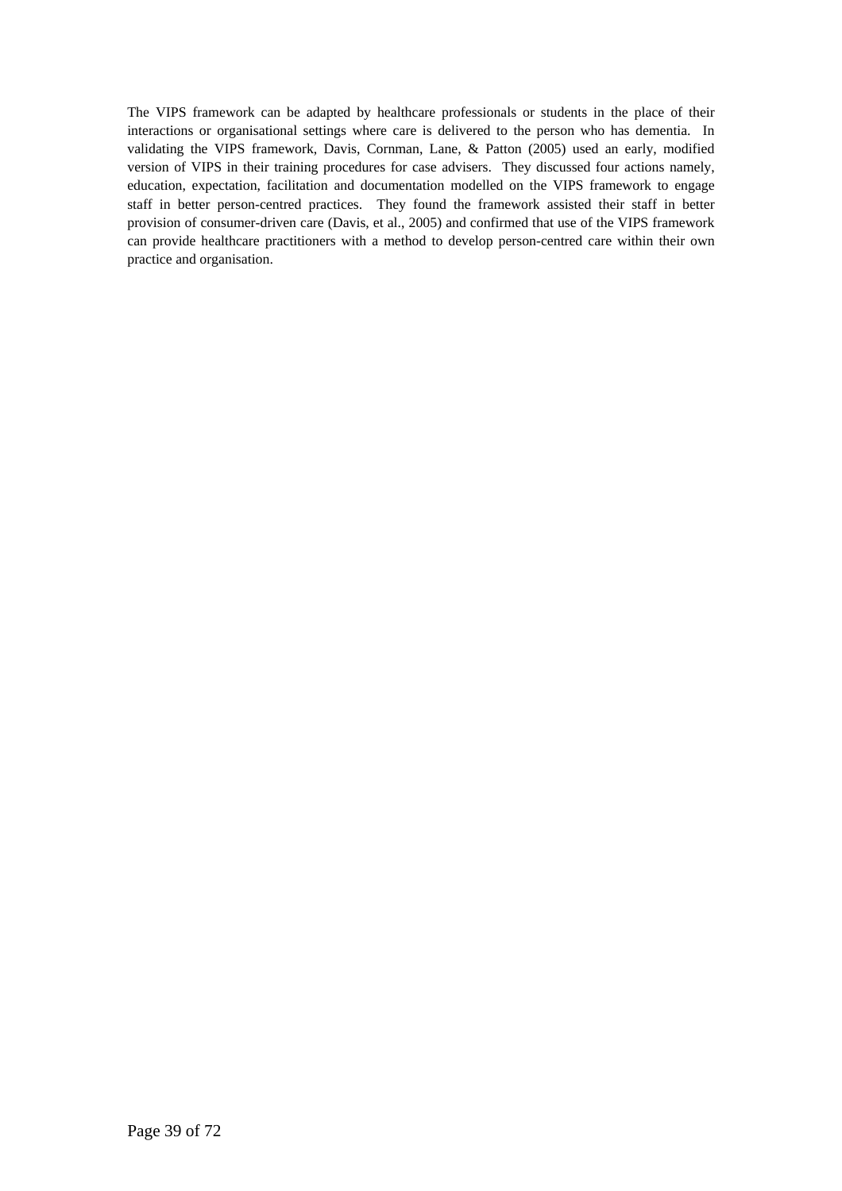The VIPS framework can be adapted by healthcare professionals or students in the place of their interactions or organisational settings where care is delivered to the person who has dementia. In validating the VIPS framework, Davis, Cornman, Lane, & Patton (2005) used an early, modified version of VIPS in their training procedures for case advisers. They discussed four actions namely, education, expectation, facilitation and documentation modelled on the VIPS framework to engage staff in better person-centred practices. They found the framework assisted their staff in better provision of consumer-driven care (Davis, et al., 2005) and confirmed that use of the VIPS framework can provide healthcare practitioners with a method to develop person-centred care within their own practice and organisation.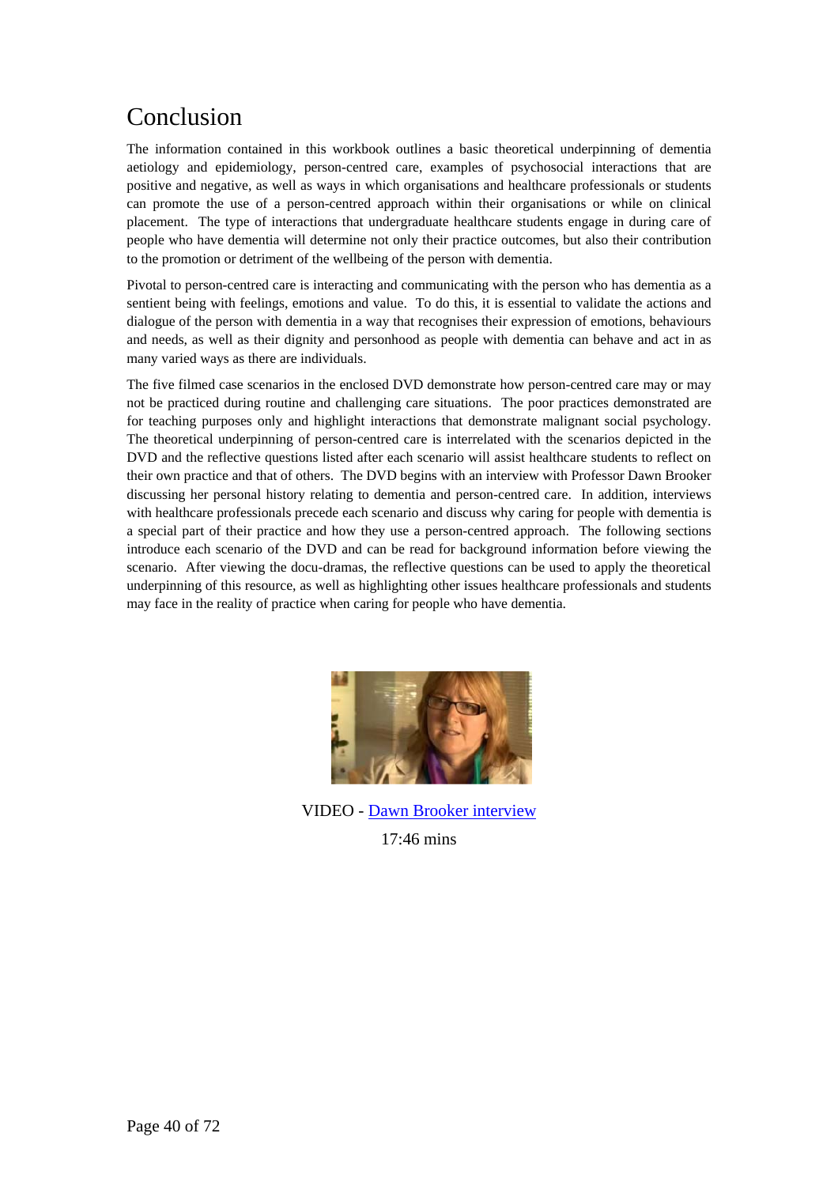# Conclusion

The information contained in this workbook outlines a basic theoretical underpinning of dementia aetiology and epidemiology, person-centred care, examples of psychosocial interactions that are positive and negative, as well as ways in which organisations and healthcare professionals or students can promote the use of a person-centred approach within their organisations or while on clinical placement. The type of interactions that undergraduate healthcare students engage in during care of people who have dementia will determine not only their practice outcomes, but also their contribution to the promotion or detriment of the wellbeing of the person with dementia.

Pivotal to person-centred care is interacting and communicating with the person who has dementia as a sentient being with feelings, emotions and value. To do this, it is essential to validate the actions and dialogue of the person with dementia in a way that recognises their expression of emotions, behaviours and needs, as well as their dignity and personhood as people with dementia can behave and act in as many varied ways as there are individuals.

The five filmed case scenarios in the enclosed DVD demonstrate how person-centred care may or may not be practiced during routine and challenging care situations. The poor practices demonstrated are for teaching purposes only and highlight interactions that demonstrate malignant social psychology. The theoretical underpinning of person-centred care is interrelated with the scenarios depicted in the DVD and the reflective questions listed after each scenario will assist healthcare students to reflect on their own practice and that of others. The DVD begins with an interview with Professor Dawn Brooker discussing her personal history relating to dementia and person-centred care. In addition, interviews with healthcare professionals precede each scenario and discuss why caring for people with dementia is a special part of their practice and how they use a person-centred approach. The following sections introduce each scenario of the DVD and can be read for background information before viewing the scenario. After viewing the docu-dramas, the reflective questions can be used to apply the theoretical underpinning of this resource, as well as highlighting other issues healthcare professionals and students may face in the reality of practice when caring for people who have dementia.

VIDEO - Dawn Brooker interview

17:46 mins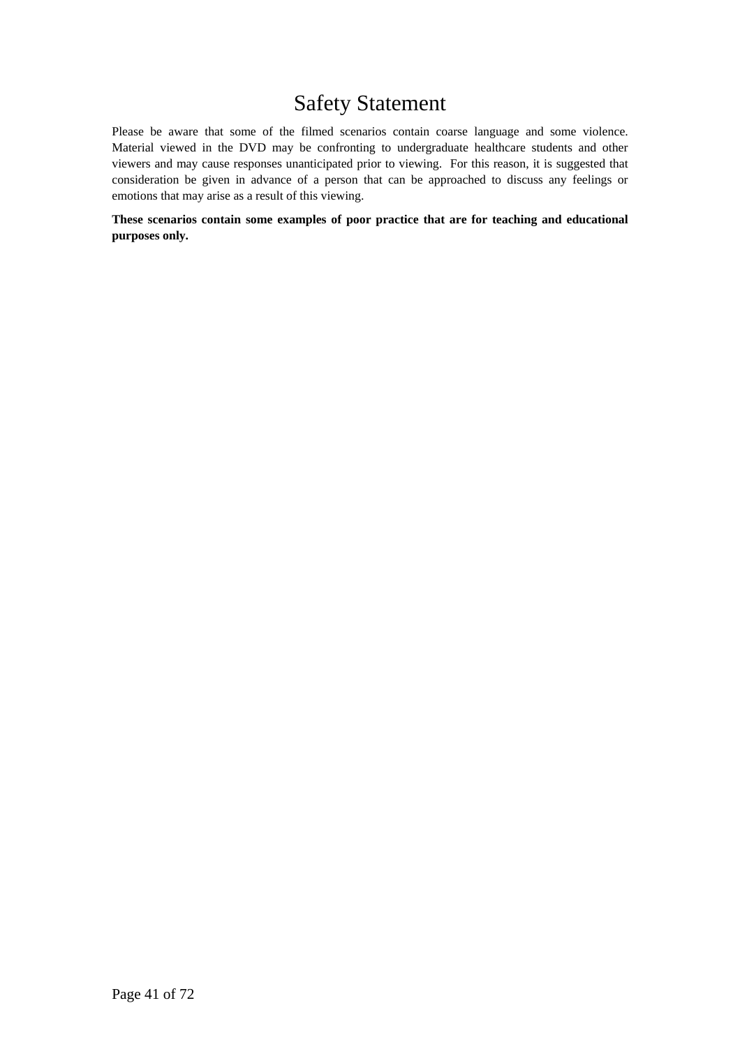# Safety Statement

Please be aware that some of the filmed scenarios contain coarse language and some violence. Material viewed in the DVD may be confronting to undergraduate healthcare students and other viewers and may cause responses unanticipated prior to viewing. For this reason, it is suggested that consideration be given in advance of a person that can be approached to discuss any feelings or emotions that may arise as a result of this viewing.

**These scenarios contain some examples of poor practice that are for teaching and educational purposes only.**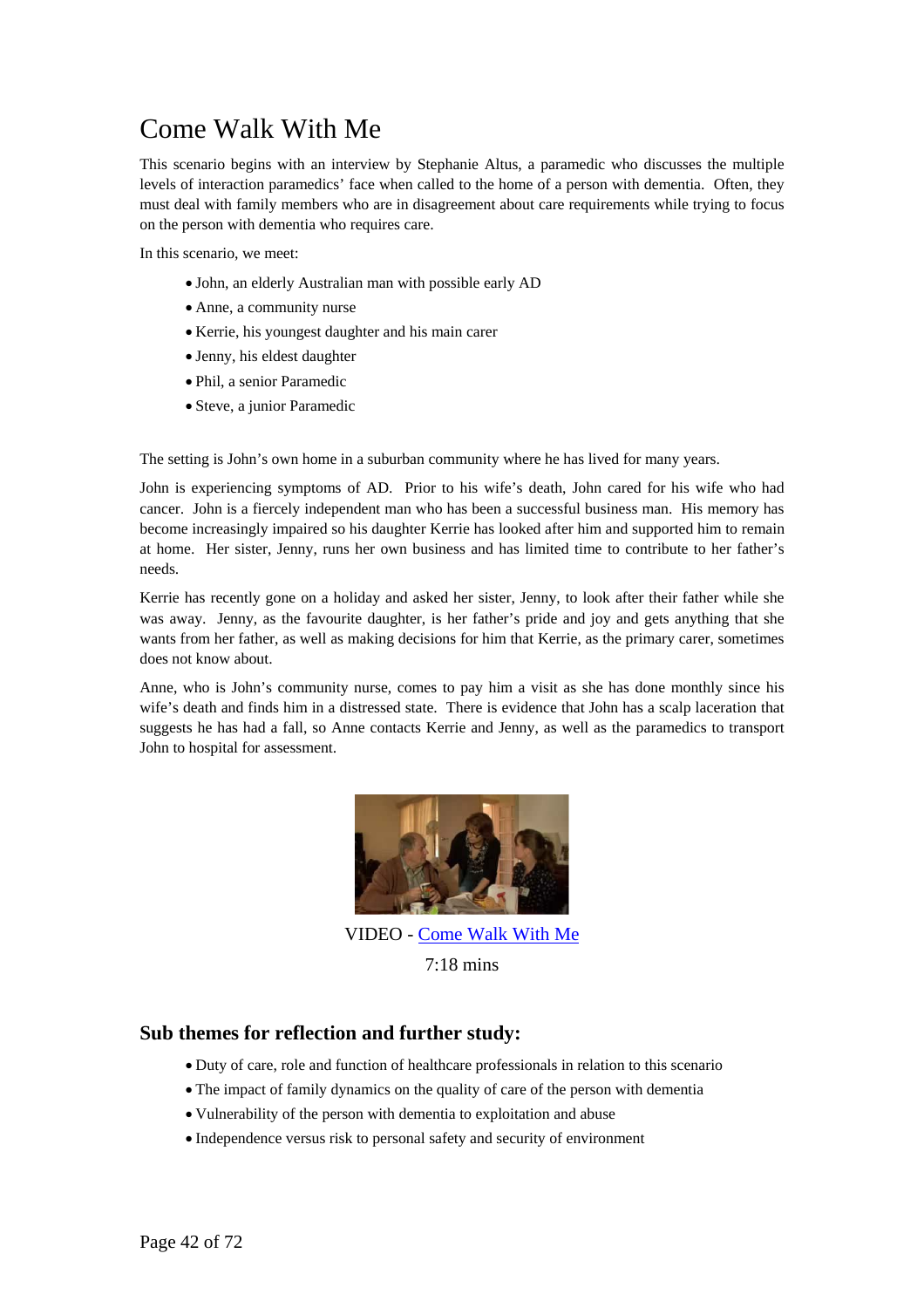# Come Walk With Me

This scenario begins with an interview by Stephanie Altus, a paramedic who discusses the multiple levels of interaction paramedics' face when called to the home of a person with dementia. Often, they must deal with family members who are in disagreement about care requirements while trying to focus on the person with dementia who requires care.

In this scenario, we meet:

- John, an elderly Australian man with possible early AD
- Anne, a community nurse
- Kerrie, his youngest daughter and his main carer
- Jenny, his eldest daughter
- Phil, a senior Paramedic
- Steve, a junior Paramedic

The setting is John's own home in a suburban community where he has lived for many years.

John is experiencing symptoms of AD. Prior to his wife's death, John cared for his wife who had cancer. John is a fiercely independent man who has been a successful business man. His memory has become increasingly impaired so his daughter Kerrie has looked after him and supported him to remain at home. Her sister, Jenny, runs her own business and has limited time to contribute to her father's needs.

Kerrie has recently gone on a holiday and asked her sister, Jenny, to look after their father while she was away. Jenny, as the favourite daughter, is her father's pride and joy and gets anything that she wants from her father, as well as making decisions for him that Kerrie, as the primary carer, sometimes does not know about.

Anne, who is John's community nurse, comes to pay him a visit as she has done monthly since his wife's death and finds him in a distressed state. There is evidence that John has a scalp laceration that suggests he has had a fall, so Anne contacts Kerrie and Jenny, as well as the paramedics to transport John to hospital for assessment.

VIDEO - Come Walk With Me

7:18 mins

### Sub themes for reflection and further study:

- Duty of care, role and function of healthcare professionals in relation to this scenario
- The impact of family dynamics on the quality of care of the person with dementia
- Vulnerability of the person with dementia to exploitation and abuse
- Independence versus risk to personal safety and security of environment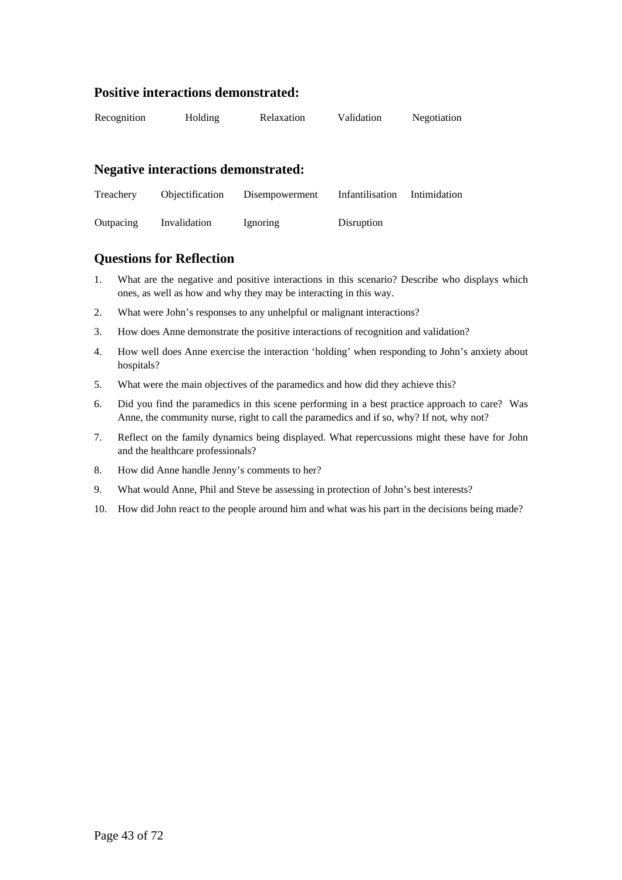### Positive interactions demonstrated:

Recognition Holding Relaxation Validation Negotiation

### Negative interactions demonstrated:

Treachery Objectification Disempowerment Infantilisation Intimidation

Outpacing Invalidation Ignoring Disruption

### Questions for Reflection

1. What are the negative and positive interactions in this scenario? Describe who displays which ones, as well as how and why they may be interacting in this way.
2. What were John's responses to any unhelpful or malignant interactions?
3. How does Anne demonstrate the positive interactions of recognition and validation?
4. How well does Anne exercise the interaction 'holding' when responding to John's anxiety about hospitals?
5. What were the main objectives of the paramedics and how did they achieve this?
6. Did you find the paramedics in this scene performing in a best practice approach to care? Was Anne, the community nurse, right to call the paramedics and if so, why? If not, why not?
7. Reflect on the family dynamics being displayed. What repercussions might these have for John and the healthcare professionals?
8. How did Anne handle Jenny's comments to her?
9. What would Anne, Phil and Steve be assessing in protection of John's best interests?
10. How did John react to the people around him and what was his part in the decisions being made?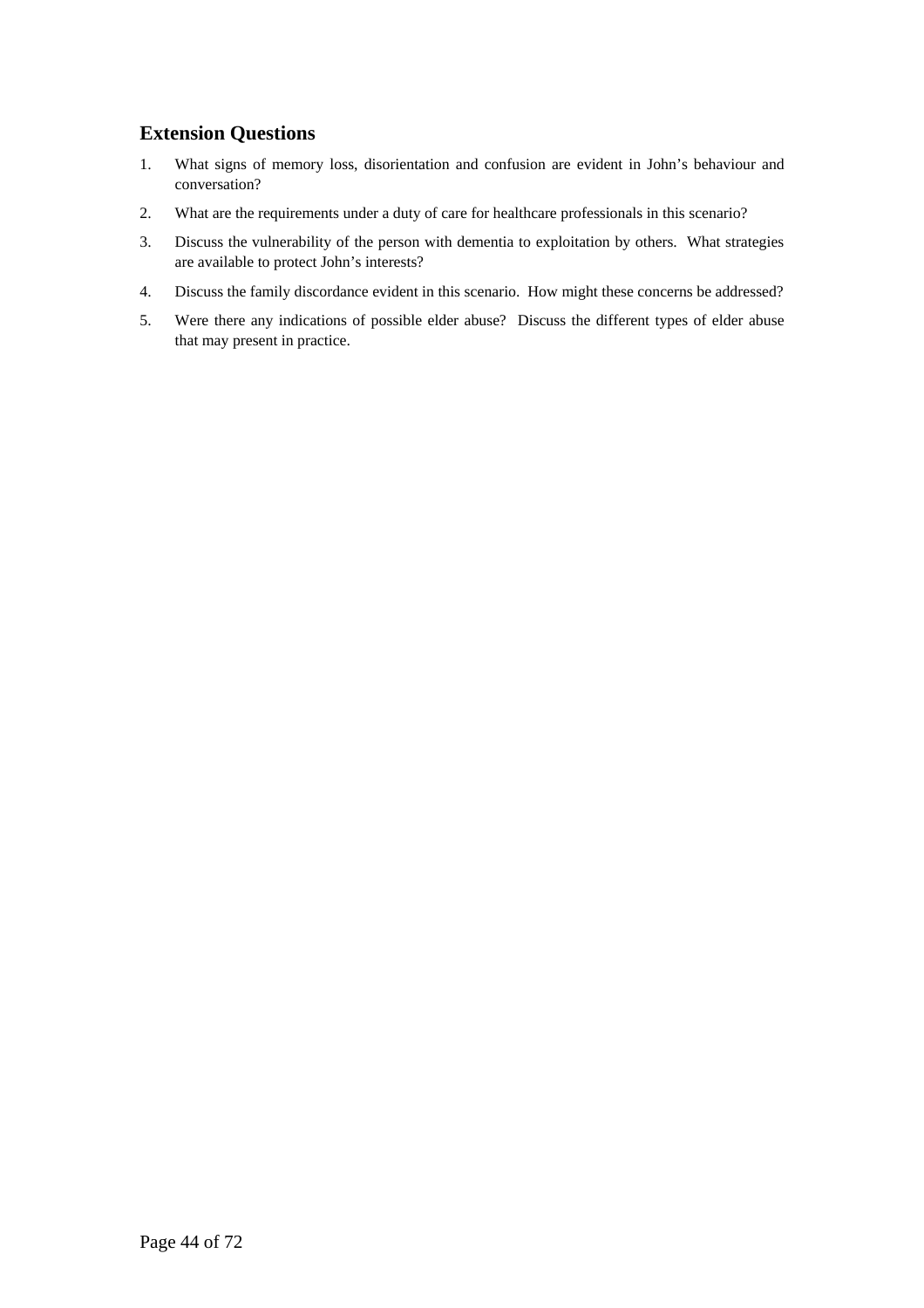## Extension Questions

1. What signs of memory loss, disorientation and confusion are evident in John's behaviour and conversation?
2. What are the requirements under a duty of care for healthcare professionals in this scenario?
3. Discuss the vulnerability of the person with dementia to exploitation by others. What strategies are available to protect John's interests?
4. Discuss the family discordance evident in this scenario. How might these concerns be addressed?
5. Were there any indications of possible elder abuse? Discuss the different types of elder abuse that may present in practice.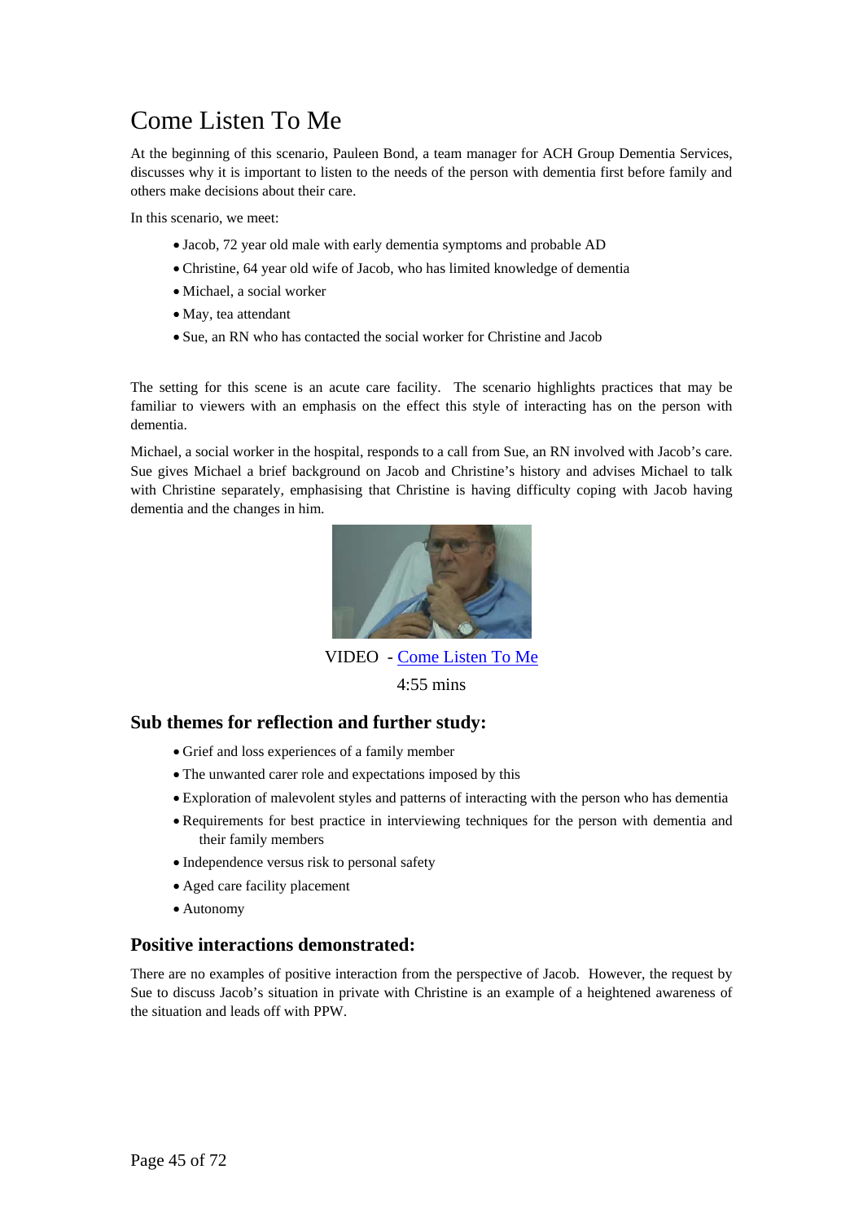# Come Listen To Me

At the beginning of this scenario, Pauleen Bond, a team manager for ACH Group Dementia Services, discusses why it is important to listen to the needs of the person with dementia first before family and others make decisions about their care.

In this scenario, we meet:

- Jacob, 72 year old male with early dementia symptoms and probable AD
- Christine, 64 year old wife of Jacob, who has limited knowledge of dementia
- Michael, a social worker
- May, tea attendant
- Sue, an RN who has contacted the social worker for Christine and Jacob

The setting for this scene is an acute care facility. The scenario highlights practices that may be familiar to viewers with an emphasis on the effect this style of interacting has on the person with dementia.

Michael, a social worker in the hospital, responds to a call from Sue, an RN involved with Jacob's care. Sue gives Michael a brief background on Jacob and Christine's history and advises Michael to talk with Christine separately, emphasising that Christine is having difficulty coping with Jacob having dementia and the changes in him.

VIDEO - Come Listen To Me

4:55 mins

## Sub themes for reflection and further study:

- Grief and loss experiences of a family member
- The unwanted carer role and expectations imposed by this
- Exploration of malevolent styles and patterns of interacting with the person who has dementia
- Requirements for best practice in interviewing techniques for the person with dementia and their family members
- Independence versus risk to personal safety
- Aged care facility placement
- Autonomy

## Positive interactions demonstrated:

There are no examples of positive interaction from the perspective of Jacob. However, the request by Sue to discuss Jacob's situation in private with Christine is an example of a heightened awareness of the situation and leads off with PPW.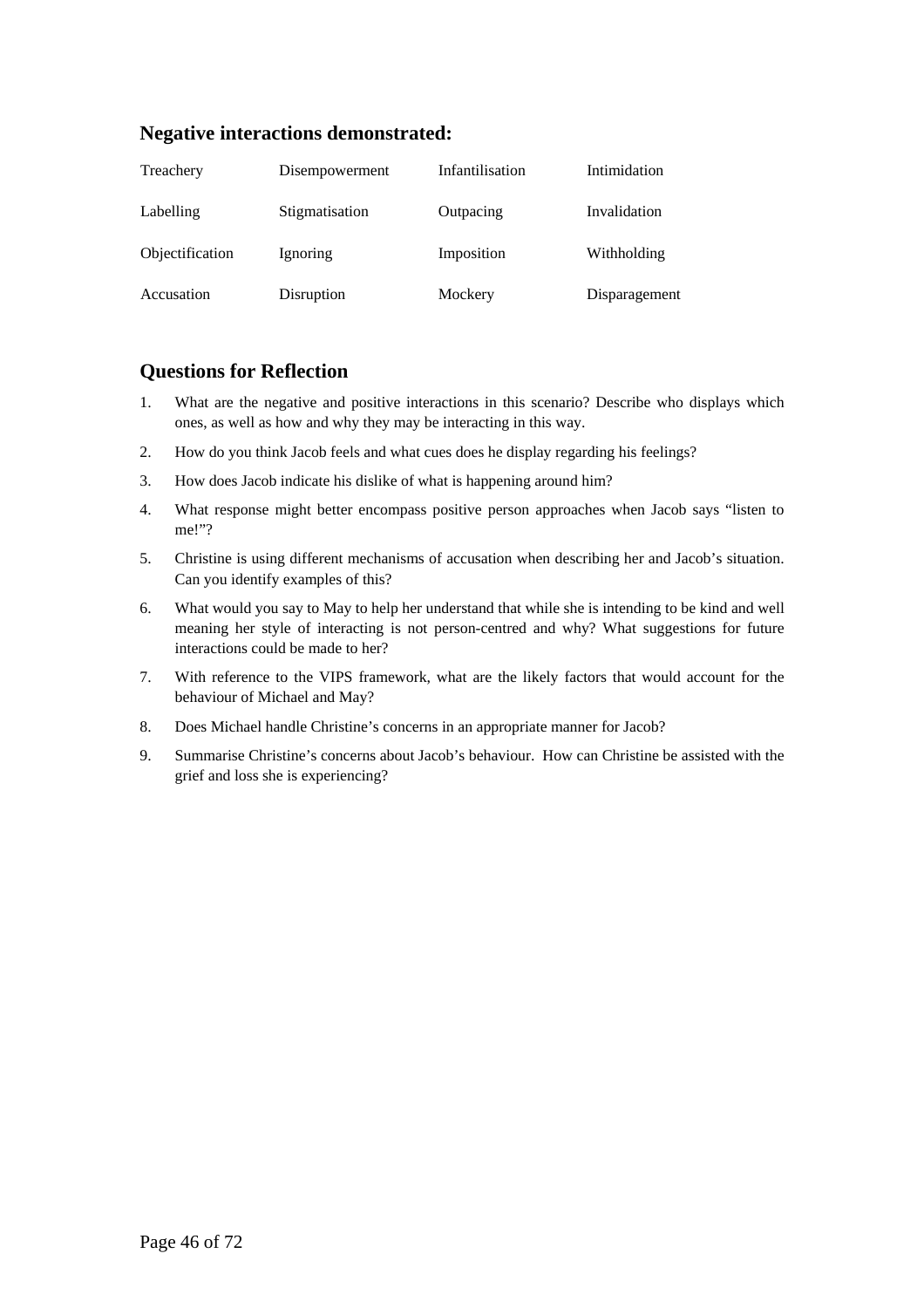## Negative interactions demonstrated:

| Treachery | Disempowerment | Infantilisation | Intimidation |
|---|---|---|---|
| Labelling | Stigmatisation | Outpacing | Invalidation |
| Objectification | Ignoring | Imposition | Withholding |
| Accusation | Disruption | Mockery | Disparagement |

## Questions for Reflection

1. What are the negative and positive interactions in this scenario? Describe who displays which ones, as well as how and why they may be interacting in this way.
2. How do you think Jacob feels and what cues does he display regarding his feelings?
3. How does Jacob indicate his dislike of what is happening around him?
4. What response might better encompass positive person approaches when Jacob says "listen to me!"?
5. Christine is using different mechanisms of accusation when describing her and Jacob's situation. Can you identify examples of this?
6. What would you say to May to help her understand that while she is intending to be kind and well meaning her style of interacting is not person-centred and why? What suggestions for future interactions could be made to her?
7. With reference to the VIPS framework, what are the likely factors that would account for the behaviour of Michael and May?
8. Does Michael handle Christine's concerns in an appropriate manner for Jacob?
9. Summarise Christine's concerns about Jacob's behaviour. How can Christine be assisted with the grief and loss she is experiencing?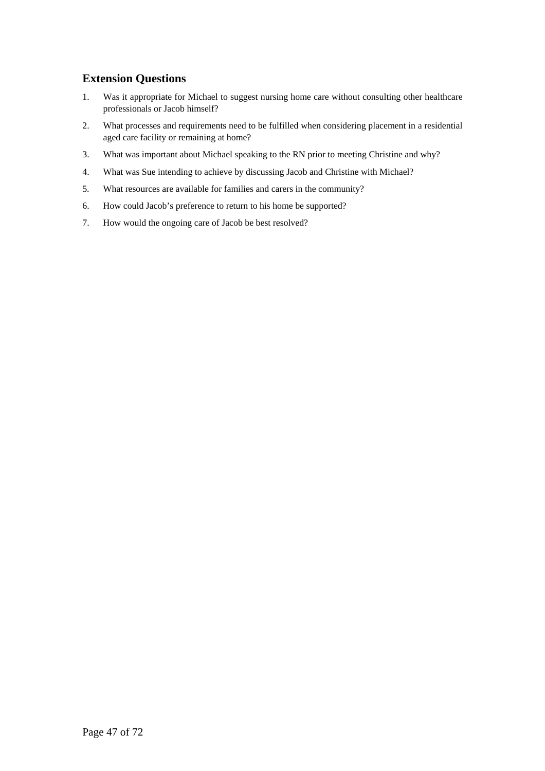## Extension Questions

1. Was it appropriate for Michael to suggest nursing home care without consulting other healthcare professionals or Jacob himself?
2. What processes and requirements need to be fulfilled when considering placement in a residential aged care facility or remaining at home?
3. What was important about Michael speaking to the RN prior to meeting Christine and why?
4. What was Sue intending to achieve by discussing Jacob and Christine with Michael?
5. What resources are available for families and carers in the community?
6. How could Jacob's preference to return to his home be supported?
7. How would the ongoing care of Jacob be best resolved?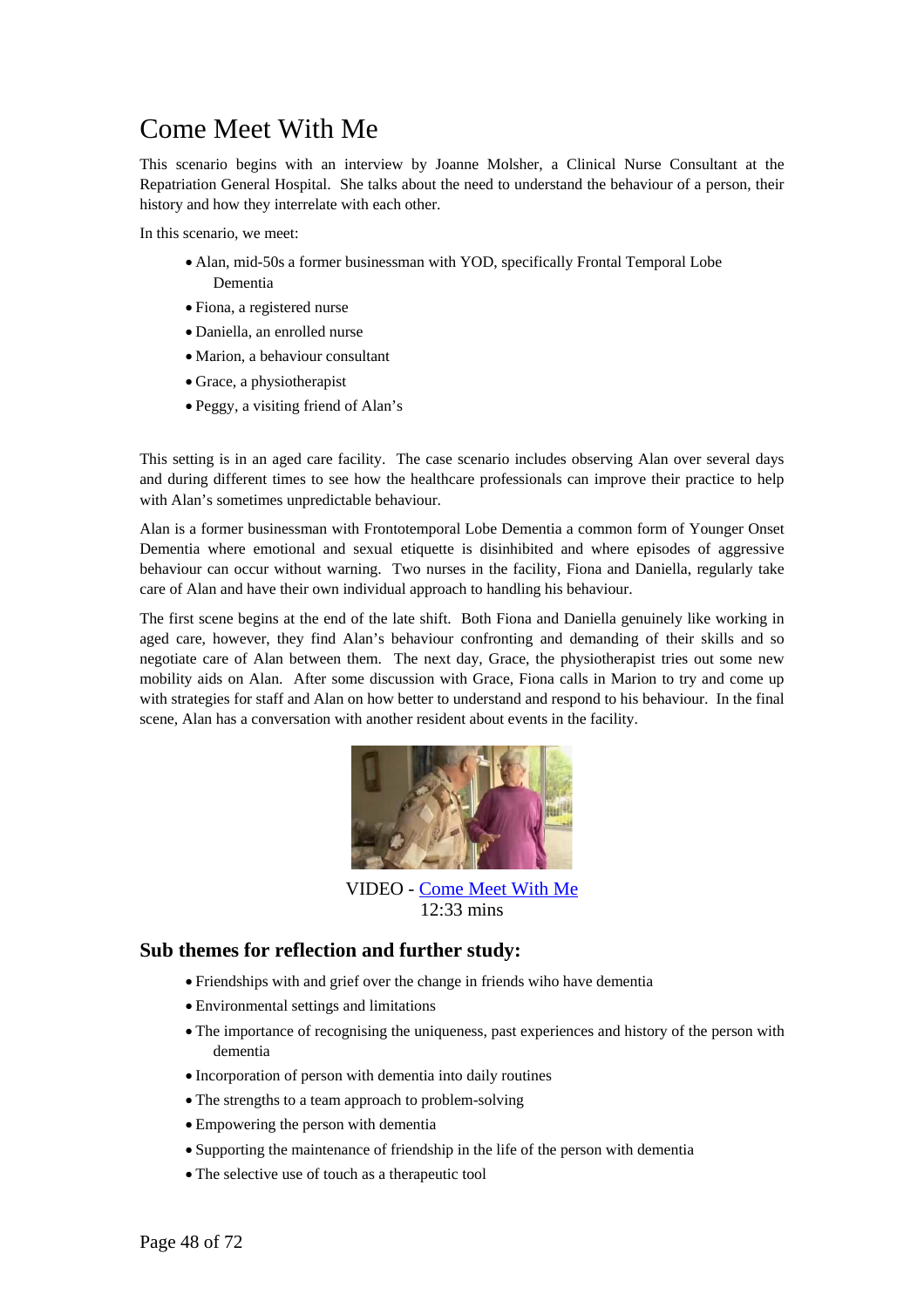# Come Meet With Me

This scenario begins with an interview by Joanne Molsher, a Clinical Nurse Consultant at the Repatriation General Hospital. She talks about the need to understand the behaviour of a person, their history and how they interrelate with each other.

In this scenario, we meet:

- Alan, mid-50s a former businessman with YOD, specifically Frontal Temporal Lobe Dementia
- Fiona, a registered nurse
- Daniella, an enrolled nurse
- Marion, a behaviour consultant
- Grace, a physiotherapist
- Peggy, a visiting friend of Alan's

This setting is in an aged care facility. The case scenario includes observing Alan over several days and during different times to see how the healthcare professionals can improve their practice to help with Alan's sometimes unpredictable behaviour.

Alan is a former businessman with Frontotemporal Lobe Dementia a common form of Younger Onset Dementia where emotional and sexual etiquette is disinhibited and where episodes of aggressive behaviour can occur without warning. Two nurses in the facility, Fiona and Daniella, regularly take care of Alan and have their own individual approach to handling his behaviour.

The first scene begins at the end of the late shift. Both Fiona and Daniella genuinely like working in aged care, however, they find Alan's behaviour confronting and demanding of their skills and so negotiate care of Alan between them. The next day, Grace, the physiotherapist tries out some new mobility aids on Alan. After some discussion with Grace, Fiona calls in Marion to try and come up with strategies for staff and Alan on how better to understand and respond to his behaviour. In the final scene, Alan has a conversation with another resident about events in the facility.

VIDEO - Come Meet With Me
12:33 mins

## Sub themes for reflection and further study:

- Friendships with and grief over the change in friends wiho have dementia
- Environmental settings and limitations
- The importance of recognising the uniqueness, past experiences and history of the person with dementia
- Incorporation of person with dementia into daily routines
- The strengths to a team approach to problem-solving
- Empowering the person with dementia
- Supporting the maintenance of friendship in the life of the person with dementia
- The selective use of touch as a therapeutic tool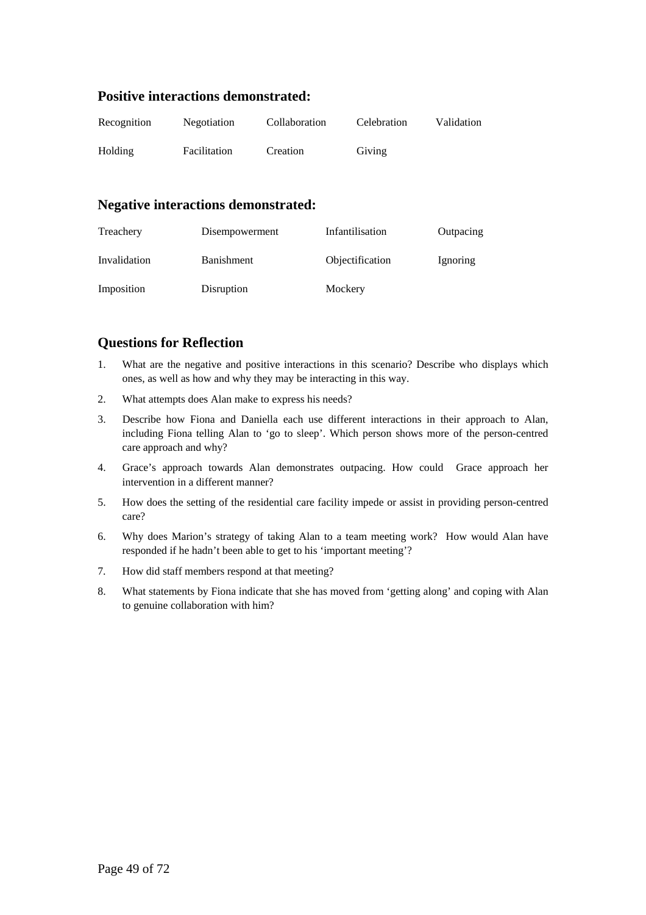## Positive interactions demonstrated:

| Recognition | Negotiation | Collaboration | Celebration | Validation |
|---|---|---|---|---|
| Holding | Facilitation | Creation | Giving | |

## Negative interactions demonstrated:

| Treachery | Disempowerment | Infantilisation | Outpacing |
|---|---|---|---|
| Invalidation | Banishment | Objectification | Ignoring |
| Imposition | Disruption | Mockery | |

## Questions for Reflection

1. What are the negative and positive interactions in this scenario? Describe who displays which ones, as well as how and why they may be interacting in this way.
2. What attempts does Alan make to express his needs?
3. Describe how Fiona and Daniella each use different interactions in their approach to Alan, including Fiona telling Alan to 'go to sleep'. Which person shows more of the person-centred care approach and why?
4. Grace's approach towards Alan demonstrates outpacing. How could Grace approach her intervention in a different manner?
5. How does the setting of the residential care facility impede or assist in providing person-centred care?
6. Why does Marion's strategy of taking Alan to a team meeting work? How would Alan have responded if he hadn't been able to get to his 'important meeting'?
7. How did staff members respond at that meeting?
8. What statements by Fiona indicate that she has moved from 'getting along' and coping with Alan to genuine collaboration with him?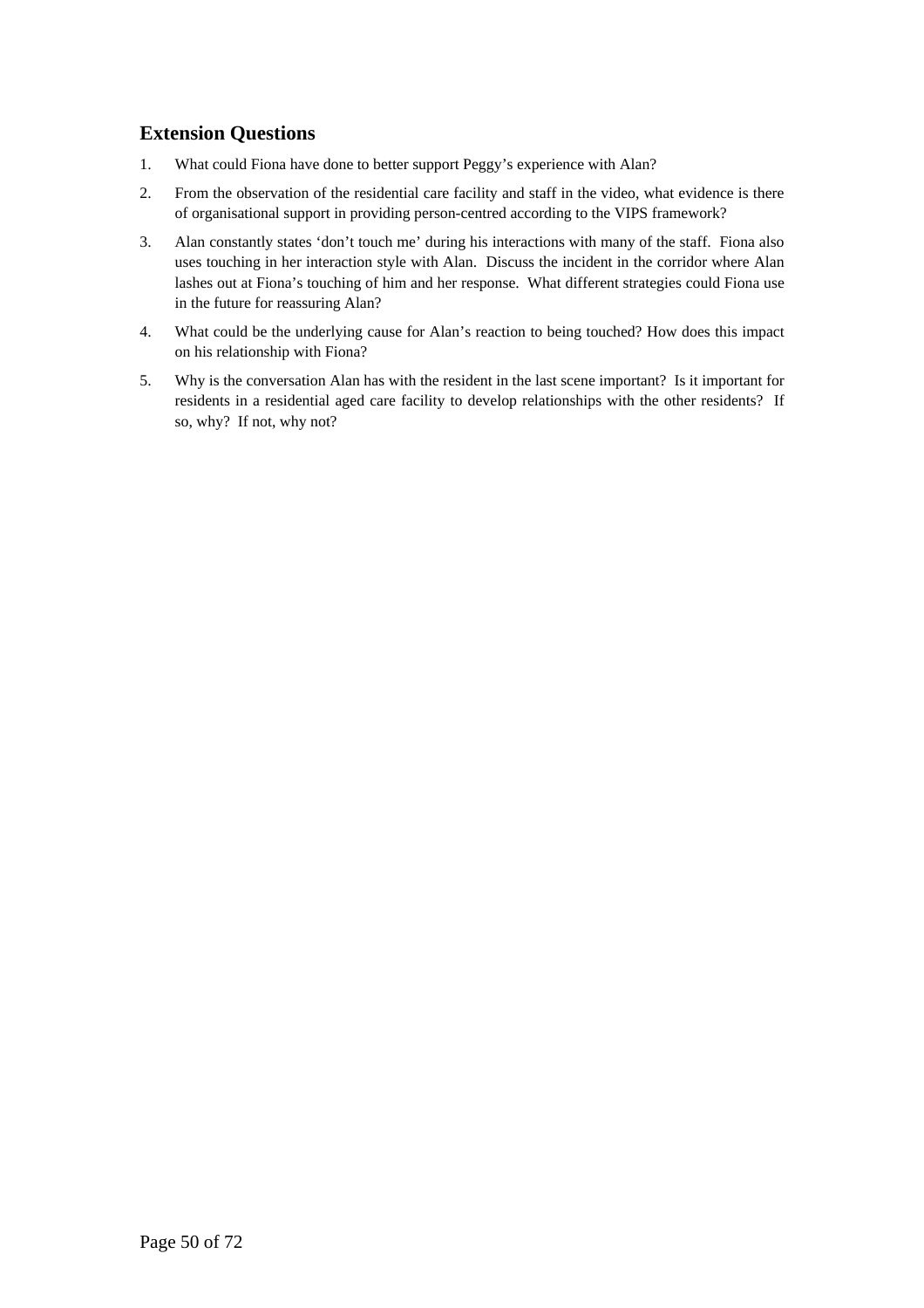## Extension Questions

1. What could Fiona have done to better support Peggy's experience with Alan?
2. From the observation of the residential care facility and staff in the video, what evidence is there of organisational support in providing person-centred according to the VIPS framework?
3. Alan constantly states 'don't touch me' during his interactions with many of the staff. Fiona also uses touching in her interaction style with Alan. Discuss the incident in the corridor where Alan lashes out at Fiona's touching of him and her response. What different strategies could Fiona use in the future for reassuring Alan?
4. What could be the underlying cause for Alan's reaction to being touched? How does this impact on his relationship with Fiona?
5. Why is the conversation Alan has with the resident in the last scene important? Is it important for residents in a residential aged care facility to develop relationships with the other residents? If so, why? If not, why not?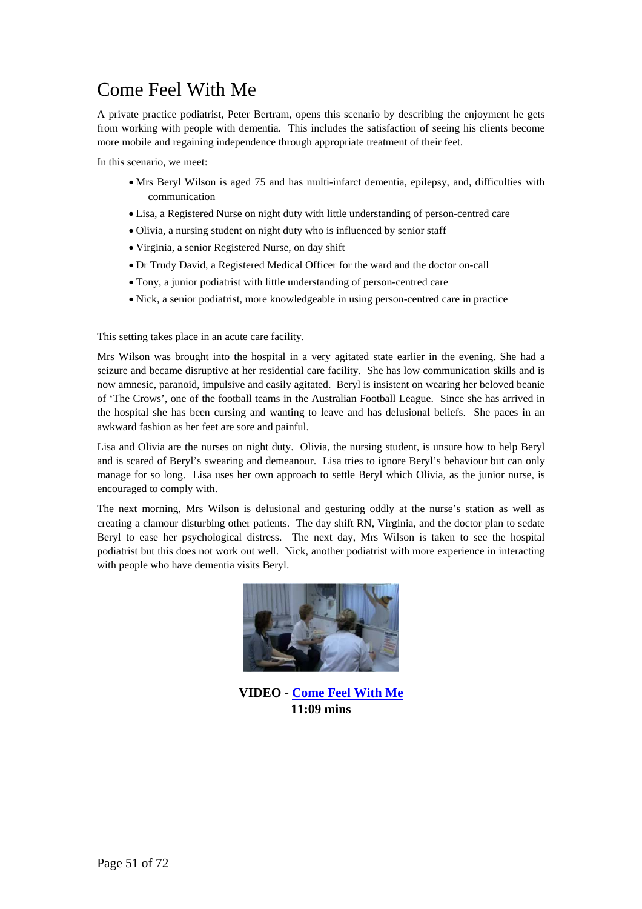# Come Feel With Me

A private practice podiatrist, Peter Bertram, opens this scenario by describing the enjoyment he gets from working with people with dementia. This includes the satisfaction of seeing his clients become more mobile and regaining independence through appropriate treatment of their feet.

In this scenario, we meet:

- Mrs Beryl Wilson is aged 75 and has multi-infarct dementia, epilepsy, and, difficulties with communication
- Lisa, a Registered Nurse on night duty with little understanding of person-centred care
- Olivia, a nursing student on night duty who is influenced by senior staff
- Virginia, a senior Registered Nurse, on day shift
- Dr Trudy David, a Registered Medical Officer for the ward and the doctor on-call
- Tony, a junior podiatrist with little understanding of person-centred care
- Nick, a senior podiatrist, more knowledgeable in using person-centred care in practice

This setting takes place in an acute care facility.

Mrs Wilson was brought into the hospital in a very agitated state earlier in the evening. She had a seizure and became disruptive at her residential care facility. She has low communication skills and is now amnesic, paranoid, impulsive and easily agitated. Beryl is insistent on wearing her beloved beanie of 'The Crows', one of the football teams in the Australian Football League. Since she has arrived in the hospital she has been cursing and wanting to leave and has delusional beliefs. She paces in an awkward fashion as her feet are sore and painful.

Lisa and Olivia are the nurses on night duty. Olivia, the nursing student, is unsure how to help Beryl and is scared of Beryl's swearing and demeanour. Lisa tries to ignore Beryl's behaviour but can only manage for so long. Lisa uses her own approach to settle Beryl which Olivia, as the junior nurse, is encouraged to comply with.

The next morning, Mrs Wilson is delusional and gesturing oddly at the nurse's station as well as creating a clamour disturbing other patients. The day shift RN, Virginia, and the doctor plan to sedate Beryl to ease her psychological distress. The next day, Mrs Wilson is taken to see the hospital podiatrist but this does not work out well. Nick, another podiatrist with more experience in interacting with people who have dementia visits Beryl.

**VIDEO - Come Feel With Me**
**11:09 mins**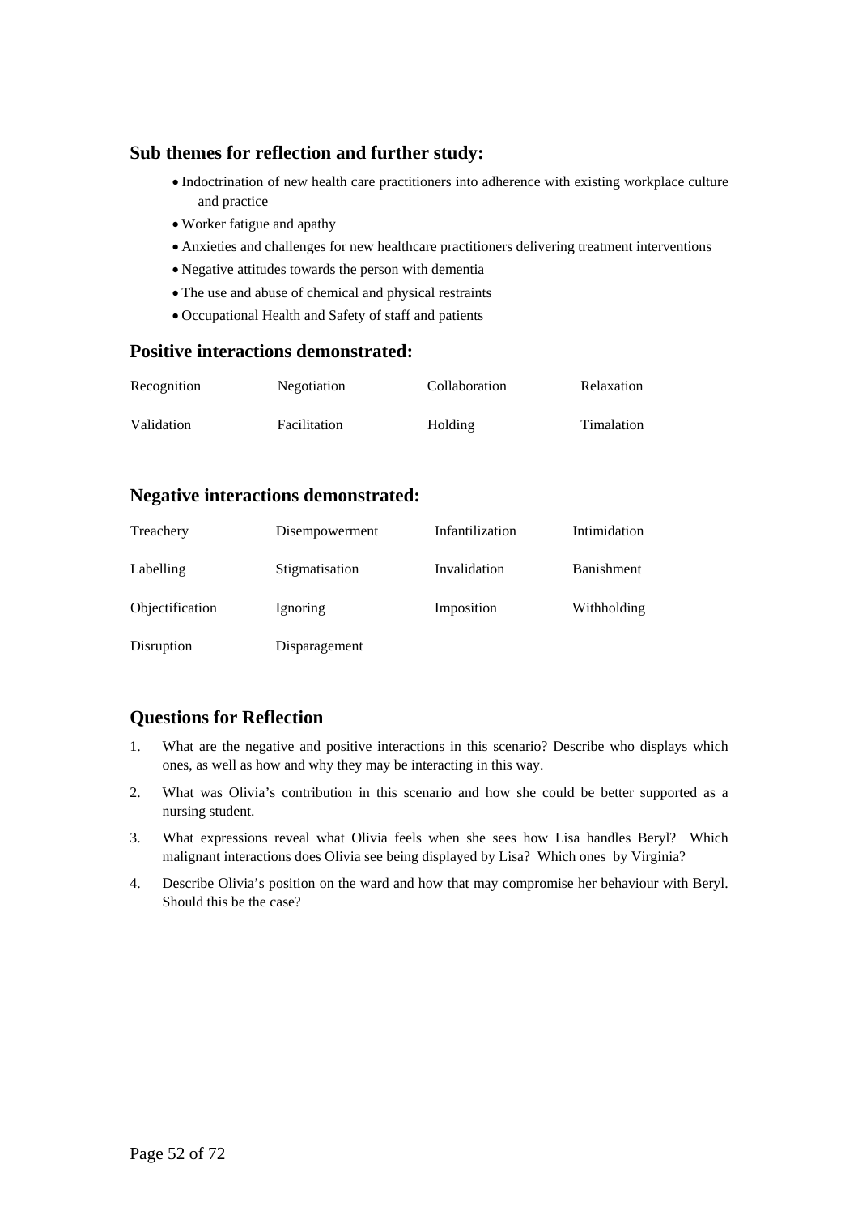### Sub themes for reflection and further study:

- Indoctrination of new health care practitioners into adherence with existing workplace culture and practice
- Worker fatigue and apathy
- Anxieties and challenges for new healthcare practitioners delivering treatment interventions
- Negative attitudes towards the person with dementia
- The use and abuse of chemical and physical restraints
- Occupational Health and Safety of staff and patients

### Positive interactions demonstrated:

| | | | |
|---|---|---|---|
| Recognition | Negotiation | Collaboration | Relaxation |
| Validation | Facilitation | Holding | Timalation |

### Negative interactions demonstrated:

| | | | |
|---|---|---|---|
| Treachery | Disempowerment | Infantilization | Intimidation |
| Labelling | Stigmatisation | Invalidation | Banishment |
| Objectification | Ignoring | Imposition | Withholding |
| Disruption | Disparagement | | |

### Questions for Reflection

1. What are the negative and positive interactions in this scenario? Describe who displays which ones, as well as how and why they may be interacting in this way.
2. What was Olivia's contribution in this scenario and how she could be better supported as a nursing student.
3. What expressions reveal what Olivia feels when she sees how Lisa handles Beryl? Which malignant interactions does Olivia see being displayed by Lisa? Which ones by Virginia?
4. Describe Olivia's position on the ward and how that may compromise her behaviour with Beryl. Should this be the case?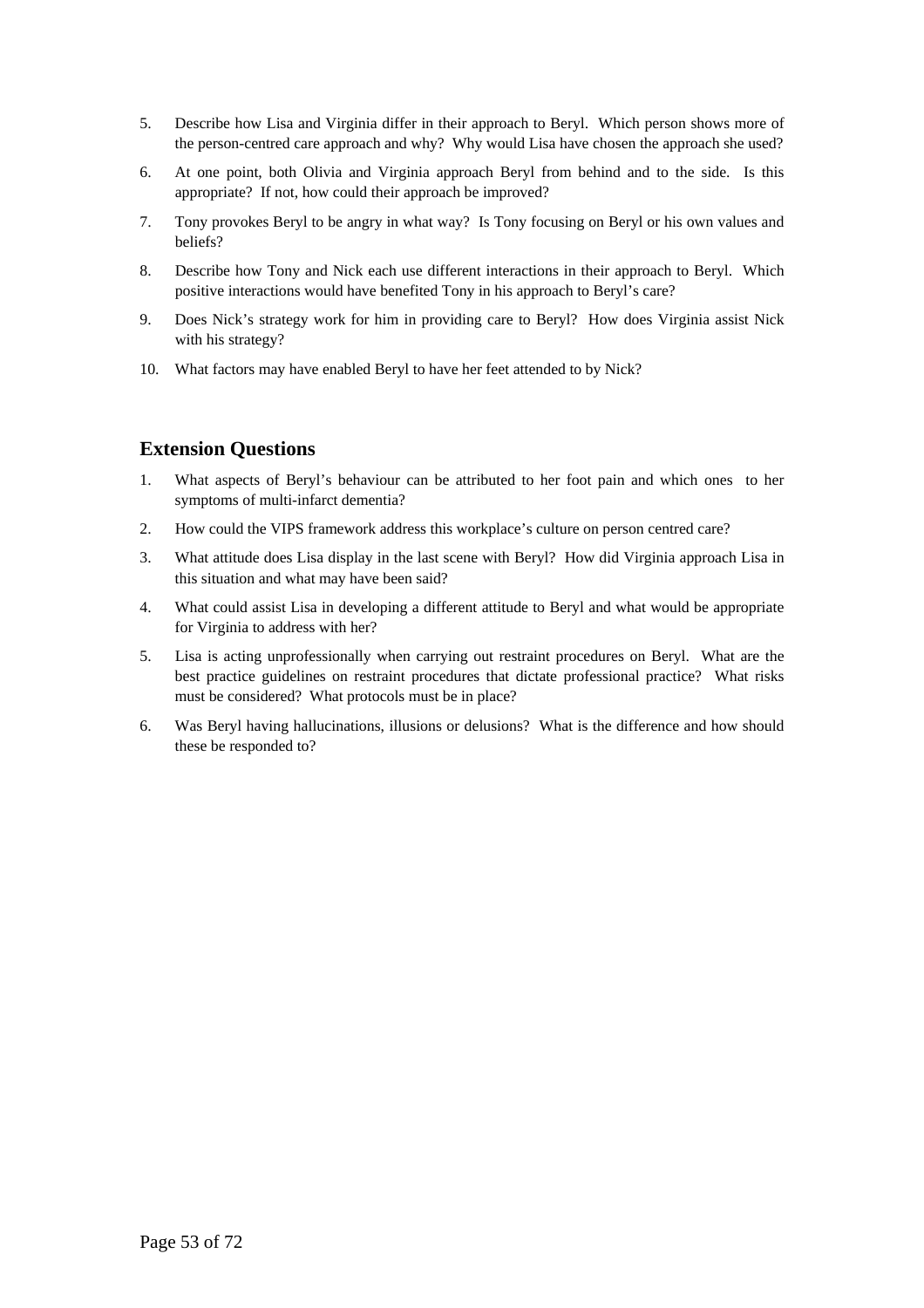5. Describe how Lisa and Virginia differ in their approach to Beryl. Which person shows more of the person-centred care approach and why? Why would Lisa have chosen the approach she used?
6. At one point, both Olivia and Virginia approach Beryl from behind and to the side. Is this appropriate? If not, how could their approach be improved?
7. Tony provokes Beryl to be angry in what way? Is Tony focusing on Beryl or his own values and beliefs?
8. Describe how Tony and Nick each use different interactions in their approach to Beryl. Which positive interactions would have benefited Tony in his approach to Beryl's care?
9. Does Nick's strategy work for him in providing care to Beryl? How does Virginia assist Nick with his strategy?
10. What factors may have enabled Beryl to have her feet attended to by Nick?

## Extension Questions

1. What aspects of Beryl's behaviour can be attributed to her foot pain and which ones to her symptoms of multi-infarct dementia?
2. How could the VIPS framework address this workplace's culture on person centred care?
3. What attitude does Lisa display in the last scene with Beryl? How did Virginia approach Lisa in this situation and what may have been said?
4. What could assist Lisa in developing a different attitude to Beryl and what would be appropriate for Virginia to address with her?
5. Lisa is acting unprofessionally when carrying out restraint procedures on Beryl. What are the best practice guidelines on restraint procedures that dictate professional practice? What risks must be considered? What protocols must be in place?
6. Was Beryl having hallucinations, illusions or delusions? What is the difference and how should these be responded to?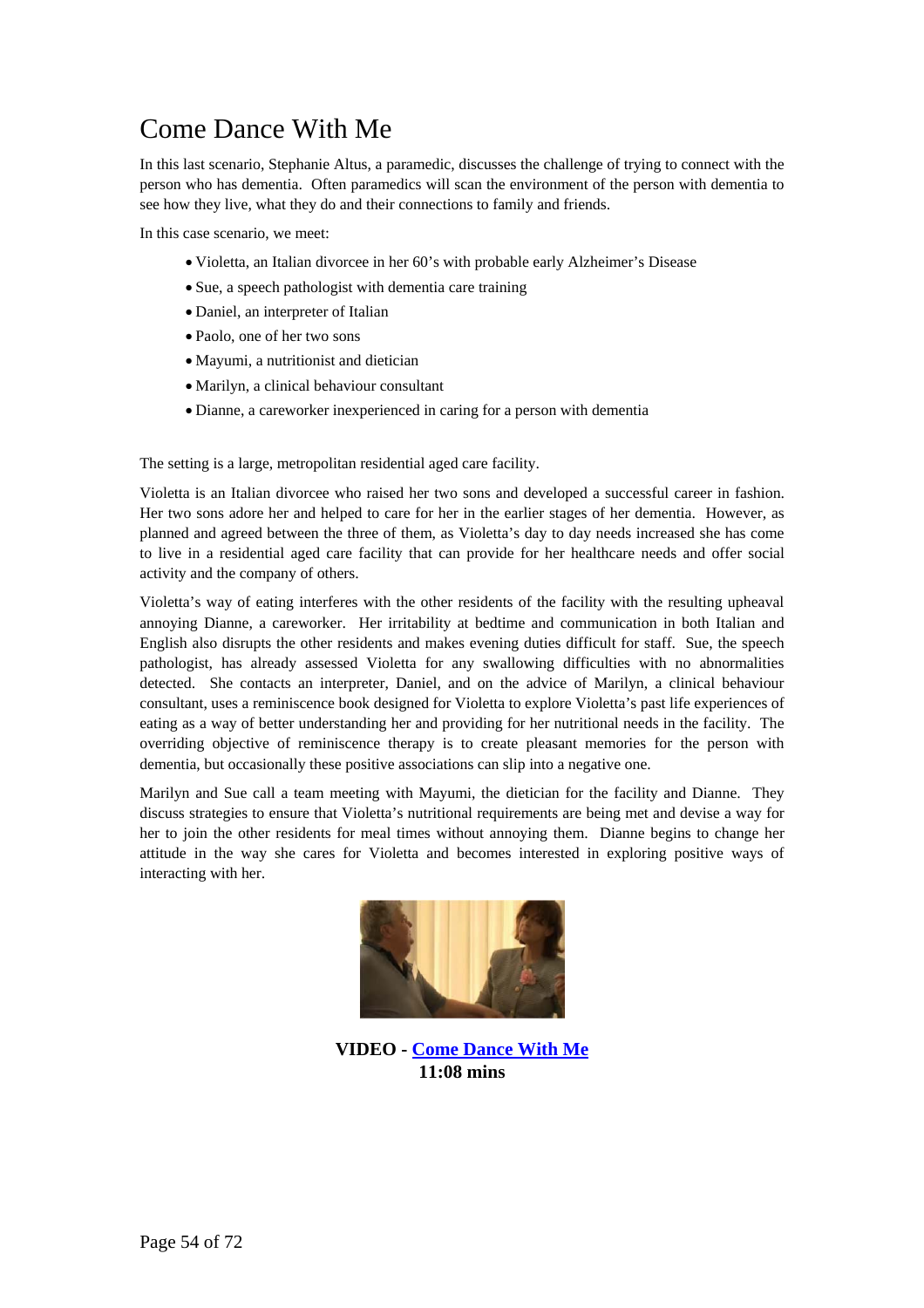# Come Dance With Me

In this last scenario, Stephanie Altus, a paramedic, discusses the challenge of trying to connect with the person who has dementia. Often paramedics will scan the environment of the person with dementia to see how they live, what they do and their connections to family and friends.

In this case scenario, we meet:

- Violetta, an Italian divorcee in her 60's with probable early Alzheimer's Disease
- Sue, a speech pathologist with dementia care training
- Daniel, an interpreter of Italian
- Paolo, one of her two sons
- Mayumi, a nutritionist and dietician
- Marilyn, a clinical behaviour consultant
- Dianne, a careworker inexperienced in caring for a person with dementia

The setting is a large, metropolitan residential aged care facility.

Violetta is an Italian divorcee who raised her two sons and developed a successful career in fashion. Her two sons adore her and helped to care for her in the earlier stages of her dementia. However, as planned and agreed between the three of them, as Violetta's day to day needs increased she has come to live in a residential aged care facility that can provide for her healthcare needs and offer social activity and the company of others.

Violetta's way of eating interferes with the other residents of the facility with the resulting upheaval annoying Dianne, a careworker. Her irritability at bedtime and communication in both Italian and English also disrupts the other residents and makes evening duties difficult for staff. Sue, the speech pathologist, has already assessed Violetta for any swallowing difficulties with no abnormalities detected. She contacts an interpreter, Daniel, and on the advice of Marilyn, a clinical behaviour consultant, uses a reminiscence book designed for Violetta to explore Violetta's past life experiences of eating as a way of better understanding her and providing for her nutritional needs in the facility. The overriding objective of reminiscence therapy is to create pleasant memories for the person with dementia, but occasionally these positive associations can slip into a negative one.

Marilyn and Sue call a team meeting with Mayumi, the dietician for the facility and Dianne. They discuss strategies to ensure that Violetta's nutritional requirements are being met and devise a way for her to join the other residents for meal times without annoying them. Dianne begins to change her attitude in the way she cares for Violetta and becomes interested in exploring positive ways of interacting with her.

**VIDEO - Come Dance With Me**
**11:08 mins**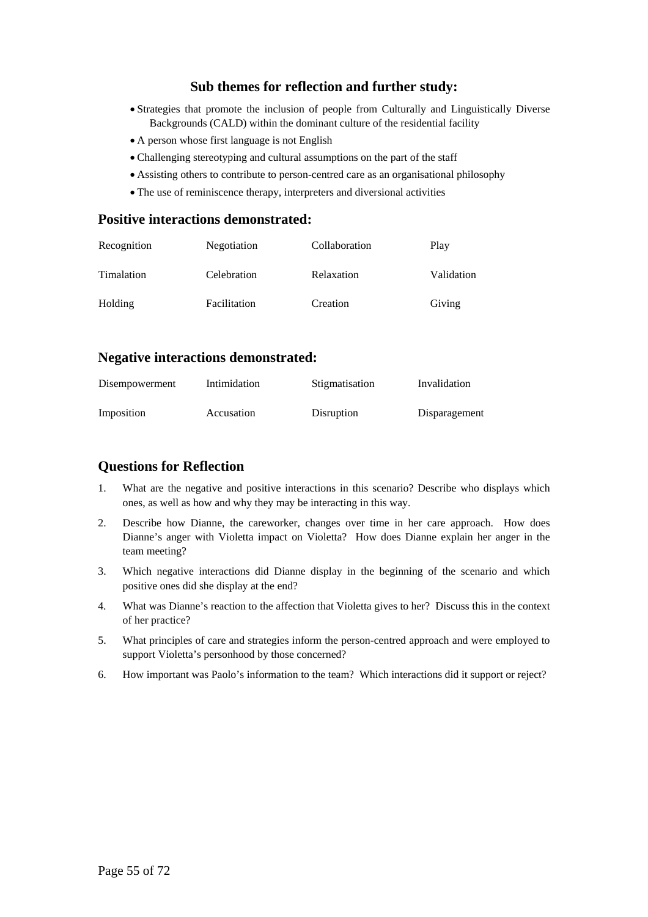## Sub themes for reflection and further study:

- Strategies that promote the inclusion of people from Culturally and Linguistically Diverse Backgrounds (CALD) within the dominant culture of the residential facility
- A person whose first language is not English
- Challenging stereotyping and cultural assumptions on the part of the staff
- Assisting others to contribute to person-centred care as an organisational philosophy
- The use of reminiscence therapy, interpreters and diversional activities

## Positive interactions demonstrated:

| | | | |
|---|---|---|---|
| Recognition | Negotiation | Collaboration | Play |
| Timalation | Celebration | Relaxation | Validation |
| Holding | Facilitation | Creation | Giving |

## Negative interactions demonstrated:

| | | | |
|---|---|---|---|
| Disempowerment | Intimidation | Stigmatisation | Invalidation |
| Imposition | Accusation | Disruption | Disparagement |

## Questions for Reflection

1. What are the negative and positive interactions in this scenario? Describe who displays which ones, as well as how and why they may be interacting in this way.
2. Describe how Dianne, the careworker, changes over time in her care approach. How does Dianne's anger with Violetta impact on Violetta? How does Dianne explain her anger in the team meeting?
3. Which negative interactions did Dianne display in the beginning of the scenario and which positive ones did she display at the end?
4. What was Dianne's reaction to the affection that Violetta gives to her? Discuss this in the context of her practice?
5. What principles of care and strategies inform the person-centred approach and were employed to support Violetta's personhood by those concerned?
6. How important was Paolo's information to the team? Which interactions did it support or reject?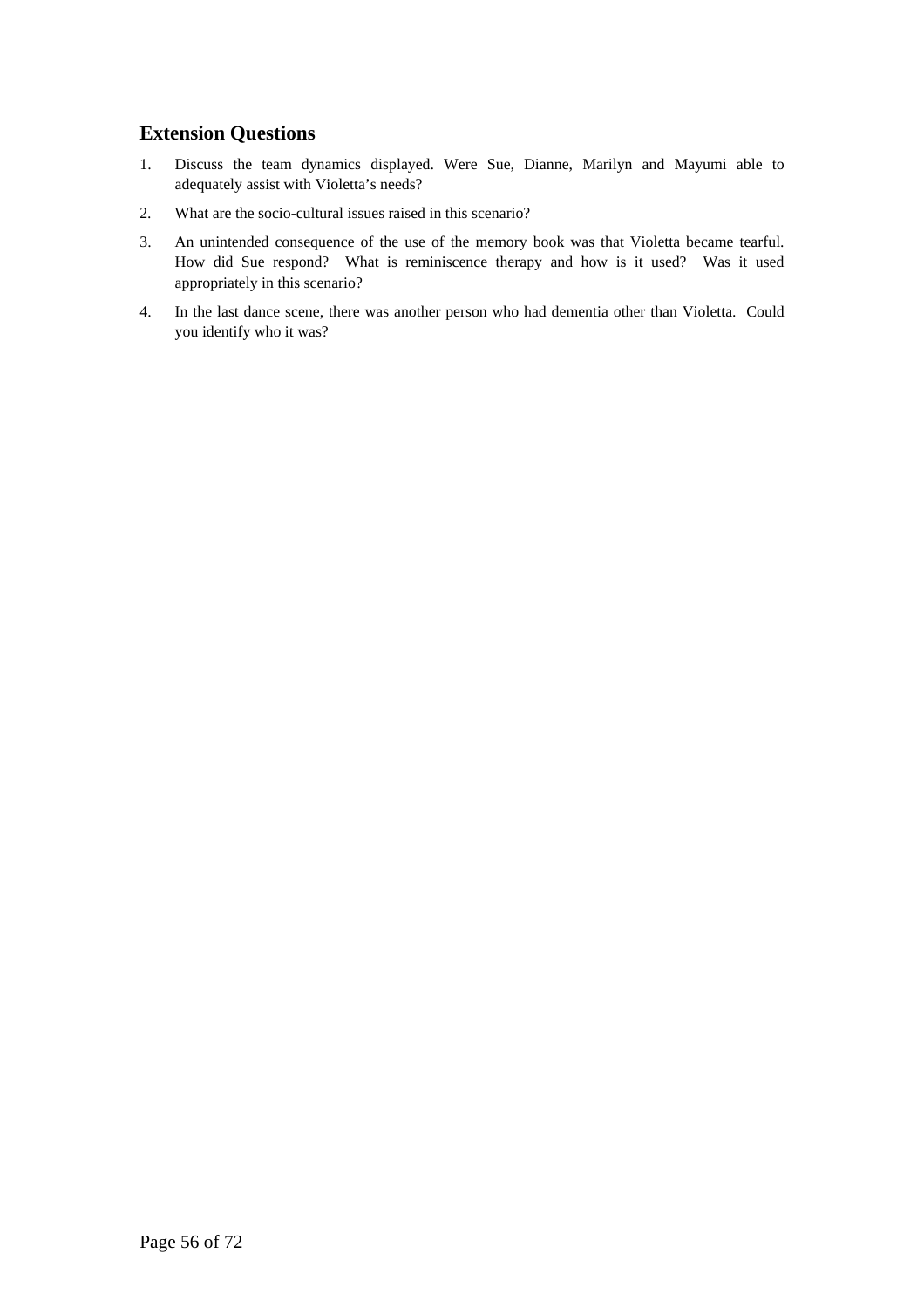## Extension Questions

1. Discuss the team dynamics displayed. Were Sue, Dianne, Marilyn and Mayumi able to adequately assist with Violetta's needs?
2. What are the socio-cultural issues raised in this scenario?
3. An unintended consequence of the use of the memory book was that Violetta became tearful. How did Sue respond? What is reminiscence therapy and how is it used? Was it used appropriately in this scenario?
4. In the last dance scene, there was another person who had dementia other than Violetta. Could you identify who it was?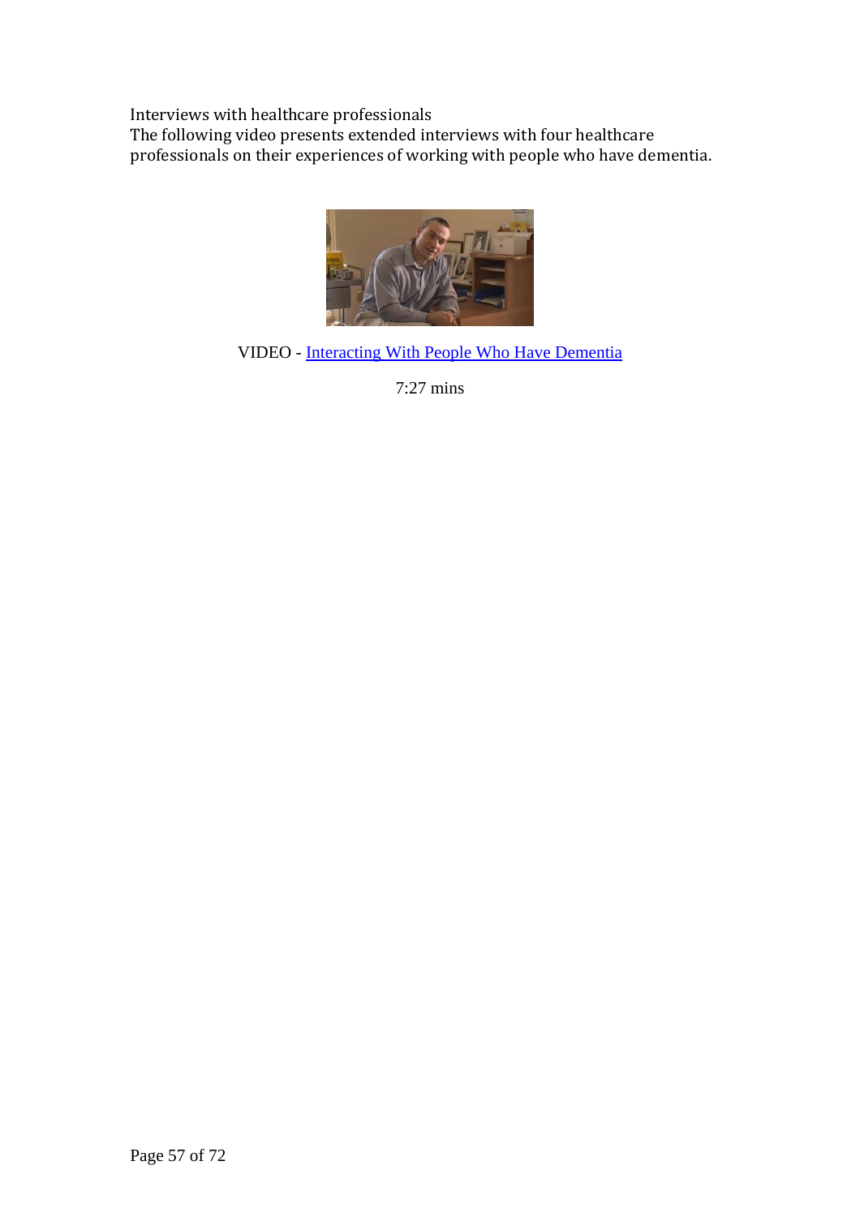Interviews with healthcare professionals

The following video presents extended interviews with four healthcare professionals on their experiences of working with people who have dementia.

VIDEO - Interacting With People Who Have Dementia

7:27 mins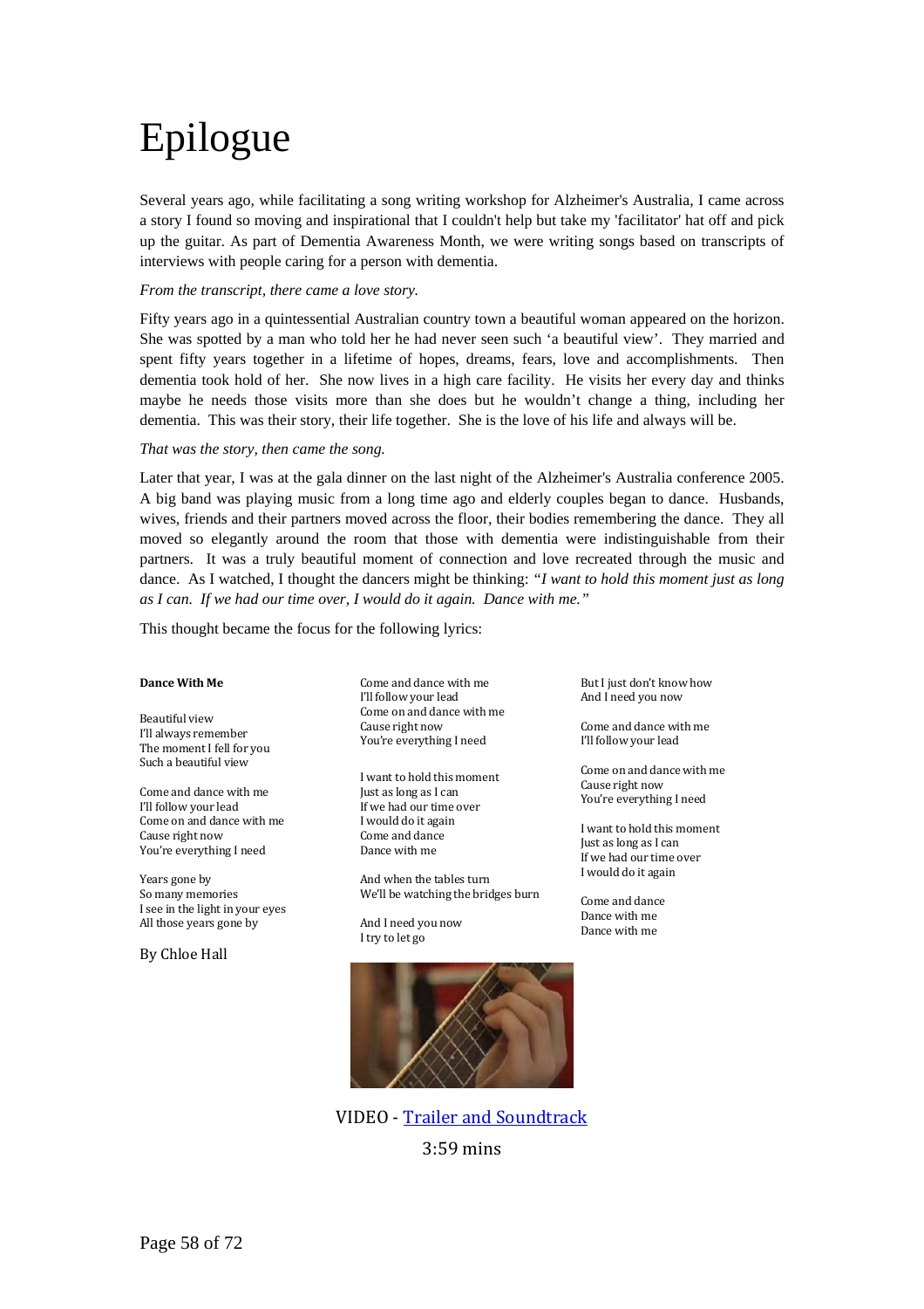# Epilogue

Several years ago, while facilitating a song writing workshop for Alzheimer's Australia, I came across a story I found so moving and inspirational that I couldn't help but take my 'facilitator' hat off and pick up the guitar. As part of Dementia Awareness Month, we were writing songs based on transcripts of interviews with people caring for a person with dementia.

*From the transcript, there came a love story.*

Fifty years ago in a quintessential Australian country town a beautiful woman appeared on the horizon. She was spotted by a man who told her he had never seen such 'a beautiful view'. They married and spent fifty years together in a lifetime of hopes, dreams, fears, love and accomplishments. Then dementia took hold of her. She now lives in a high care facility. He visits her every day and thinks maybe he needs those visits more than she does but he wouldn't change a thing, including her dementia. This was their story, their life together. She is the love of his life and always will be.

*That was the story, then came the song.*

Later that year, I was at the gala dinner on the last night of the Alzheimer's Australia conference 2005. A big band was playing music from a long time ago and elderly couples began to dance. Husbands, wives, friends and their partners moved across the floor, their bodies remembering the dance. They all moved so elegantly around the room that those with dementia were indistinguishable from their partners. It was a truly beautiful moment of connection and love recreated through the music and dance. As I watched, I thought the dancers might be thinking: *"I want to hold this moment just as long as I can. If we had our time over, I would do it again. Dance with me."*

This thought became the focus for the following lyrics:

**Dance With Me**

Beautiful view
I'll always remember
The moment I fell for you
Such a beautiful view

Come and dance with me
I'll follow your lead
Come on and dance with me
Cause right now
You're everything I need

Years gone by
So many memories
I see in the light in your eyes
All those years gone by

Come and dance with me
I'll follow your lead
Come on and dance with me
Cause right now
You're everything I need

I want to hold this moment
Just as long as I can
If we had our time over
I would do it again
Come and dance
Dance with me

And when the tables turn
We'll be watching the bridges burn

And I need you now
I try to let go
But I just don't know how
And I need you now

Come and dance with me
I'll follow your lead

Come on and dance with me
Cause right now
You're everything I need

I want to hold this moment
Just as long as I can
If we had our time over
I would do it again

Come and dance
Dance with me
Dance with me

By Chloe Hall

VIDEO - [Trailer and Soundtrack]

3:59 mins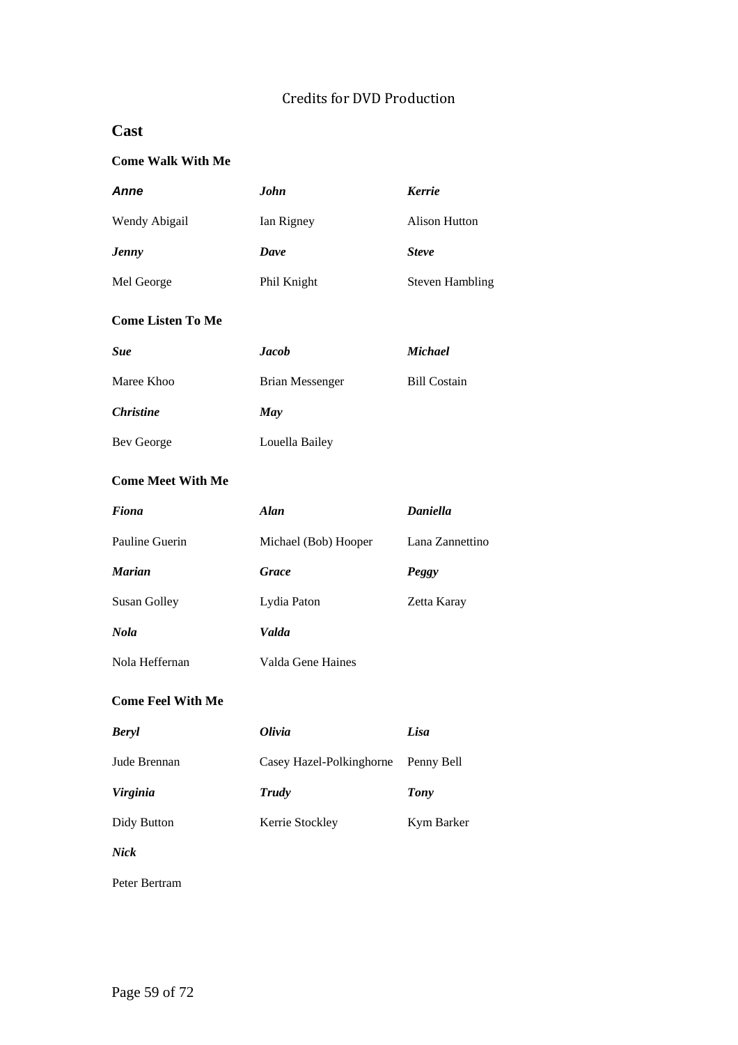# Credits for DVD Production

## Cast

### Come Walk With Me

| ***Anne*** | ***John*** | ***Kerrie*** |
|---|---|---|
| Wendy Abigail | Ian Rigney | Alison Hutton |
| ***Jenny*** | ***Dave*** | ***Steve*** |
| Mel George | Phil Knight | Steven Hambling |

### Come Listen To Me

| ***Sue*** | ***Jacob*** | ***Michael*** |
|---|---|---|
| Maree Khoo | Brian Messenger | Bill Costain |
| ***Christine*** | ***May*** | |
| Bev George | Louella Bailey | |

### Come Meet With Me

| ***Fiona*** | ***Alan*** | ***Daniella*** |
|---|---|---|
| Pauline Guerin | Michael (Bob) Hooper | Lana Zannettino |
| ***Marian*** | ***Grace*** | ***Peggy*** |
| Susan Golley | Lydia Paton | Zetta Karay |
| ***Nola*** | ***Valda*** | |
| Nola Heffernan | Valda Gene Haines | |

### Come Feel With Me

| ***Beryl*** | ***Olivia*** | ***Lisa*** |
|---|---|---|
| Jude Brennan | Casey Hazel-Polkinghorne | Penny Bell |
| ***Virginia*** | ***Trudy*** | ***Tony*** |
| Didy Button | Kerrie Stockley | Kym Barker |
| ***Nick*** | | |
| Peter Bertram | | |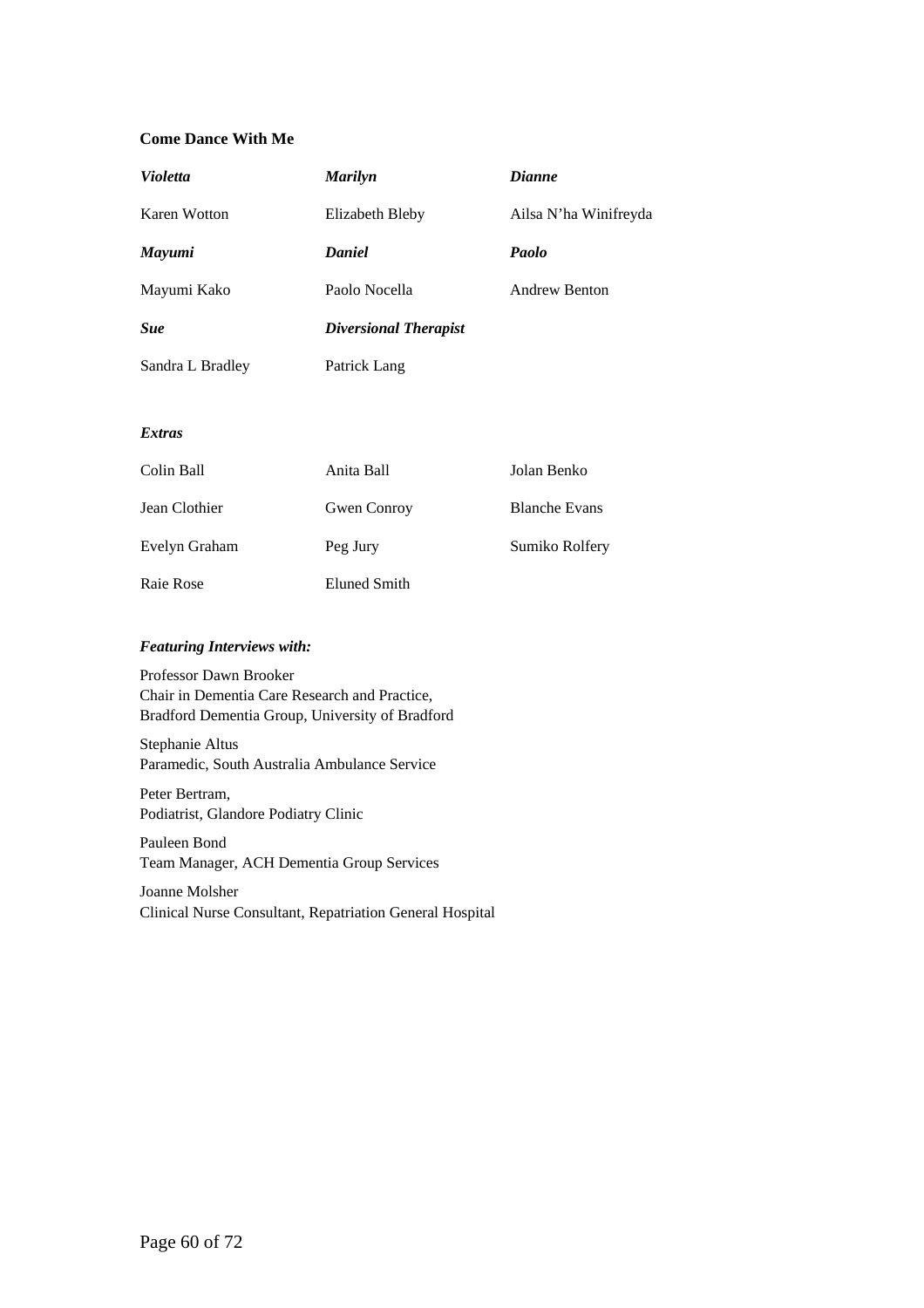**Come Dance With Me**

| ***Violetta*** | ***Marilyn*** | ***Dianne*** |
|---|---|---|
| Karen Wotton | Elizabeth Bleby | Ailsa N'ha Winifreyda |
| ***Mayumi*** | ***Daniel*** | ***Paolo*** |
| Mayumi Kako | Paolo Nocella | Andrew Benton |
| ***Sue*** | ***Diversional Therapist*** | |
| Sandra L Bradley | Patrick Lang | |

***Extras***

| | | |
|---|---|---|
| Colin Ball | Anita Ball | Jolan Benko |
| Jean Clothier | Gwen Conroy | Blanche Evans |
| Evelyn Graham | Peg Jury | Sumiko Rolfery |
| Raie Rose | Eluned Smith | |

***Featuring Interviews with:***

Professor Dawn Brooker
Chair in Dementia Care Research and Practice,
Bradford Dementia Group, University of Bradford

Stephanie Altus
Paramedic, South Australia Ambulance Service

Peter Bertram,
Podiatrist, Glandore Podiatry Clinic

Pauleen Bond
Team Manager, ACH Dementia Group Services

Joanne Molsher
Clinical Nurse Consultant, Repatriation General Hospital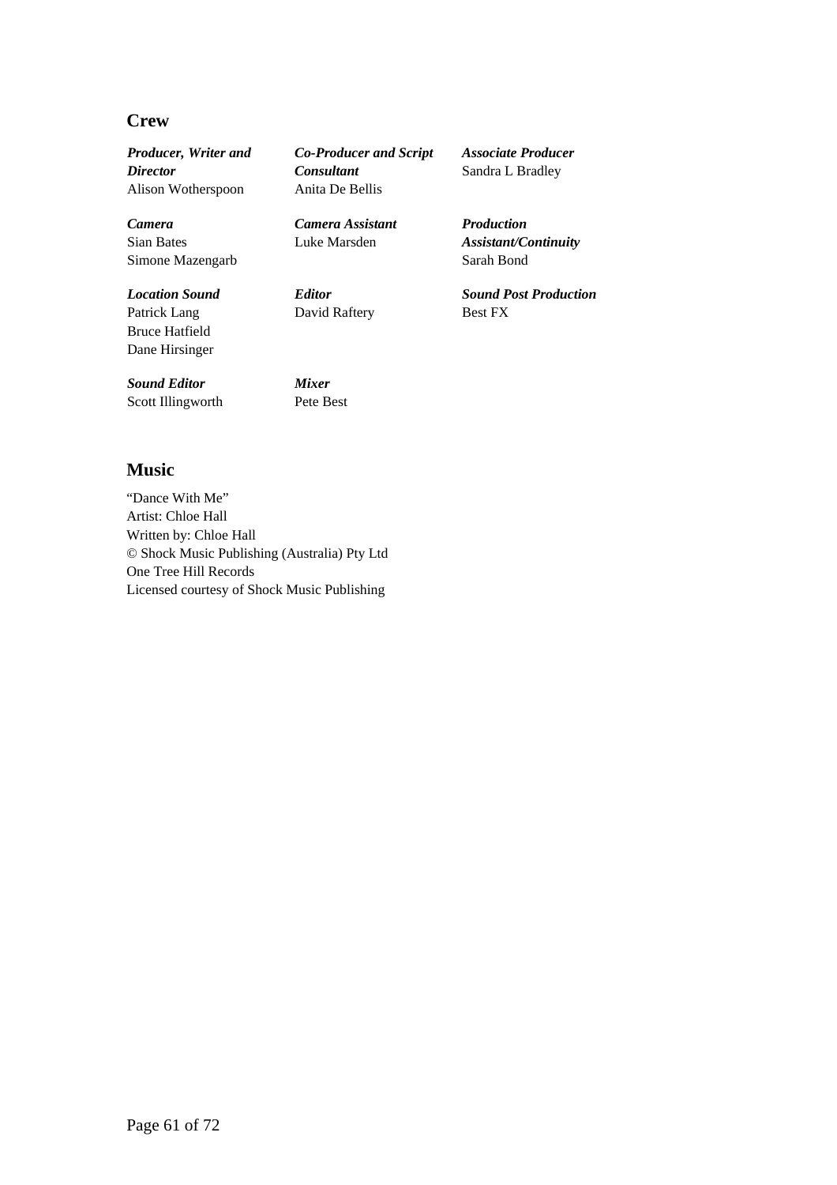## Crew

***Producer, Writer and Director***
Alison Wotherspoon

***Co-Producer and Script Consultant***
Anita De Bellis

***Associate Producer***
Sandra L Bradley

***Camera***
Sian Bates
Simone Mazengarb

***Camera Assistant***
Luke Marsden

***Production Assistant/Continuity***
Sarah Bond

***Location Sound***
Patrick Lang
Bruce Hatfield
Dane Hirsinger

***Editor***
David Raftery

***Sound Post Production***
Best FX

***Sound Editor***
Scott Illingworth

***Mixer***
Pete Best

## Music

"Dance With Me"
Artist: Chloe Hall
Written by: Chloe Hall
© Shock Music Publishing (Australia) Pty Ltd
One Tree Hill Records
Licensed courtesy of Shock Music Publishing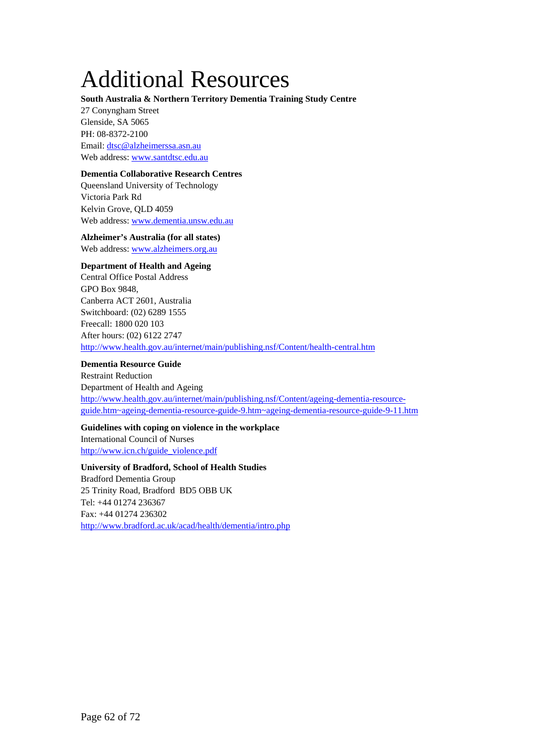# Additional Resources

**South Australia & Northern Territory Dementia Training Study Centre**
27 Conyngham Street
Glenside, SA 5065
PH: 08-8372-2100
Email: dtsc@alzheimerssa.asn.au
Web address: www.santdtsc.edu.au

**Dementia Collaborative Research Centres**
Queensland University of Technology
Victoria Park Rd
Kelvin Grove, QLD 4059
Web address: www.dementia.unsw.edu.au

**Alzheimer's Australia (for all states)**
Web address: www.alzheimers.org.au

**Department of Health and Ageing**
Central Office Postal Address
GPO Box 9848,
Canberra ACT 2601, Australia
Switchboard: (02) 6289 1555
Freecall: 1800 020 103
After hours: (02) 6122 2747
http://www.health.gov.au/internet/main/publishing.nsf/Content/health-central.htm

**Dementia Resource Guide**
Restraint Reduction
Department of Health and Ageing
http://www.health.gov.au/internet/main/publishing.nsf/Content/ageing-dementia-resource-guide.htm~ageing-dementia-resource-guide-9.htm~ageing-dementia-resource-guide-9-11.htm

**Guidelines with coping on violence in the workplace**
International Council of Nurses
http://www.icn.ch/guide_violence.pdf

**University of Bradford, School of Health Studies**
Bradford Dementia Group
25 Trinity Road, Bradford BD5 OBB UK
Tel: +44 01274 236367
Fax: +44 01274 236302
http://www.bradford.ac.uk/acad/health/dementia/intro.php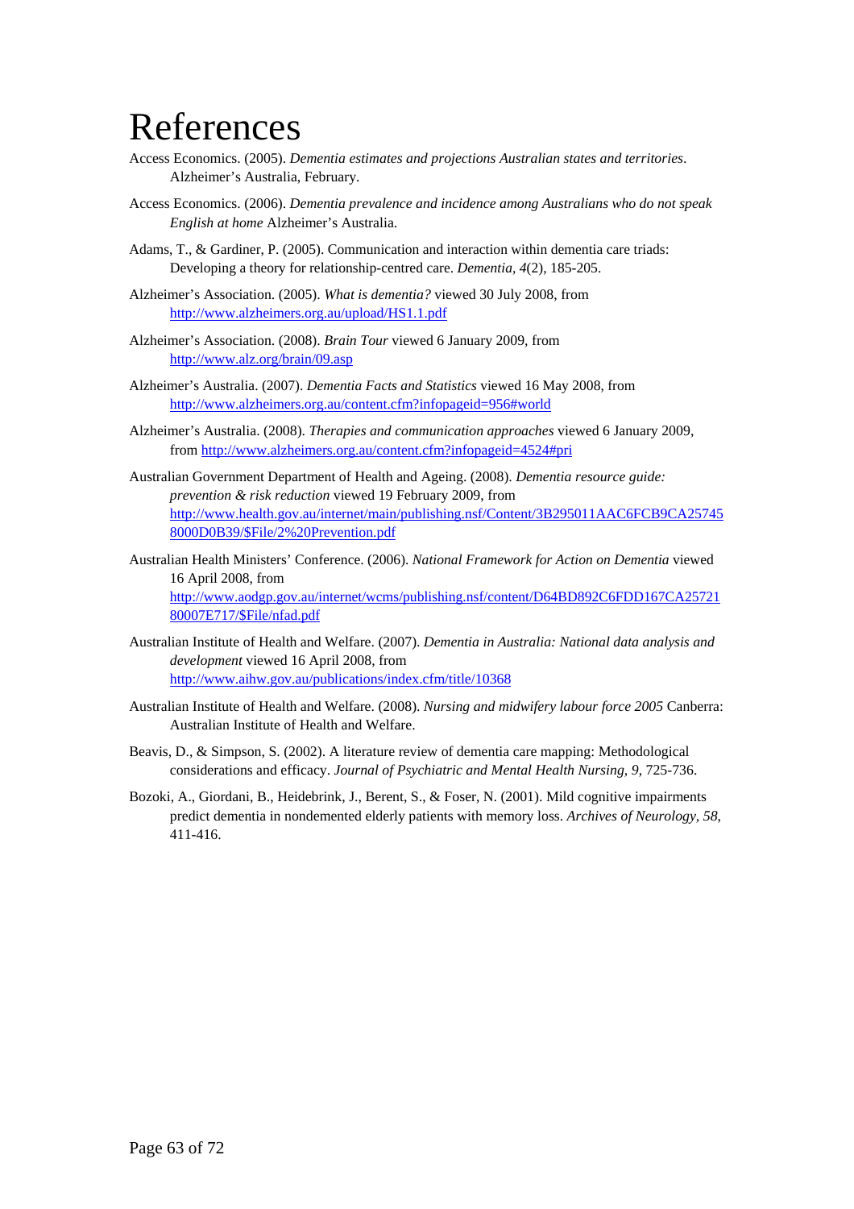# References

Access Economics. (2005). *Dementia estimates and projections Australian states and territories*. Alzheimer's Australia, February.

Access Economics. (2006). *Dementia prevalence and incidence among Australians who do not speak English at home* Alzheimer's Australia.

Adams, T., & Gardiner, P. (2005). Communication and interaction within dementia care triads: Developing a theory for relationship-centred care. *Dementia, 4*(2), 185-205.

Alzheimer's Association. (2005). *What is dementia?* viewed 30 July 2008, from http://www.alzheimers.org.au/upload/HS1.1.pdf

Alzheimer's Association. (2008). *Brain Tour* viewed 6 January 2009, from http://www.alz.org/brain/09.asp

Alzheimer's Australia. (2007). *Dementia Facts and Statistics* viewed 16 May 2008, from http://www.alzheimers.org.au/content.cfm?infopageid=956#world

Alzheimer's Australia. (2008). *Therapies and communication approaches* viewed 6 January 2009, from http://www.alzheimers.org.au/content.cfm?infopageid=4524#pri

Australian Government Department of Health and Ageing. (2008). *Dementia resource guide: prevention & risk reduction* viewed 19 February 2009, from http://www.health.gov.au/internet/main/publishing.nsf/Content/3B295011AAC6FCB9CA257458000D0B39/$File/2%20Prevention.pdf

Australian Health Ministers' Conference. (2006). *National Framework for Action on Dementia* viewed 16 April 2008, from http://www.aodgp.gov.au/internet/wcms/publishing.nsf/content/D64BD892C6FDD167CA2572180007E717/$File/nfad.pdf

Australian Institute of Health and Welfare. (2007). *Dementia in Australia: National data analysis and development* viewed 16 April 2008, from http://www.aihw.gov.au/publications/index.cfm/title/10368

Australian Institute of Health and Welfare. (2008). *Nursing and midwifery labour force 2005* Canberra: Australian Institute of Health and Welfare.

Beavis, D., & Simpson, S. (2002). A literature review of dementia care mapping: Methodological considerations and efficacy. *Journal of Psychiatric and Mental Health Nursing, 9*, 725-736.

Bozoki, A., Giordani, B., Heidebrink, J., Berent, S., & Foser, N. (2001). Mild cognitive impairments predict dementia in nondemented elderly patients with memory loss. *Archives of Neurology, 58*, 411-416.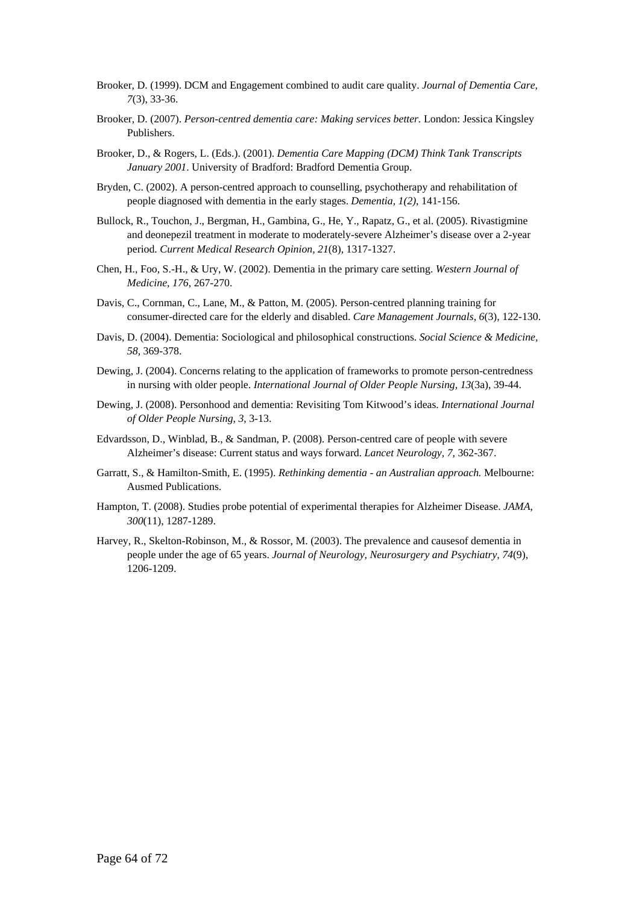Brooker, D. (1999). DCM and Engagement combined to audit care quality. *Journal of Dementia Care, 7*(3), 33-36.

Brooker, D. (2007). *Person-centred dementia care: Making services better.* London: Jessica Kingsley Publishers.

Brooker, D., & Rogers, L. (Eds.). (2001). *Dementia Care Mapping (DCM) Think Tank Transcripts January 2001*. University of Bradford: Bradford Dementia Group.

Bryden, C. (2002). A person-centred approach to counselling, psychotherapy and rehabilitation of people diagnosed with dementia in the early stages. *Dementia, 1(2)*, 141-156.

Bullock, R., Touchon, J., Bergman, H., Gambina, G., He, Y., Rapatz, G., et al. (2005). Rivastigmine and deonepezil treatment in moderate to moderately-severe Alzheimer's disease over a 2-year period. *Current Medical Research Opinion, 21*(8), 1317-1327.

Chen, H., Foo, S.-H., & Ury, W. (2002). Dementia in the primary care setting. *Western Journal of Medicine, 176*, 267-270.

Davis, C., Cornman, C., Lane, M., & Patton, M. (2005). Person-centred planning training for consumer-directed care for the elderly and disabled. *Care Management Journals, 6*(3), 122-130.

Davis, D. (2004). Dementia: Sociological and philosophical constructions. *Social Science & Medicine, 58*, 369-378.

Dewing, J. (2004). Concerns relating to the application of frameworks to promote person-centredness in nursing with older people. *International Journal of Older People Nursing, 13*(3a), 39-44.

Dewing, J. (2008). Personhood and dementia: Revisiting Tom Kitwood's ideas. *International Journal of Older People Nursing, 3*, 3-13.

Edvardsson, D., Winblad, B., & Sandman, P. (2008). Person-centred care of people with severe Alzheimer's disease: Current status and ways forward. *Lancet Neurology, 7*, 362-367.

Garratt, S., & Hamilton-Smith, E. (1995). *Rethinking dementia - an Australian approach.* Melbourne: Ausmed Publications.

Hampton, T. (2008). Studies probe potential of experimental therapies for Alzheimer Disease. *JAMA, 300*(11), 1287-1289.

Harvey, R., Skelton-Robinson, M., & Rossor, M. (2003). The prevalence and causesof dementia in people under the age of 65 years. *Journal of Neurology, Neurosurgery and Psychiatry, 74*(9), 1206-1209.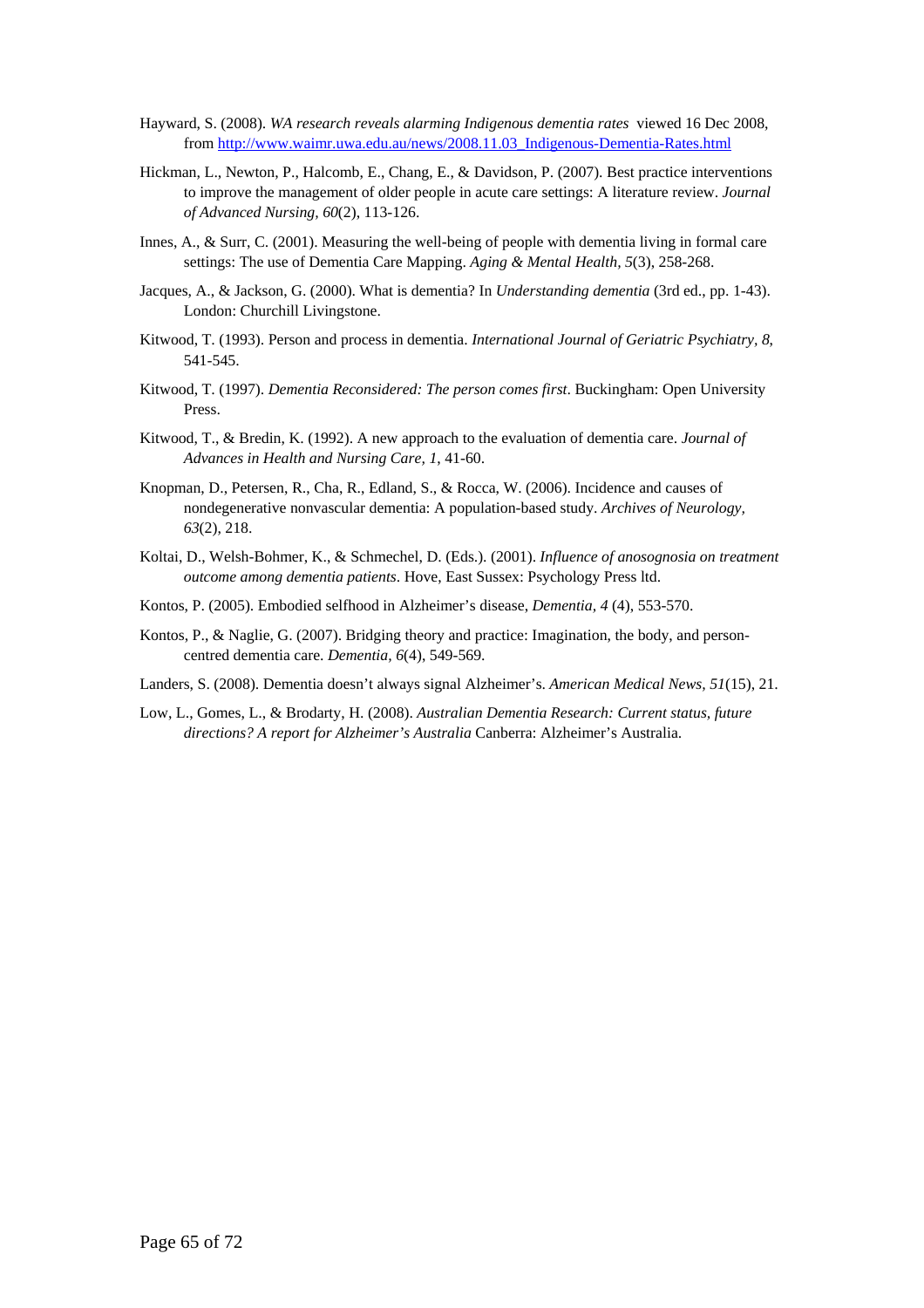Hayward, S. (2008). *WA research reveals alarming Indigenous dementia rates* viewed 16 Dec 2008, from http://www.waimr.uwa.edu.au/news/2008.11.03_Indigenous-Dementia-Rates.html

Hickman, L., Newton, P., Halcomb, E., Chang, E., & Davidson, P. (2007). Best practice interventions to improve the management of older people in acute care settings: A literature review. *Journal of Advanced Nursing, 60*(2), 113-126.

Innes, A., & Surr, C. (2001). Measuring the well-being of people with dementia living in formal care settings: The use of Dementia Care Mapping. *Aging & Mental Health, 5*(3), 258-268.

Jacques, A., & Jackson, G. (2000). What is dementia? In *Understanding dementia* (3rd ed., pp. 1-43). London: Churchill Livingstone.

Kitwood, T. (1993). Person and process in dementia. *International Journal of Geriatric Psychiatry, 8*, 541-545.

Kitwood, T. (1997). *Dementia Reconsidered: The person comes first*. Buckingham: Open University Press.

Kitwood, T., & Bredin, K. (1992). A new approach to the evaluation of dementia care. *Journal of Advances in Health and Nursing Care, 1*, 41-60.

Knopman, D., Petersen, R., Cha, R., Edland, S., & Rocca, W. (2006). Incidence and causes of nondegenerative nonvascular dementia: A population-based study. *Archives of Neurology, 63*(2), 218.

Koltai, D., Welsh-Bohmer, K., & Schmechel, D. (Eds.). (2001). *Influence of anosognosia on treatment outcome among dementia patients*. Hove, East Sussex: Psychology Press ltd.

Kontos, P. (2005). Embodied selfhood in Alzheimer's disease, *Dementia, 4* (4), 553-570.

Kontos, P., & Naglie, G. (2007). Bridging theory and practice: Imagination, the body, and person-centred dementia care. *Dementia, 6*(4), 549-569.

Landers, S. (2008). Dementia doesn't always signal Alzheimer's. *American Medical News, 51*(15), 21.

Low, L., Gomes, L., & Brodarty, H. (2008). *Australian Dementia Research: Current status, future directions? A report for Alzheimer's Australia* Canberra: Alzheimer's Australia.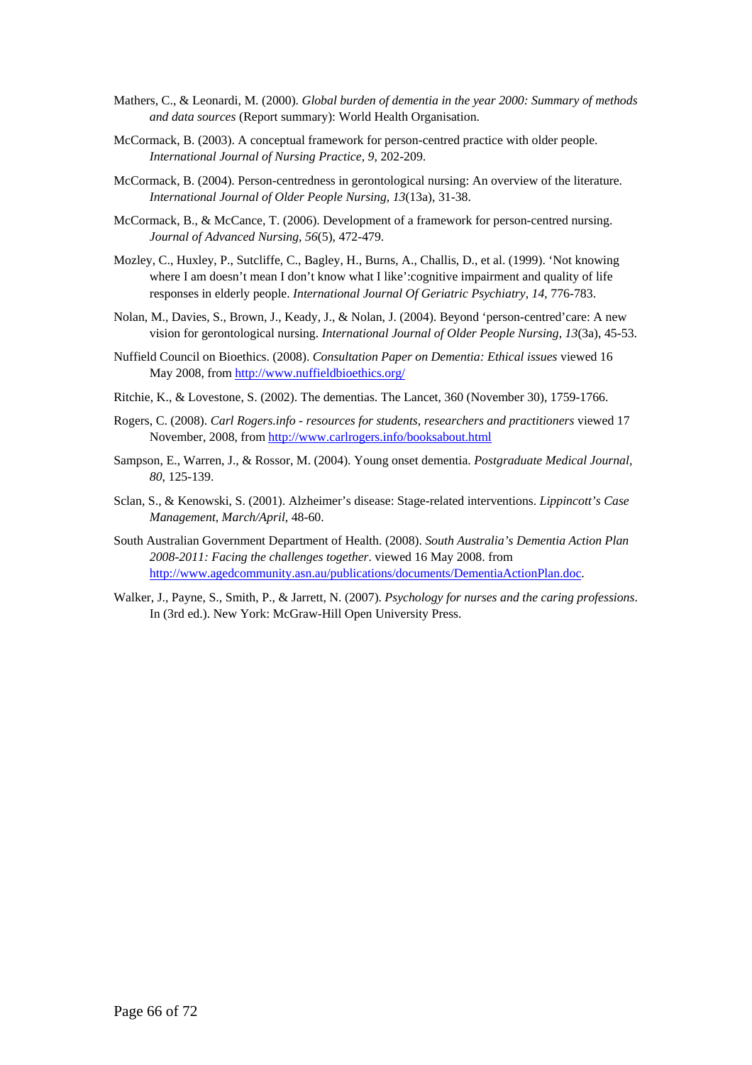Mathers, C., & Leonardi, M. (2000). *Global burden of dementia in the year 2000: Summary of methods and data sources* (Report summary): World Health Organisation.

McCormack, B. (2003). A conceptual framework for person-centred practice with older people. *International Journal of Nursing Practice, 9*, 202-209.

McCormack, B. (2004). Person-centredness in gerontological nursing: An overview of the literature. *International Journal of Older People Nursing, 13*(13a), 31-38.

McCormack, B., & McCance, T. (2006). Development of a framework for person-centred nursing. *Journal of Advanced Nursing, 56*(5), 472-479.

Mozley, C., Huxley, P., Sutcliffe, C., Bagley, H., Burns, A., Challis, D., et al. (1999). 'Not knowing where I am doesn't mean I don't know what I like':cognitive impairment and quality of life responses in elderly people. *International Journal Of Geriatric Psychiatry, 14*, 776-783.

Nolan, M., Davies, S., Brown, J., Keady, J., & Nolan, J. (2004). Beyond 'person-centred'care: A new vision for gerontological nursing. *International Journal of Older People Nursing, 13*(3a), 45-53.

Nuffield Council on Bioethics. (2008). *Consultation Paper on Dementia: Ethical issues* viewed 16 May 2008, from http://www.nuffieldbioethics.org/

Ritchie, K., & Lovestone, S. (2002). The dementias. The Lancet, 360 (November 30), 1759-1766.

Rogers, C. (2008). *Carl Rogers.info - resources for students, researchers and practitioners* viewed 17 November, 2008, from http://www.carlrogers.info/booksabout.html

Sampson, E., Warren, J., & Rossor, M. (2004). Young onset dementia. *Postgraduate Medical Journal, 80*, 125-139.

Sclan, S., & Kenowski, S. (2001). Alzheimer's disease: Stage-related interventions. *Lippincott's Case Management, March/April*, 48-60.

South Australian Government Department of Health. (2008). *South Australia's Dementia Action Plan 2008-2011: Facing the challenges together*. viewed 16 May 2008. from http://www.agedcommunity.asn.au/publications/documents/DementiaActionPlan.doc.

Walker, J., Payne, S., Smith, P., & Jarrett, N. (2007). *Psychology for nurses and the caring professions*. In (3rd ed.). New York: McGraw-Hill Open University Press.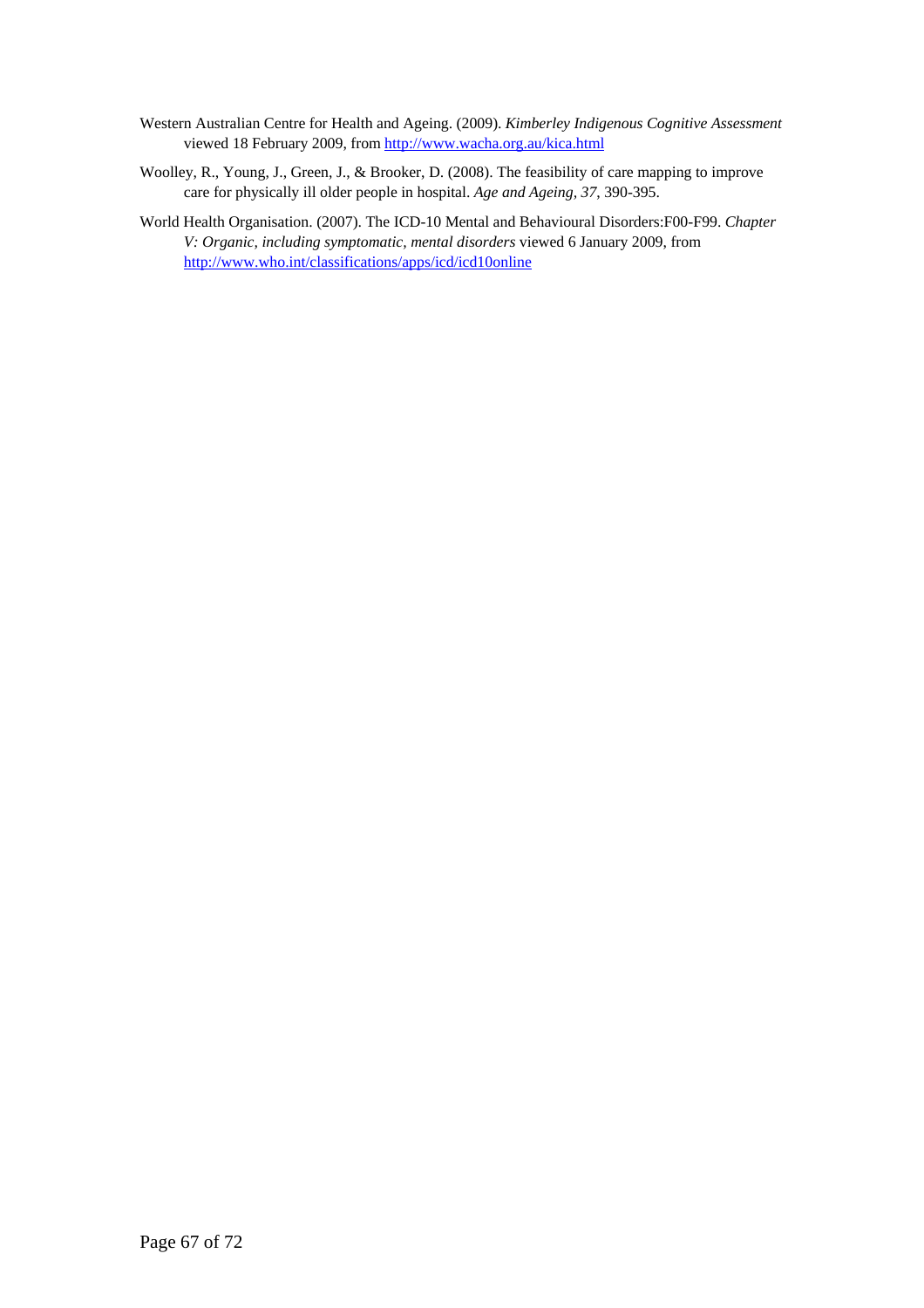Western Australian Centre for Health and Ageing. (2009). *Kimberley Indigenous Cognitive Assessment* viewed 18 February 2009, from http://www.wacha.org.au/kica.html

Woolley, R., Young, J., Green, J., & Brooker, D. (2008). The feasibility of care mapping to improve care for physically ill older people in hospital. *Age and Ageing, 37*, 390-395.

World Health Organisation. (2007). The ICD-10 Mental and Behavioural Disorders:F00-F99. *Chapter V: Organic, including symptomatic, mental disorders* viewed 6 January 2009, from http://www.who.int/classifications/apps/icd/icd10online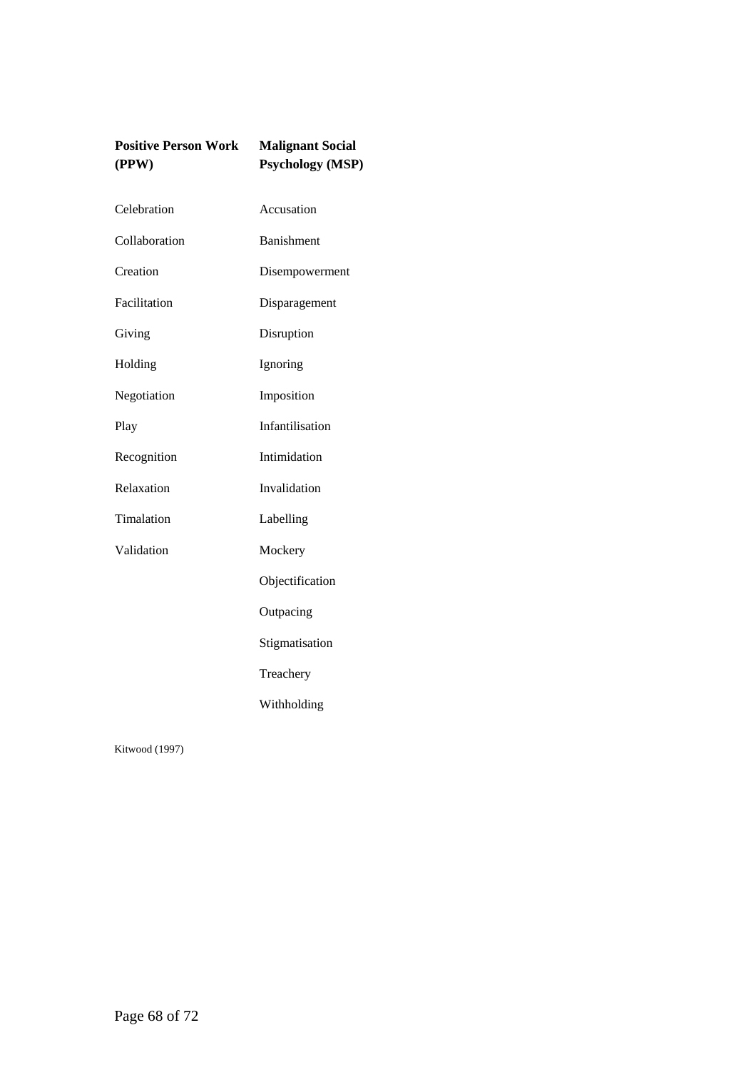| **Positive Person Work (PPW)** | **Malignant Social Psychology (MSP)** |
|---|---|
| Celebration | Accusation |
| Collaboration | Banishment |
| Creation | Disempowerment |
| Facilitation | Disparagement |
| Giving | Disruption |
| Holding | Ignoring |
| Negotiation | Imposition |
| Play | Infantilisation |
| Recognition | Intimidation |
| Relaxation | Invalidation |
| Timalation | Labelling |
| Validation | Mockery |
| | Objectification |
| | Outpacing |
| | Stigmatisation |
| | Treachery |
| | Withholding |

Kitwood (1997)